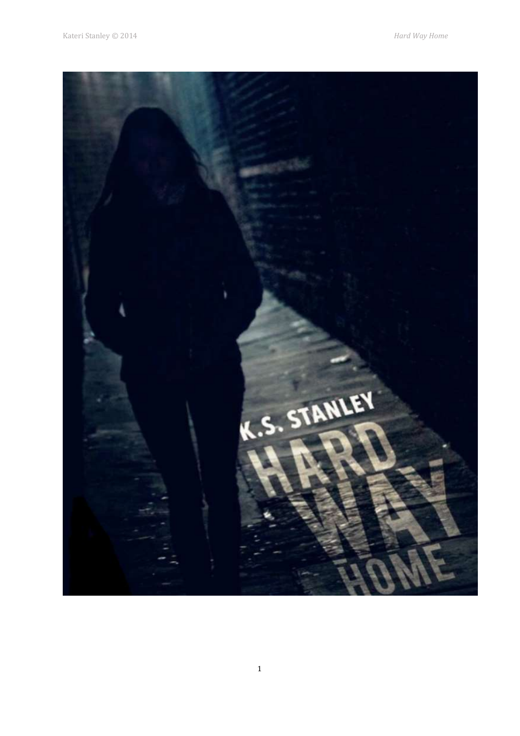K.S. STANLEY

# HARD WAY HOME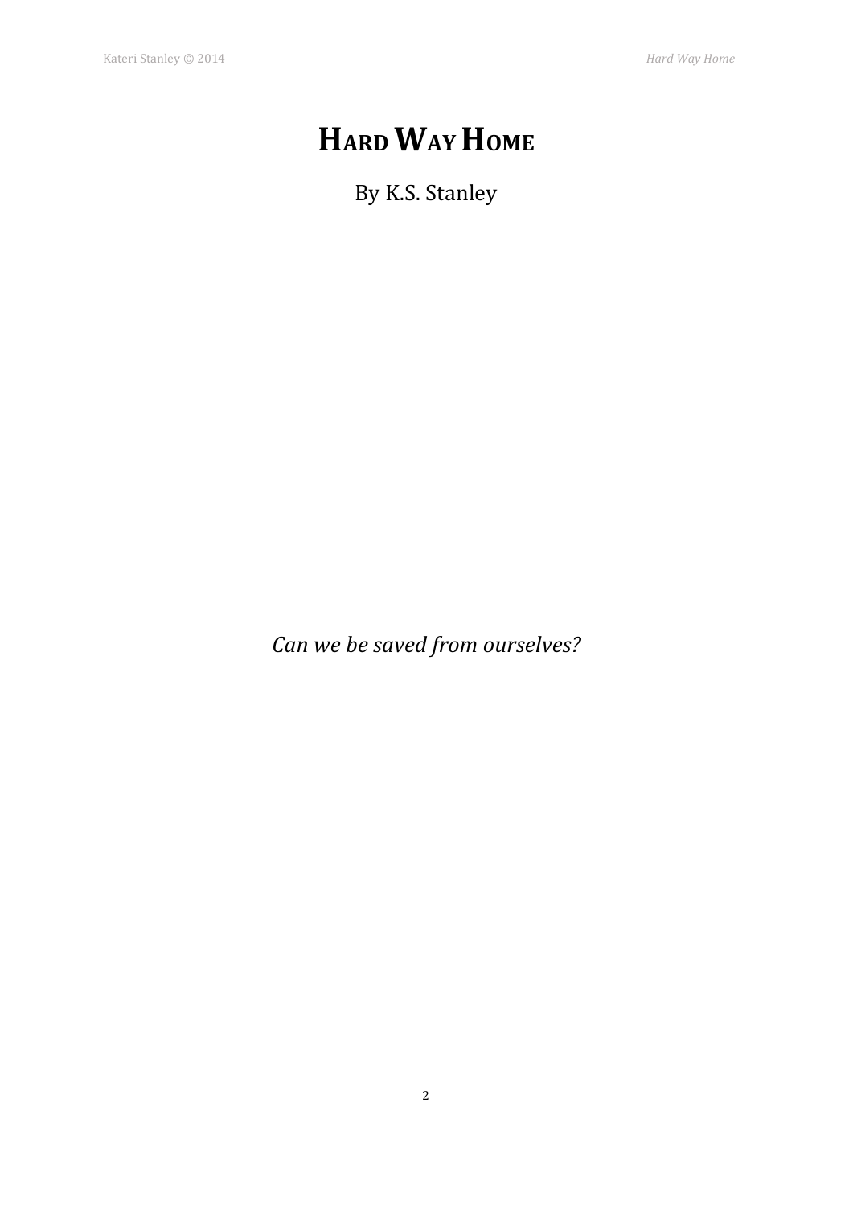# Hard Way Home

By K.S. Stanley

*Can we be saved from ourselves?*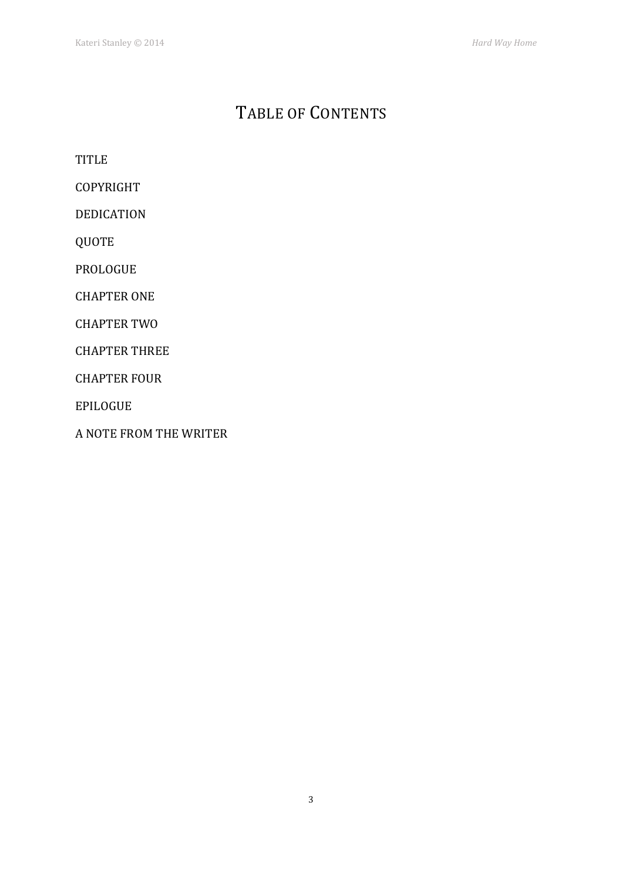# TABLE OF CONTENTS

TITLE

COPYRIGHT

DEDICATION

QUOTE

PROLOGUE

CHAPTER ONE

CHAPTER TWO

CHAPTER THREE

CHAPTER FOUR

EPILOGUE

A NOTE FROM THE WRITER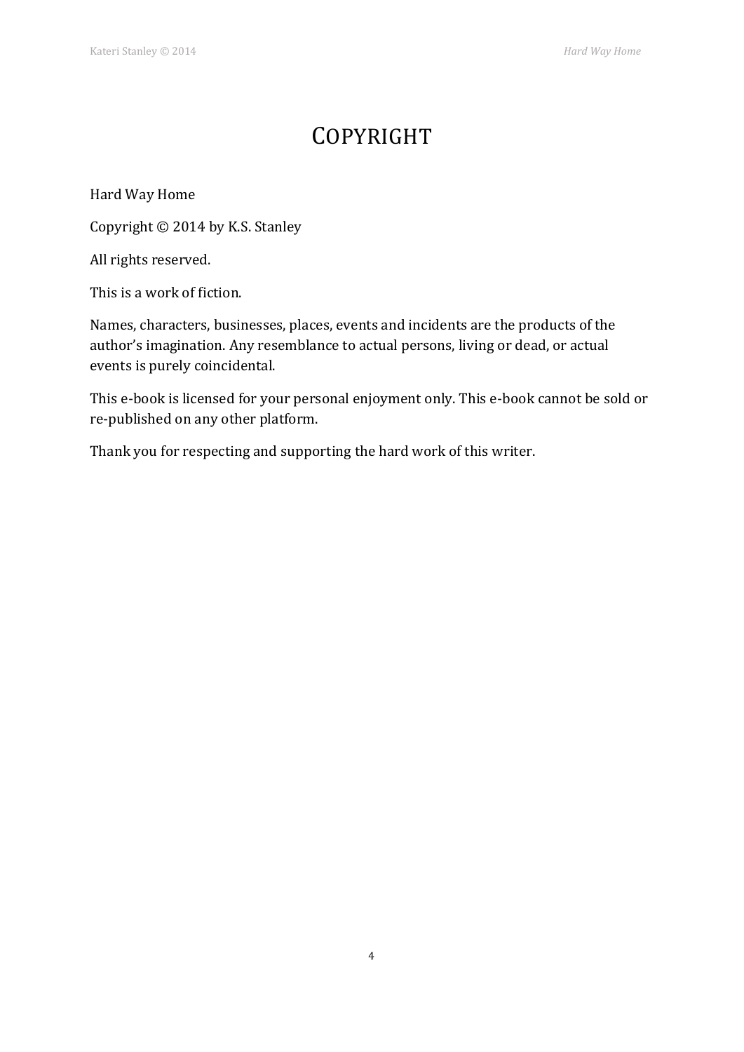# COPYRIGHT

Hard Way Home

Copyright © 2014 by K.S. Stanley

All rights reserved.

This is a work of fiction.

Names, characters, businesses, places, events and incidents are the products of the author's imagination. Any resemblance to actual persons, living or dead, or actual events is purely coincidental.

This e-book is licensed for your personal enjoyment only. This e-book cannot be sold or re-published on any other platform.

Thank you for respecting and supporting the hard work of this writer.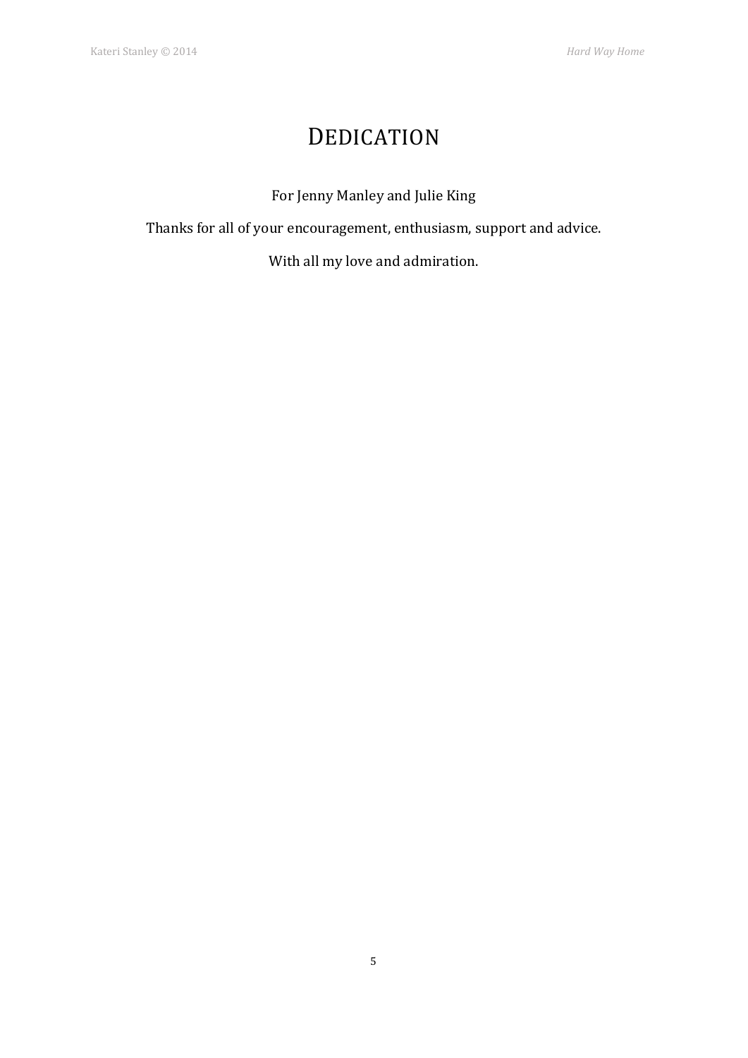# Dedication

For Jenny Manley and Julie King

Thanks for all of your encouragement, enthusiasm, support and advice.

With all my love and admiration.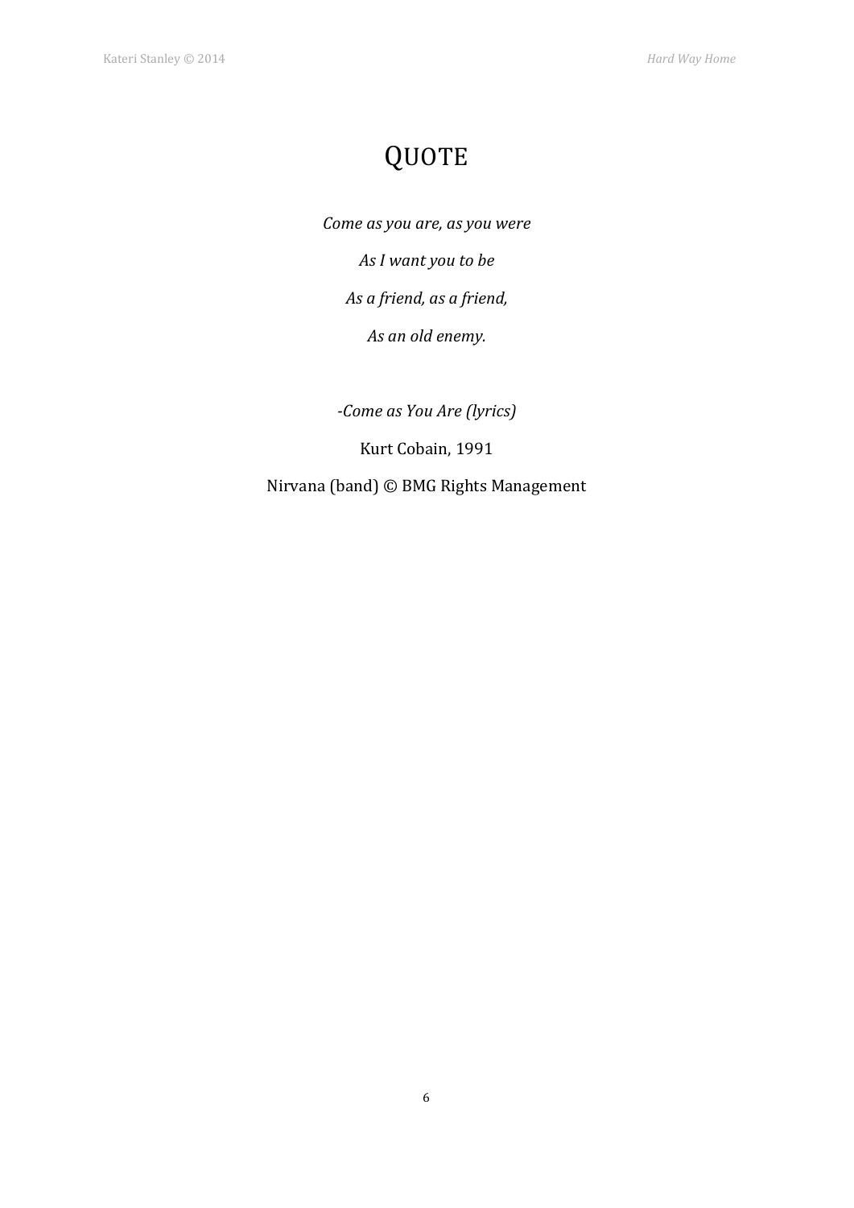# QUOTE

*Come as you are, as you were*

*As I want you to be*

*As a friend, as a friend,*

*As an old enemy.*

*-Come as You Are (lyrics)*

Kurt Cobain, 1991

Nirvana (band) © BMG Rights Management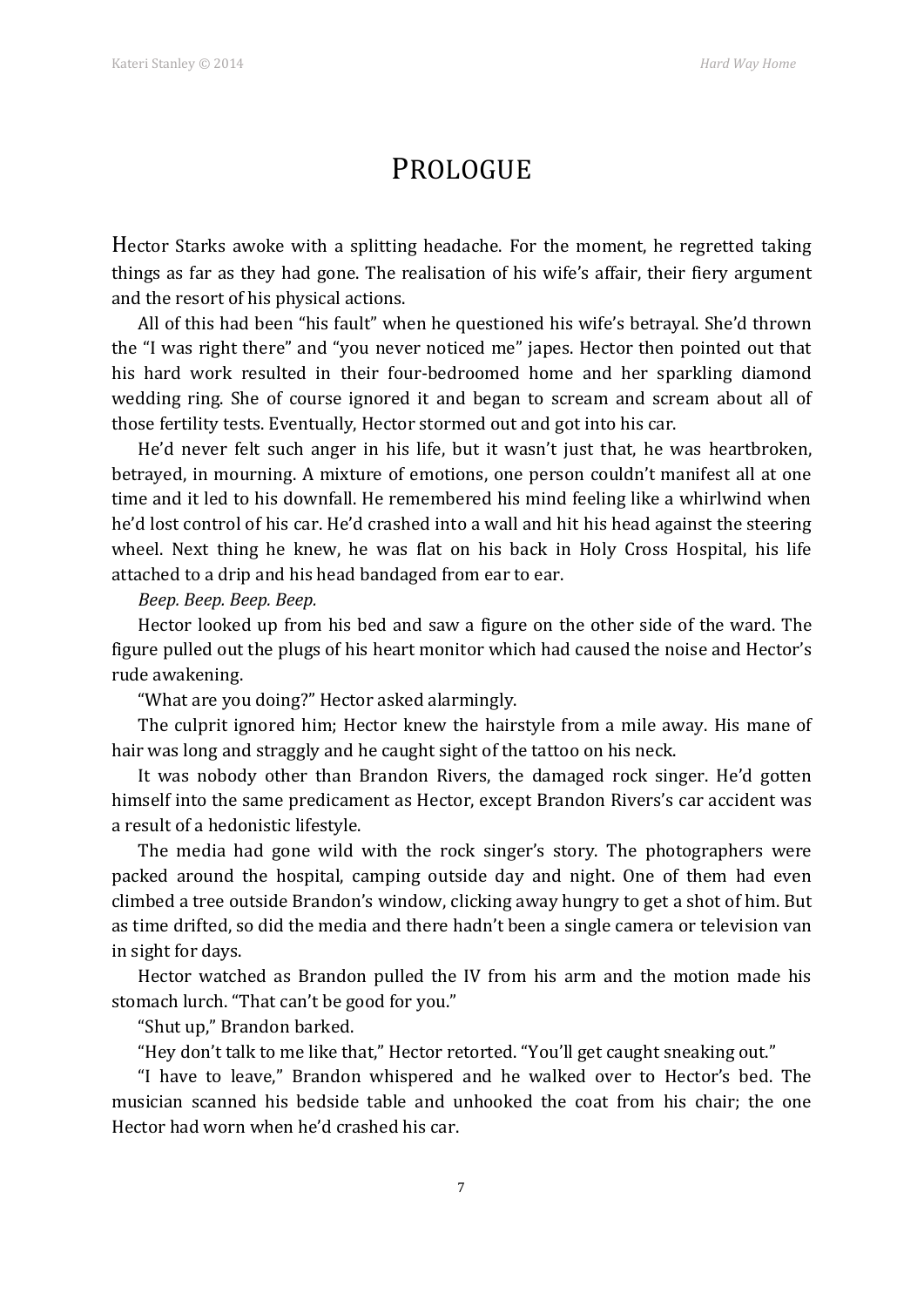# PROLOGUE

Hector Starks awoke with a splitting headache. For the moment, he regretted taking things as far as they had gone. The realisation of his wife's affair, their fiery argument and the resort of his physical actions.

All of this had been "his fault" when he questioned his wife's betrayal. She'd thrown the "I was right there" and "you never noticed me" japes. Hector then pointed out that his hard work resulted in their four-bedroomed home and her sparkling diamond wedding ring. She of course ignored it and began to scream and scream about all of those fertility tests. Eventually, Hector stormed out and got into his car.

He'd never felt such anger in his life, but it wasn't just that, he was heartbroken, betrayed, in mourning. A mixture of emotions, one person couldn't manifest all at one time and it led to his downfall. He remembered his mind feeling like a whirlwind when he'd lost control of his car. He'd crashed into a wall and hit his head against the steering wheel. Next thing he knew, he was flat on his back in Holy Cross Hospital, his life attached to a drip and his head bandaged from ear to ear.

*Beep. Beep. Beep. Beep.*

Hector looked up from his bed and saw a figure on the other side of the ward. The figure pulled out the plugs of his heart monitor which had caused the noise and Hector's rude awakening.

"What are you doing?" Hector asked alarmingly.

The culprit ignored him; Hector knew the hairstyle from a mile away. His mane of hair was long and straggly and he caught sight of the tattoo on his neck.

It was nobody other than Brandon Rivers, the damaged rock singer. He'd gotten himself into the same predicament as Hector, except Brandon Rivers's car accident was a result of a hedonistic lifestyle.

The media had gone wild with the rock singer's story. The photographers were packed around the hospital, camping outside day and night. One of them had even climbed a tree outside Brandon's window, clicking away hungry to get a shot of him. But as time drifted, so did the media and there hadn't been a single camera or television van in sight for days.

Hector watched as Brandon pulled the IV from his arm and the motion made his stomach lurch. "That can't be good for you."

"Shut up," Brandon barked.

"Hey don't talk to me like that," Hector retorted. "You'll get caught sneaking out."

"I have to leave," Brandon whispered and he walked over to Hector's bed. The musician scanned his bedside table and unhooked the coat from his chair; the one Hector had worn when he'd crashed his car.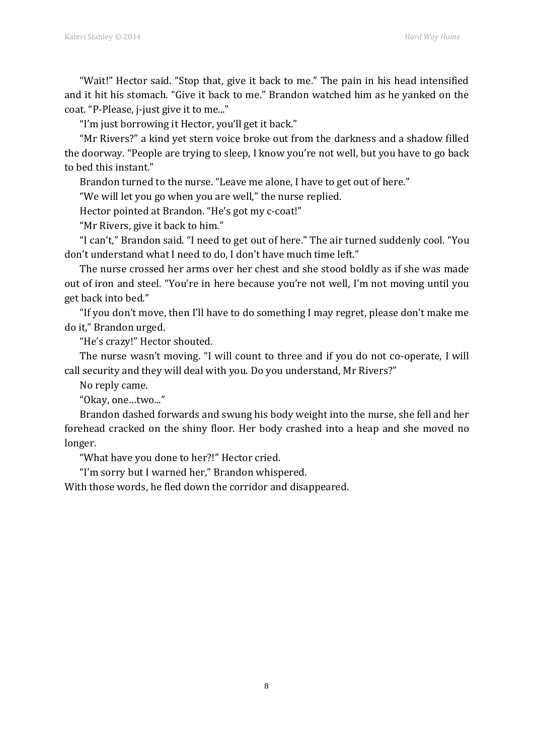"Wait!" Hector said. "Stop that, give it back to me." The pain in his head intensified and it hit his stomach. "Give it back to me." Brandon watched him as he yanked on the coat. "P-Please, j-just give it to me..."

"I'm just borrowing it Hector, you'll get it back."

"Mr Rivers?" a kind yet stern voice broke out from the darkness and a shadow filled the doorway. "People are trying to sleep, I know you're not well, but you have to go back to bed this instant."

Brandon turned to the nurse. "Leave me alone, I have to get out of here."

"We will let you go when you are well," the nurse replied.

Hector pointed at Brandon. "He's got my c-coat!"

"Mr Rivers, give it back to him."

"I can't," Brandon said. "I need to get out of here." The air turned suddenly cool. "You don't understand what I need to do, I don't have much time left."

The nurse crossed her arms over her chest and she stood boldly as if she was made out of iron and steel. "You're in here because you're not well, I'm not moving until you get back into bed."

"If you don't move, then I'll have to do something I may regret, please don't make me do it," Brandon urged.

"He's crazy!" Hector shouted.

The nurse wasn't moving. "I will count to three and if you do not co-operate, I will call security and they will deal with you. Do you understand, Mr Rivers?"

No reply came.

"Okay, one…two..."

Brandon dashed forwards and swung his body weight into the nurse, she fell and her forehead cracked on the shiny floor. Her body crashed into a heap and she moved no longer.

"What have you done to her?!" Hector cried.

"I'm sorry but I warned her," Brandon whispered.

With those words, he fled down the corridor and disappeared.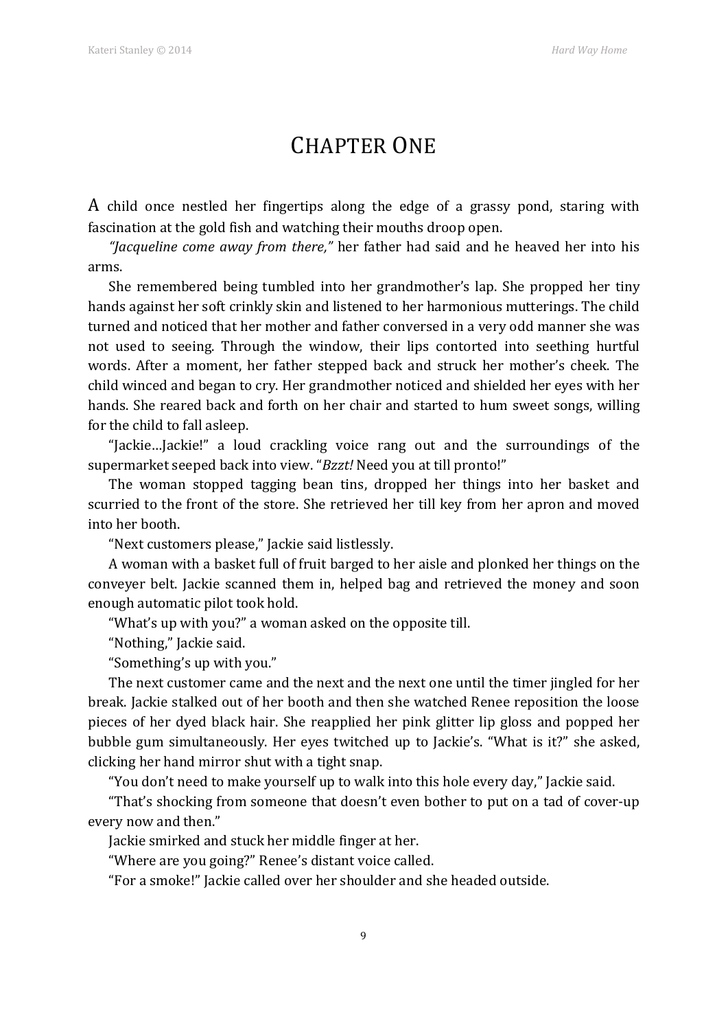# Chapter One

A child once nestled her fingertips along the edge of a grassy pond, staring with fascination at the gold fish and watching their mouths droop open.

*"Jacqueline come away from there,"* her father had said and he heaved her into his arms.

She remembered being tumbled into her grandmother's lap. She propped her tiny hands against her soft crinkly skin and listened to her harmonious mutterings. The child turned and noticed that her mother and father conversed in a very odd manner she was not used to seeing. Through the window, their lips contorted into seething hurtful words. After a moment, her father stepped back and struck her mother's cheek. The child winced and began to cry. Her grandmother noticed and shielded her eyes with her hands. She reared back and forth on her chair and started to hum sweet songs, willing for the child to fall asleep.

"Jackie…Jackie!" a loud crackling voice rang out and the surroundings of the supermarket seeped back into view. "*Bzzt!* Need you at till pronto!"

The woman stopped tagging bean tins, dropped her things into her basket and scurried to the front of the store. She retrieved her till key from her apron and moved into her booth.

"Next customers please," Jackie said listlessly.

A woman with a basket full of fruit barged to her aisle and plonked her things on the conveyer belt. Jackie scanned them in, helped bag and retrieved the money and soon enough automatic pilot took hold.

"What's up with you?" a woman asked on the opposite till.

"Nothing," Jackie said.

"Something's up with you."

The next customer came and the next and the next one until the timer jingled for her break. Jackie stalked out of her booth and then she watched Renee reposition the loose pieces of her dyed black hair. She reapplied her pink glitter lip gloss and popped her bubble gum simultaneously. Her eyes twitched up to Jackie's. "What is it?" she asked, clicking her hand mirror shut with a tight snap.

"You don't need to make yourself up to walk into this hole every day," Jackie said.

"That's shocking from someone that doesn't even bother to put on a tad of cover-up every now and then."

Jackie smirked and stuck her middle finger at her.

"Where are you going?" Renee's distant voice called.

"For a smoke!" Jackie called over her shoulder and she headed outside.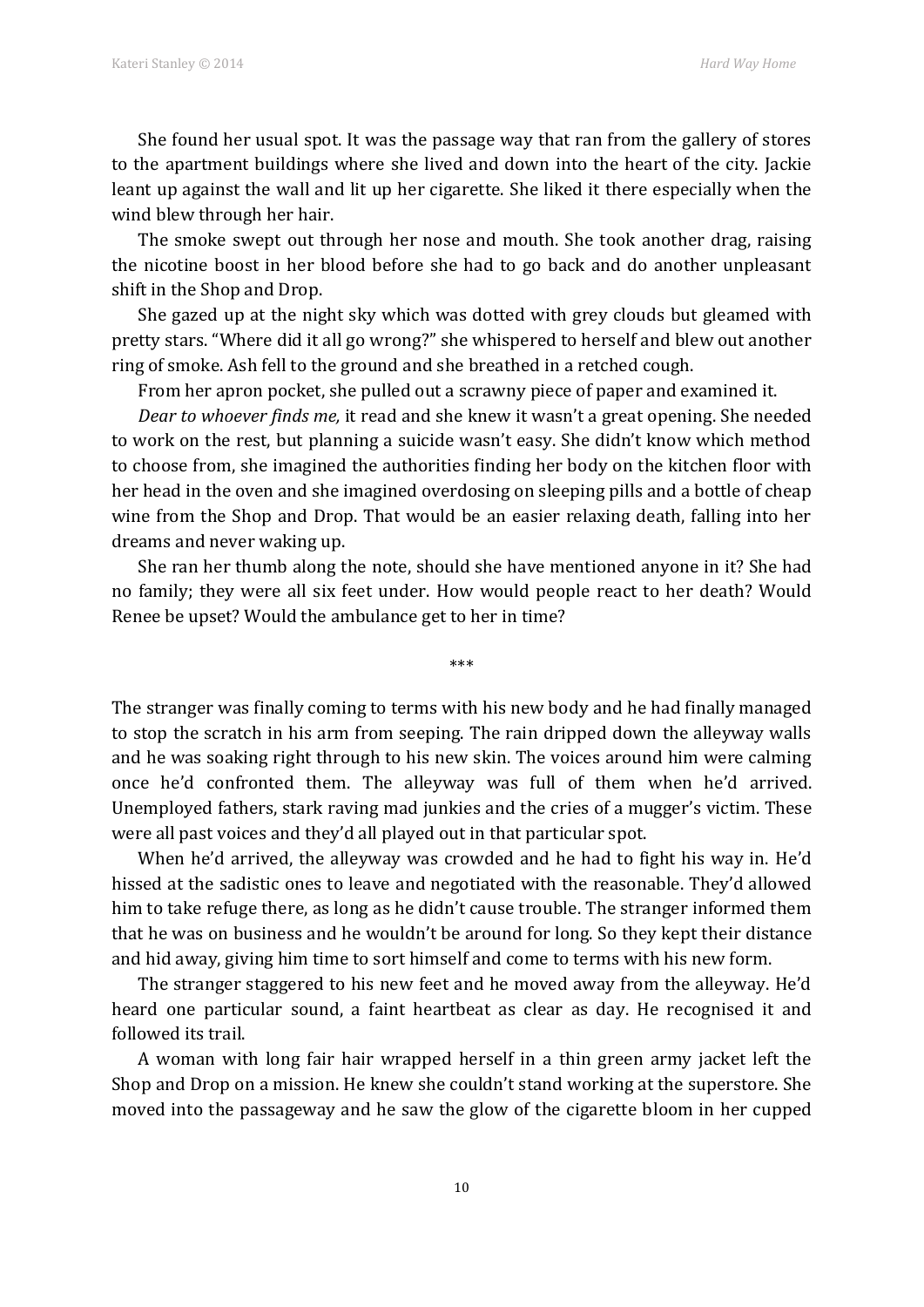She found her usual spot. It was the passage way that ran from the gallery of stores to the apartment buildings where she lived and down into the heart of the city. Jackie leant up against the wall and lit up her cigarette. She liked it there especially when the wind blew through her hair.

The smoke swept out through her nose and mouth. She took another drag, raising the nicotine boost in her blood before she had to go back and do another unpleasant shift in the Shop and Drop.

She gazed up at the night sky which was dotted with grey clouds but gleamed with pretty stars. "Where did it all go wrong?" she whispered to herself and blew out another ring of smoke. Ash fell to the ground and she breathed in a retched cough.

From her apron pocket, she pulled out a scrawny piece of paper and examined it.

*Dear to whoever finds me,* it read and she knew it wasn't a great opening. She needed to work on the rest, but planning a suicide wasn't easy. She didn't know which method to choose from, she imagined the authorities finding her body on the kitchen floor with her head in the oven and she imagined overdosing on sleeping pills and a bottle of cheap wine from the Shop and Drop. That would be an easier relaxing death, falling into her dreams and never waking up.

She ran her thumb along the note, should she have mentioned anyone in it? She had no family; they were all six feet under. How would people react to her death? Would Renee be upset? Would the ambulance get to her in time?

\*\*\*

The stranger was finally coming to terms with his new body and he had finally managed to stop the scratch in his arm from seeping. The rain dripped down the alleyway walls and he was soaking right through to his new skin. The voices around him were calming once he'd confronted them. The alleyway was full of them when he'd arrived. Unemployed fathers, stark raving mad junkies and the cries of a mugger's victim. These were all past voices and they'd all played out in that particular spot.

When he'd arrived, the alleyway was crowded and he had to fight his way in. He'd hissed at the sadistic ones to leave and negotiated with the reasonable. They'd allowed him to take refuge there, as long as he didn't cause trouble. The stranger informed them that he was on business and he wouldn't be around for long. So they kept their distance and hid away, giving him time to sort himself and come to terms with his new form.

The stranger staggered to his new feet and he moved away from the alleyway. He'd heard one particular sound, a faint heartbeat as clear as day. He recognised it and followed its trail.

A woman with long fair hair wrapped herself in a thin green army jacket left the Shop and Drop on a mission. He knew she couldn't stand working at the superstore. She moved into the passageway and he saw the glow of the cigarette bloom in her cupped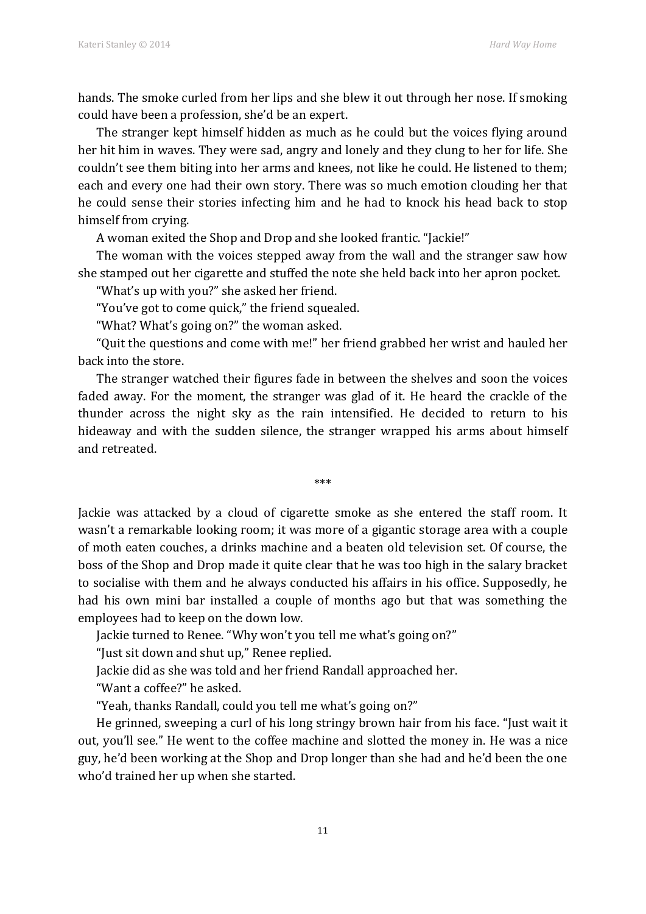hands. The smoke curled from her lips and she blew it out through her nose. If smoking could have been a profession, she'd be an expert.

The stranger kept himself hidden as much as he could but the voices flying around her hit him in waves. They were sad, angry and lonely and they clung to her for life. She couldn't see them biting into her arms and knees, not like he could. He listened to them; each and every one had their own story. There was so much emotion clouding her that he could sense their stories infecting him and he had to knock his head back to stop himself from crying.

A woman exited the Shop and Drop and she looked frantic. "Jackie!"

The woman with the voices stepped away from the wall and the stranger saw how she stamped out her cigarette and stuffed the note she held back into her apron pocket.

"What's up with you?" she asked her friend.

"You've got to come quick," the friend squealed.

"What? What's going on?" the woman asked.

"Quit the questions and come with me!" her friend grabbed her wrist and hauled her back into the store.

The stranger watched their figures fade in between the shelves and soon the voices faded away. For the moment, the stranger was glad of it. He heard the crackle of the thunder across the night sky as the rain intensified. He decided to return to his hideaway and with the sudden silence, the stranger wrapped his arms about himself and retreated.

\*\*\*

Jackie was attacked by a cloud of cigarette smoke as she entered the staff room. It wasn't a remarkable looking room; it was more of a gigantic storage area with a couple of moth eaten couches, a drinks machine and a beaten old television set. Of course, the boss of the Shop and Drop made it quite clear that he was too high in the salary bracket to socialise with them and he always conducted his affairs in his office. Supposedly, he had his own mini bar installed a couple of months ago but that was something the employees had to keep on the down low.

Jackie turned to Renee. "Why won't you tell me what's going on?"

"Just sit down and shut up," Renee replied.

Jackie did as she was told and her friend Randall approached her.

"Want a coffee?" he asked.

"Yeah, thanks Randall, could you tell me what's going on?"

He grinned, sweeping a curl of his long stringy brown hair from his face. "Just wait it out, you'll see." He went to the coffee machine and slotted the money in. He was a nice guy, he'd been working at the Shop and Drop longer than she had and he'd been the one who'd trained her up when she started.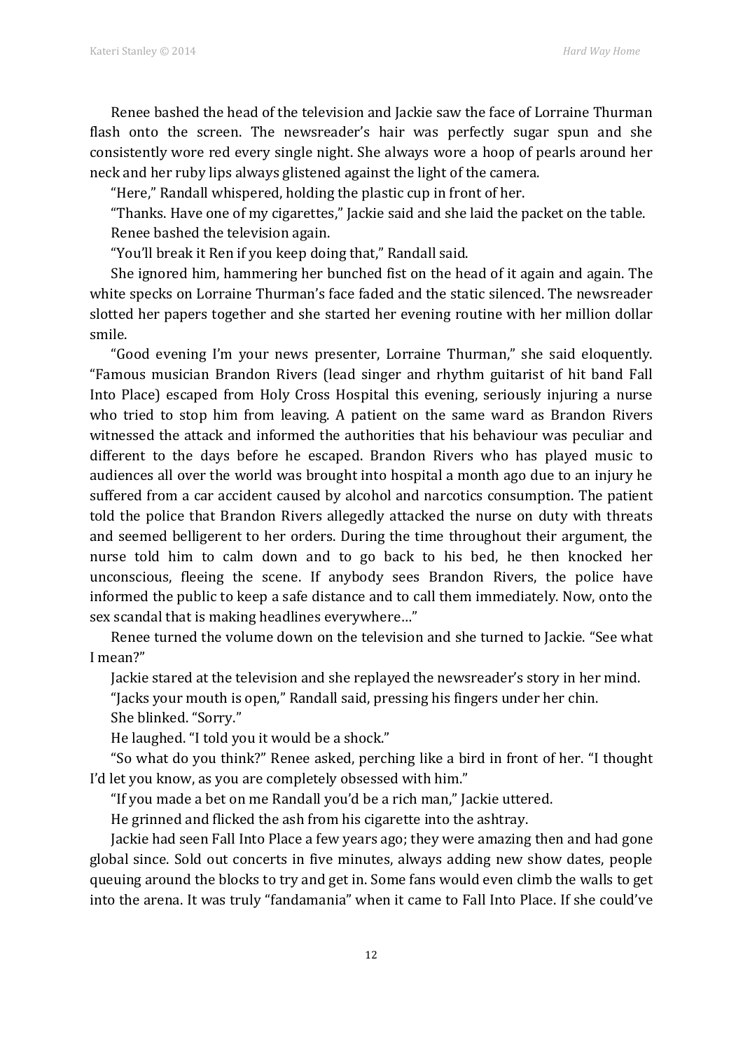Renee bashed the head of the television and Jackie saw the face of Lorraine Thurman flash onto the screen. The newsreader's hair was perfectly sugar spun and she consistently wore red every single night. She always wore a hoop of pearls around her neck and her ruby lips always glistened against the light of the camera.

"Here," Randall whispered, holding the plastic cup in front of her.

"Thanks. Have one of my cigarettes," Jackie said and she laid the packet on the table.

Renee bashed the television again.

"You'll break it Ren if you keep doing that," Randall said.

She ignored him, hammering her bunched fist on the head of it again and again. The white specks on Lorraine Thurman's face faded and the static silenced. The newsreader slotted her papers together and she started her evening routine with her million dollar smile.

"Good evening I'm your news presenter, Lorraine Thurman," she said eloquently. "Famous musician Brandon Rivers (lead singer and rhythm guitarist of hit band Fall Into Place) escaped from Holy Cross Hospital this evening, seriously injuring a nurse who tried to stop him from leaving. A patient on the same ward as Brandon Rivers witnessed the attack and informed the authorities that his behaviour was peculiar and different to the days before he escaped. Brandon Rivers who has played music to audiences all over the world was brought into hospital a month ago due to an injury he suffered from a car accident caused by alcohol and narcotics consumption. The patient told the police that Brandon Rivers allegedly attacked the nurse on duty with threats and seemed belligerent to her orders. During the time throughout their argument, the nurse told him to calm down and to go back to his bed, he then knocked her unconscious, fleeing the scene. If anybody sees Brandon Rivers, the police have informed the public to keep a safe distance and to call them immediately. Now, onto the sex scandal that is making headlines everywhere…"

Renee turned the volume down on the television and she turned to Jackie. "See what I mean?"

Jackie stared at the television and she replayed the newsreader's story in her mind.

"Jacks your mouth is open," Randall said, pressing his fingers under her chin.

She blinked. "Sorry."

He laughed. "I told you it would be a shock."

"So what do you think?" Renee asked, perching like a bird in front of her. "I thought I'd let you know, as you are completely obsessed with him."

"If you made a bet on me Randall you'd be a rich man," Jackie uttered.

He grinned and flicked the ash from his cigarette into the ashtray.

Jackie had seen Fall Into Place a few years ago; they were amazing then and had gone global since. Sold out concerts in five minutes, always adding new show dates, people queuing around the blocks to try and get in. Some fans would even climb the walls to get into the arena. It was truly "fandamania" when it came to Fall Into Place. If she could've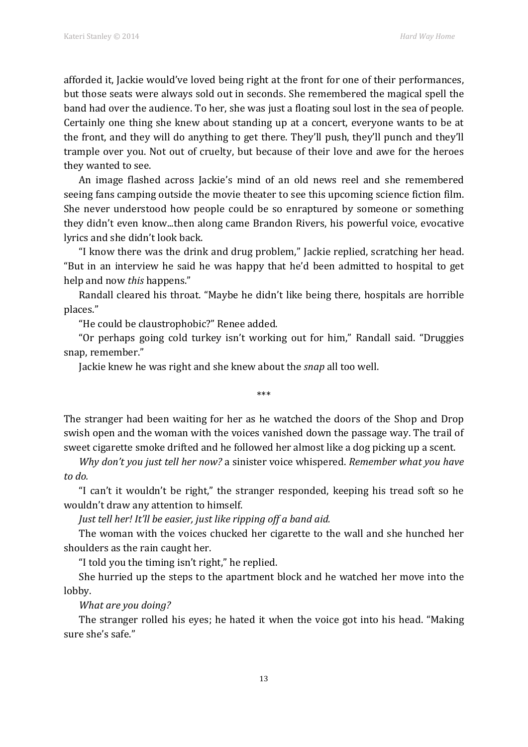afforded it, Jackie would've loved being right at the front for one of their performances, but those seats were always sold out in seconds. She remembered the magical spell the band had over the audience. To her, she was just a floating soul lost in the sea of people. Certainly one thing she knew about standing up at a concert, everyone wants to be at the front, and they will do anything to get there. They'll push, they'll punch and they'll trample over you. Not out of cruelty, but because of their love and awe for the heroes they wanted to see.

An image flashed across Jackie's mind of an old news reel and she remembered seeing fans camping outside the movie theater to see this upcoming science fiction film. She never understood how people could be so enraptured by someone or something they didn't even know...then along came Brandon Rivers, his powerful voice, evocative lyrics and she didn't look back.

"I know there was the drink and drug problem," Jackie replied, scratching her head. "But in an interview he said he was happy that he'd been admitted to hospital to get help and now *this* happens."

Randall cleared his throat. "Maybe he didn't like being there, hospitals are horrible places."

"He could be claustrophobic?" Renee added.

"Or perhaps going cold turkey isn't working out for him," Randall said. "Druggies snap, remember."

Jackie knew he was right and she knew about the *snap* all too well.

\*\*\*

The stranger had been waiting for her as he watched the doors of the Shop and Drop swish open and the woman with the voices vanished down the passage way. The trail of sweet cigarette smoke drifted and he followed her almost like a dog picking up a scent.

*Why don't you just tell her now?* a sinister voice whispered. *Remember what you have to do.*

"I can't it wouldn't be right," the stranger responded, keeping his tread soft so he wouldn't draw any attention to himself.

*Just tell her! It'll be easier, just like ripping off a band aid.*

The woman with the voices chucked her cigarette to the wall and she hunched her shoulders as the rain caught her.

"I told you the timing isn't right," he replied.

She hurried up the steps to the apartment block and he watched her move into the lobby.

*What are you doing?*

The stranger rolled his eyes; he hated it when the voice got into his head. "Making sure she's safe."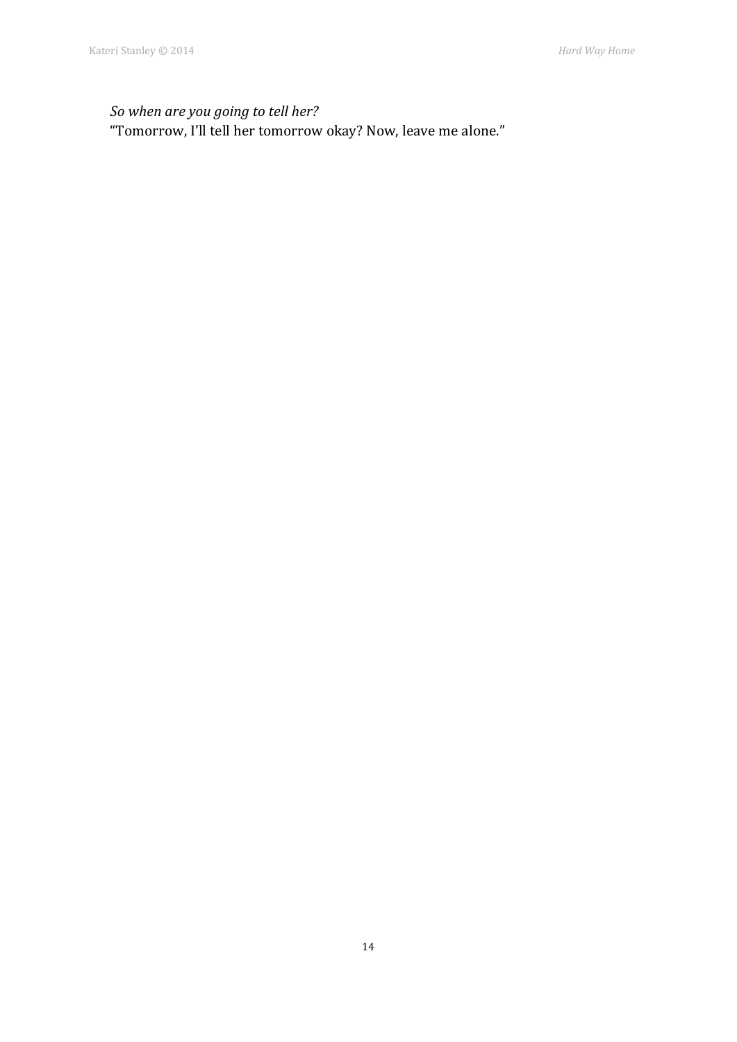*So when are you going to tell her?*

"Tomorrow, I'll tell her tomorrow okay? Now, leave me alone."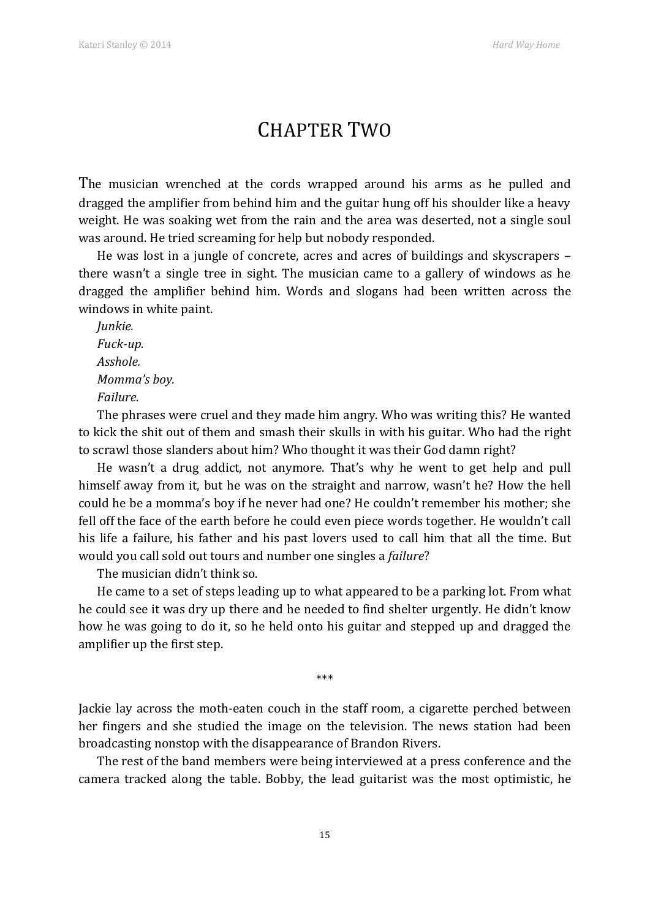# CHAPTER TWO

The musician wrenched at the cords wrapped around his arms as he pulled and dragged the amplifier from behind him and the guitar hung off his shoulder like a heavy weight. He was soaking wet from the rain and the area was deserted, not a single soul was around. He tried screaming for help but nobody responded.

He was lost in a jungle of concrete, acres and acres of buildings and skyscrapers – there wasn't a single tree in sight. The musician came to a gallery of windows as he dragged the amplifier behind him. Words and slogans had been written across the windows in white paint.

*Junkie.*

*Fuck-up.*

*Asshole.*

*Momma's boy.*

*Failure.*

The phrases were cruel and they made him angry. Who was writing this? He wanted to kick the shit out of them and smash their skulls in with his guitar. Who had the right to scrawl those slanders about him? Who thought it was their God damn right?

He wasn't a drug addict, not anymore. That's why he went to get help and pull himself away from it, but he was on the straight and narrow, wasn't he? How the hell could he be a momma's boy if he never had one? He couldn't remember his mother; she fell off the face of the earth before he could even piece words together. He wouldn't call his life a failure, his father and his past lovers used to call him that all the time. But would you call sold out tours and number one singles a *failure*?

The musician didn't think so.

He came to a set of steps leading up to what appeared to be a parking lot. From what he could see it was dry up there and he needed to find shelter urgently. He didn't know how he was going to do it, so he held onto his guitar and stepped up and dragged the amplifier up the first step.

\*\*\*

Jackie lay across the moth-eaten couch in the staff room, a cigarette perched between her fingers and she studied the image on the television. The news station had been broadcasting nonstop with the disappearance of Brandon Rivers.

The rest of the band members were being interviewed at a press conference and the camera tracked along the table. Bobby, the lead guitarist was the most optimistic, he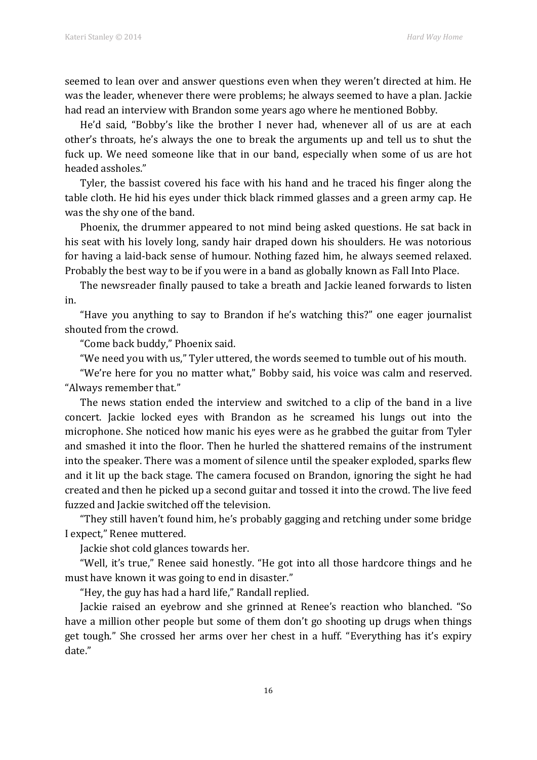seemed to lean over and answer questions even when they weren't directed at him. He was the leader, whenever there were problems; he always seemed to have a plan. Jackie had read an interview with Brandon some years ago where he mentioned Bobby.

He'd said, "Bobby's like the brother I never had, whenever all of us are at each other's throats, he's always the one to break the arguments up and tell us to shut the fuck up. We need someone like that in our band, especially when some of us are hot headed assholes."

Tyler, the bassist covered his face with his hand and he traced his finger along the table cloth. He hid his eyes under thick black rimmed glasses and a green army cap. He was the shy one of the band.

Phoenix, the drummer appeared to not mind being asked questions. He sat back in his seat with his lovely long, sandy hair draped down his shoulders. He was notorious for having a laid-back sense of humour. Nothing fazed him, he always seemed relaxed. Probably the best way to be if you were in a band as globally known as Fall Into Place.

The newsreader finally paused to take a breath and Jackie leaned forwards to listen in.

"Have you anything to say to Brandon if he's watching this?" one eager journalist shouted from the crowd.

"Come back buddy," Phoenix said.

"We need you with us," Tyler uttered, the words seemed to tumble out of his mouth.

"We're here for you no matter what," Bobby said, his voice was calm and reserved. "Always remember that."

The news station ended the interview and switched to a clip of the band in a live concert. Jackie locked eyes with Brandon as he screamed his lungs out into the microphone. She noticed how manic his eyes were as he grabbed the guitar from Tyler and smashed it into the floor. Then he hurled the shattered remains of the instrument into the speaker. There was a moment of silence until the speaker exploded, sparks flew and it lit up the back stage. The camera focused on Brandon, ignoring the sight he had created and then he picked up a second guitar and tossed it into the crowd. The live feed fuzzed and Jackie switched off the television.

"They still haven't found him, he's probably gagging and retching under some bridge I expect," Renee muttered.

Jackie shot cold glances towards her.

"Well, it's true," Renee said honestly. "He got into all those hardcore things and he must have known it was going to end in disaster."

"Hey, the guy has had a hard life," Randall replied.

Jackie raised an eyebrow and she grinned at Renee's reaction who blanched. "So have a million other people but some of them don't go shooting up drugs when things get tough." She crossed her arms over her chest in a huff. "Everything has it's expiry date."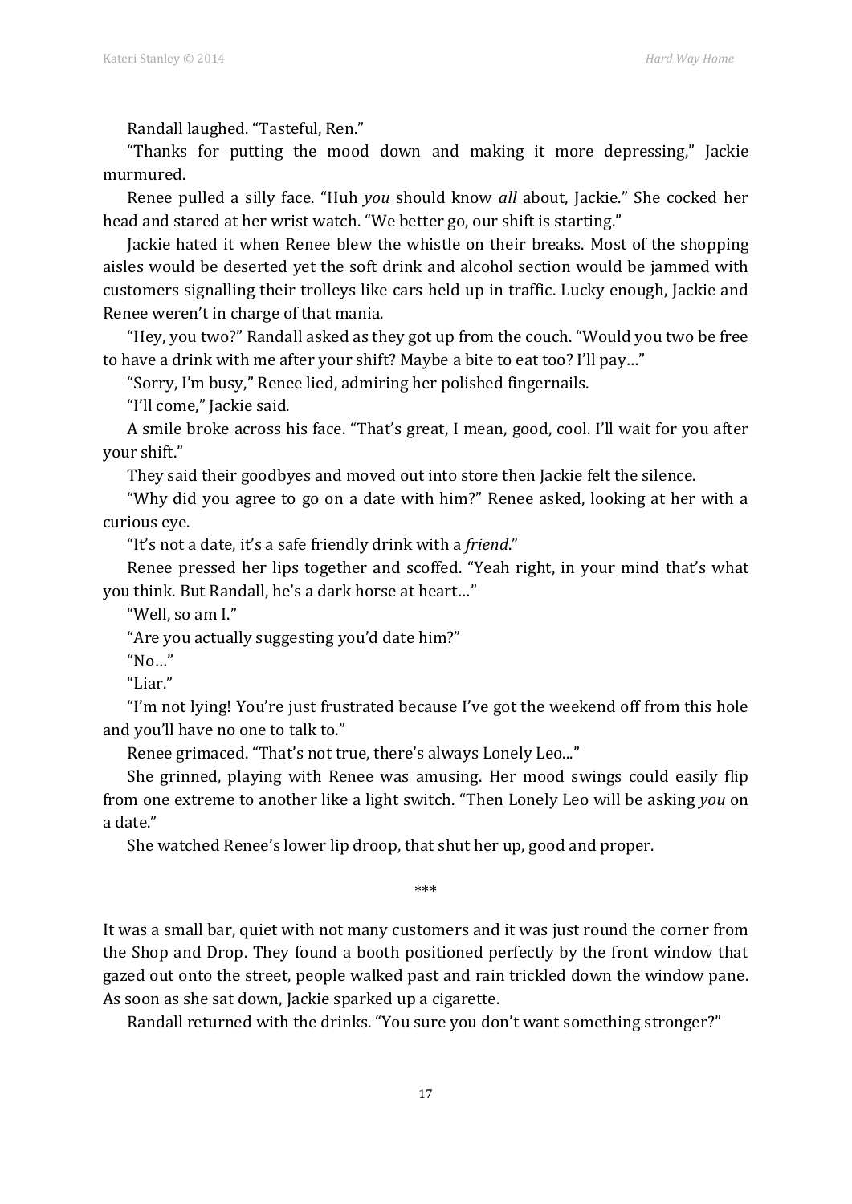Randall laughed. "Tasteful, Ren."

"Thanks for putting the mood down and making it more depressing," Jackie murmured.

Renee pulled a silly face. "Huh *you* should know *all* about, Jackie." She cocked her head and stared at her wrist watch. "We better go, our shift is starting."

Jackie hated it when Renee blew the whistle on their breaks. Most of the shopping aisles would be deserted yet the soft drink and alcohol section would be jammed with customers signalling their trolleys like cars held up in traffic. Lucky enough, Jackie and Renee weren't in charge of that mania.

"Hey, you two?" Randall asked as they got up from the couch. "Would you two be free to have a drink with me after your shift? Maybe a bite to eat too? I'll pay…"

"Sorry, I'm busy," Renee lied, admiring her polished fingernails.

"I'll come," Jackie said.

A smile broke across his face. "That's great, I mean, good, cool. I'll wait for you after your shift."

They said their goodbyes and moved out into store then Jackie felt the silence.

"Why did you agree to go on a date with him?" Renee asked, looking at her with a curious eye.

"It's not a date, it's a safe friendly drink with a *friend*."

Renee pressed her lips together and scoffed. "Yeah right, in your mind that's what you think. But Randall, he's a dark horse at heart…"

"Well, so am I."

"Are you actually suggesting you'd date him?"

"No…"

"Liar."

"I'm not lying! You're just frustrated because I've got the weekend off from this hole and you'll have no one to talk to."

Renee grimaced. "That's not true, there's always Lonely Leo..."

She grinned, playing with Renee was amusing. Her mood swings could easily flip from one extreme to another like a light switch. "Then Lonely Leo will be asking *you* on a date."

She watched Renee's lower lip droop, that shut her up, good and proper.

\*\*\*

It was a small bar, quiet with not many customers and it was just round the corner from the Shop and Drop. They found a booth positioned perfectly by the front window that gazed out onto the street, people walked past and rain trickled down the window pane. As soon as she sat down, Jackie sparked up a cigarette.

Randall returned with the drinks. "You sure you don't want something stronger?"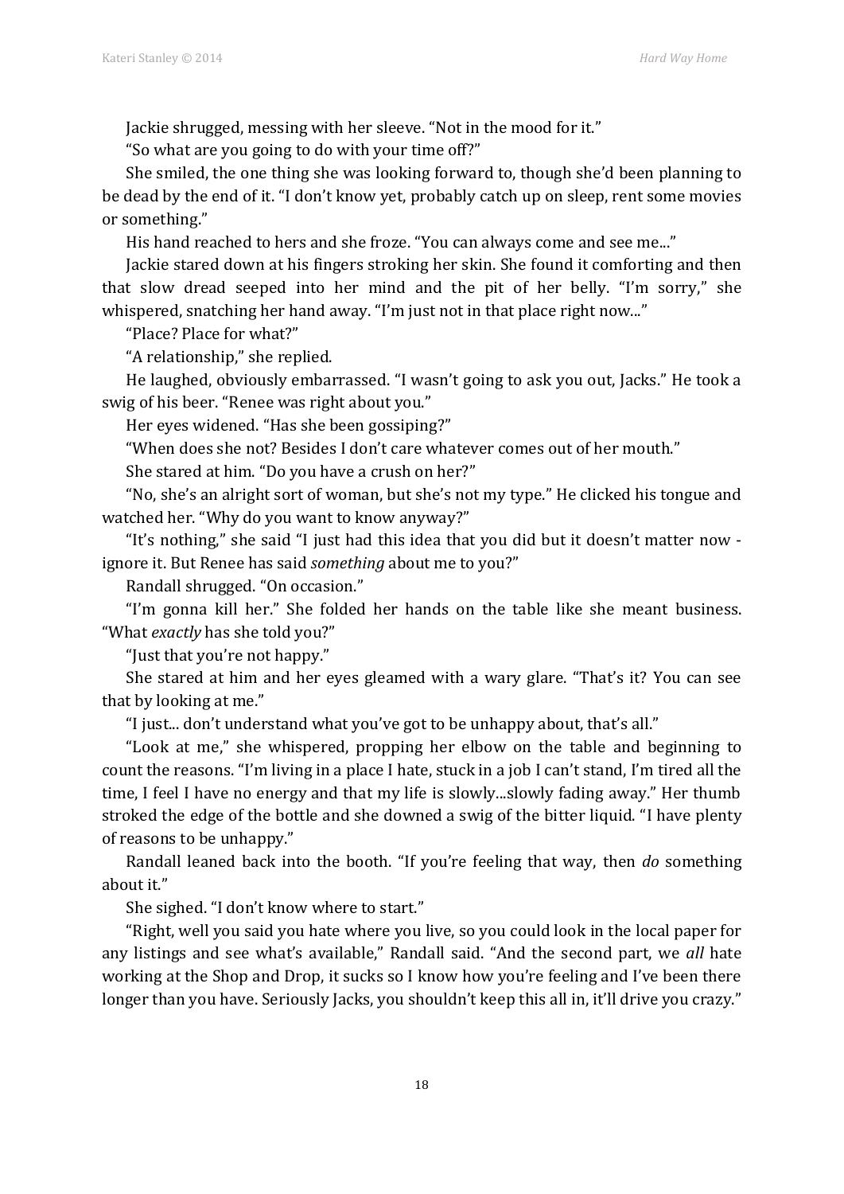Jackie shrugged, messing with her sleeve. "Not in the mood for it."

"So what are you going to do with your time off?"

She smiled, the one thing she was looking forward to, though she'd been planning to be dead by the end of it. "I don't know yet, probably catch up on sleep, rent some movies or something."

His hand reached to hers and she froze. "You can always come and see me..."

Jackie stared down at his fingers stroking her skin. She found it comforting and then that slow dread seeped into her mind and the pit of her belly. "I'm sorry," she whispered, snatching her hand away. "I'm just not in that place right now..."

"Place? Place for what?"

"A relationship," she replied.

He laughed, obviously embarrassed. "I wasn't going to ask you out, Jacks." He took a swig of his beer. "Renee was right about you."

Her eyes widened. "Has she been gossiping?"

"When does she not? Besides I don't care whatever comes out of her mouth."

She stared at him. "Do you have a crush on her?"

"No, she's an alright sort of woman, but she's not my type." He clicked his tongue and watched her. "Why do you want to know anyway?"

"It's nothing," she said "I just had this idea that you did but it doesn't matter now - ignore it. But Renee has said *something* about me to you?"

Randall shrugged. "On occasion."

"I'm gonna kill her." She folded her hands on the table like she meant business. "What *exactly* has she told you?"

"Just that you're not happy."

She stared at him and her eyes gleamed with a wary glare. "That's it? You can see that by looking at me."

"I just... don't understand what you've got to be unhappy about, that's all."

"Look at me," she whispered, propping her elbow on the table and beginning to count the reasons. "I'm living in a place I hate, stuck in a job I can't stand, I'm tired all the time, I feel I have no energy and that my life is slowly...slowly fading away." Her thumb stroked the edge of the bottle and she downed a swig of the bitter liquid. "I have plenty of reasons to be unhappy."

Randall leaned back into the booth. "If you're feeling that way, then *do* something about it."

She sighed. "I don't know where to start."

"Right, well you said you hate where you live, so you could look in the local paper for any listings and see what's available," Randall said. "And the second part, we *all* hate working at the Shop and Drop, it sucks so I know how you're feeling and I've been there longer than you have. Seriously Jacks, you shouldn't keep this all in, it'll drive you crazy."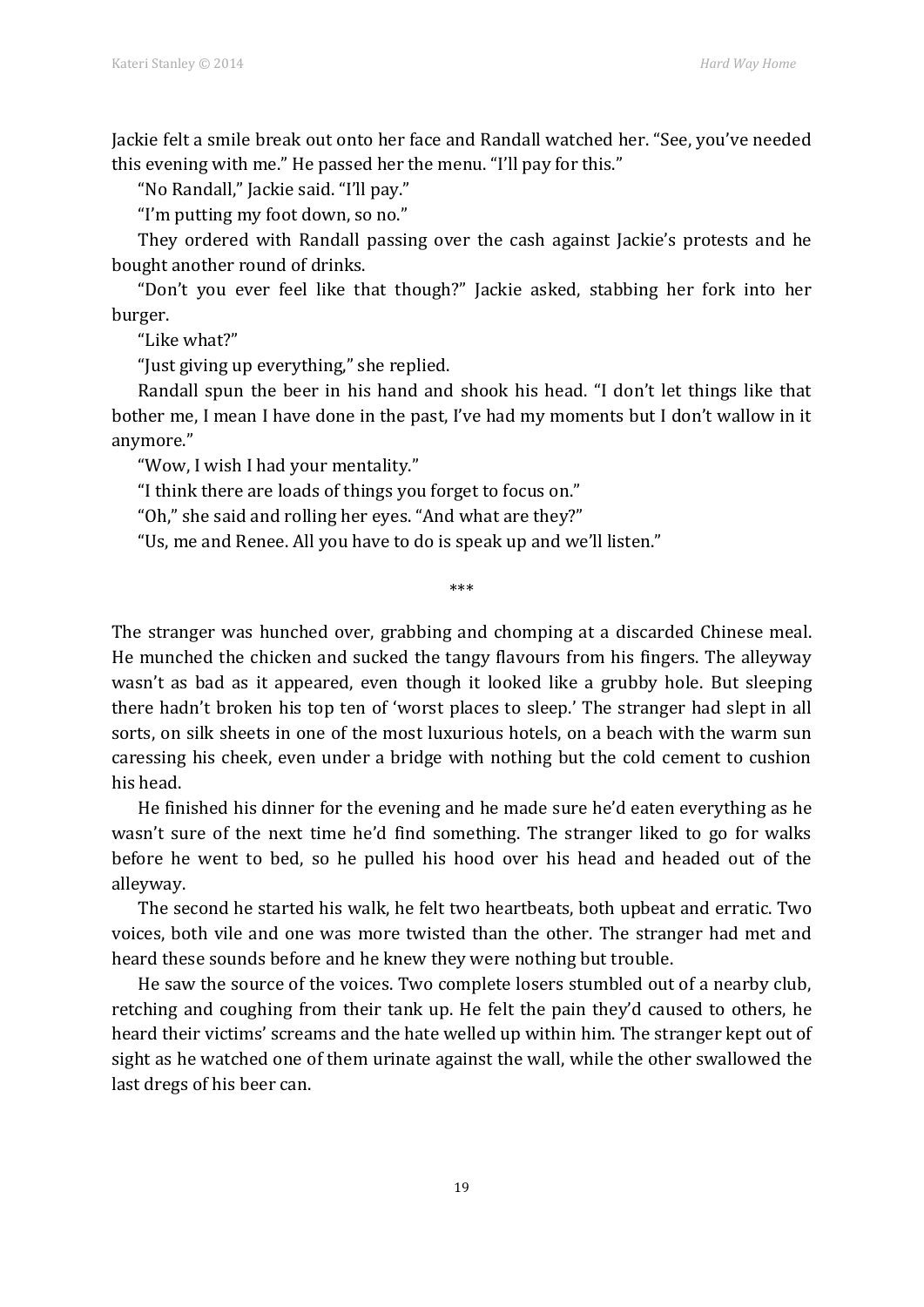Jackie felt a smile break out onto her face and Randall watched her. “See, you’ve needed this evening with me.” He passed her the menu. “I’ll pay for this.”

“No Randall,” Jackie said. “I’ll pay.”

“I’m putting my foot down, so no.”

They ordered with Randall passing over the cash against Jackie’s protests and he bought another round of drinks.

“Don’t you ever feel like that though?” Jackie asked, stabbing her fork into her burger.

“Like what?”

“Just giving up everything,” she replied.

Randall spun the beer in his hand and shook his head. “I don’t let things like that bother me, I mean I have done in the past, I’ve had my moments but I don’t wallow in it anymore.”

“Wow, I wish I had your mentality.”

“I think there are loads of things you forget to focus on.”

“Oh,” she said and rolling her eyes. “And what are they?”

“Us, me and Renee. All you have to do is speak up and we’ll listen.”

\*\*\*

The stranger was hunched over, grabbing and chomping at a discarded Chinese meal. He munched the chicken and sucked the tangy flavours from his fingers. The alleyway wasn’t as bad as it appeared, even though it looked like a grubby hole. But sleeping there hadn’t broken his top ten of ‘worst places to sleep.’ The stranger had slept in all sorts, on silk sheets in one of the most luxurious hotels, on a beach with the warm sun caressing his cheek, even under a bridge with nothing but the cold cement to cushion his head.

He finished his dinner for the evening and he made sure he’d eaten everything as he wasn’t sure of the next time he’d find something. The stranger liked to go for walks before he went to bed, so he pulled his hood over his head and headed out of the alleyway.

The second he started his walk, he felt two heartbeats, both upbeat and erratic. Two voices, both vile and one was more twisted than the other. The stranger had met and heard these sounds before and he knew they were nothing but trouble.

He saw the source of the voices. Two complete losers stumbled out of a nearby club, retching and coughing from their tank up. He felt the pain they’d caused to others, he heard their victims’ screams and the hate welled up within him. The stranger kept out of sight as he watched one of them urinate against the wall, while the other swallowed the last dregs of his beer can.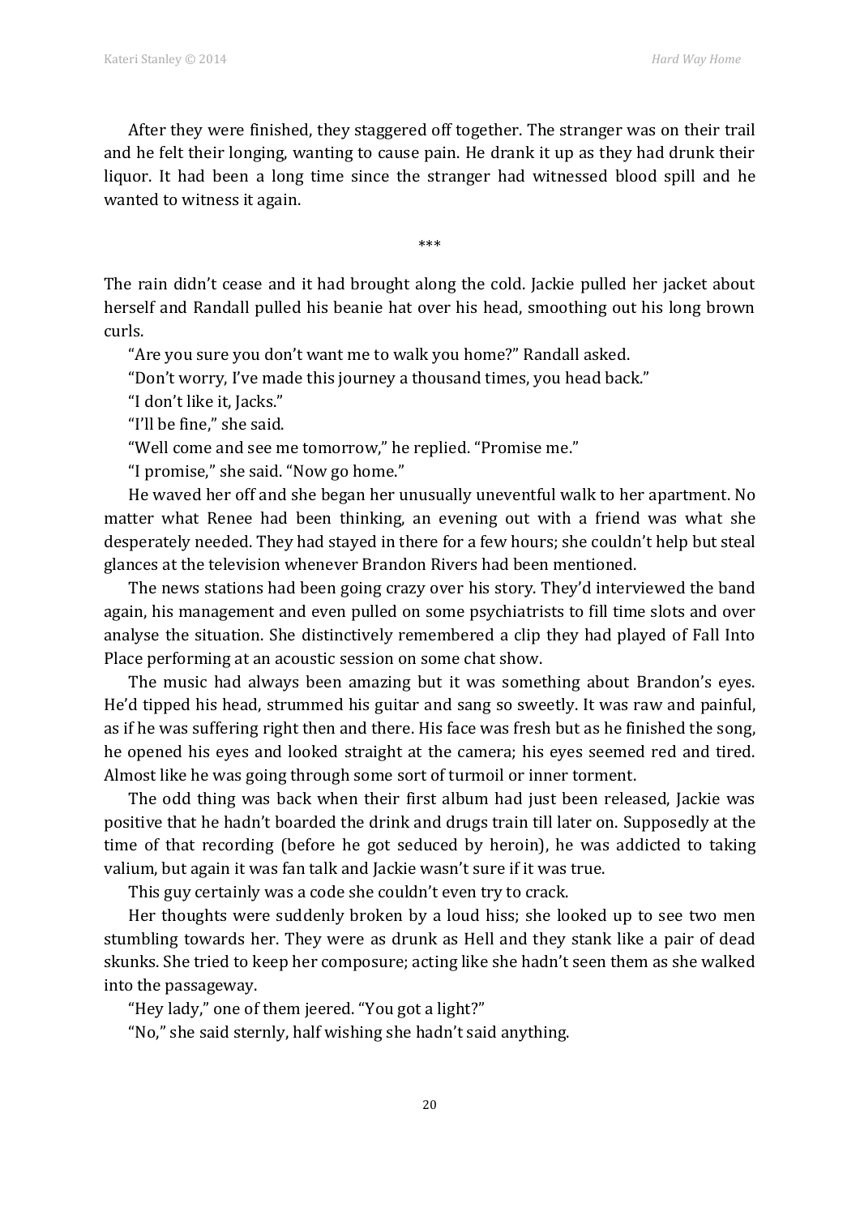After they were finished, they staggered off together. The stranger was on their trail and he felt their longing, wanting to cause pain. He drank it up as they had drunk their liquor. It had been a long time since the stranger had witnessed blood spill and he wanted to witness it again.

\*\*\*

The rain didn't cease and it had brought along the cold. Jackie pulled her jacket about herself and Randall pulled his beanie hat over his head, smoothing out his long brown curls.

"Are you sure you don't want me to walk you home?" Randall asked.

"Don't worry, I've made this journey a thousand times, you head back."

"I don't like it, Jacks."

"I'll be fine," she said.

"Well come and see me tomorrow," he replied. "Promise me."

"I promise," she said. "Now go home."

He waved her off and she began her unusually uneventful walk to her apartment. No matter what Renee had been thinking, an evening out with a friend was what she desperately needed. They had stayed in there for a few hours; she couldn't help but steal glances at the television whenever Brandon Rivers had been mentioned.

The news stations had been going crazy over his story. They'd interviewed the band again, his management and even pulled on some psychiatrists to fill time slots and over analyse the situation. She distinctively remembered a clip they had played of Fall Into Place performing at an acoustic session on some chat show.

The music had always been amazing but it was something about Brandon's eyes. He'd tipped his head, strummed his guitar and sang so sweetly. It was raw and painful, as if he was suffering right then and there. His face was fresh but as he finished the song, he opened his eyes and looked straight at the camera; his eyes seemed red and tired. Almost like he was going through some sort of turmoil or inner torment.

The odd thing was back when their first album had just been released, Jackie was positive that he hadn't boarded the drink and drugs train till later on. Supposedly at the time of that recording (before he got seduced by heroin), he was addicted to taking valium, but again it was fan talk and Jackie wasn't sure if it was true.

This guy certainly was a code she couldn't even try to crack.

Her thoughts were suddenly broken by a loud hiss; she looked up to see two men stumbling towards her. They were as drunk as Hell and they stank like a pair of dead skunks. She tried to keep her composure; acting like she hadn't seen them as she walked into the passageway.

"Hey lady," one of them jeered. "You got a light?"

"No," she said sternly, half wishing she hadn't said anything.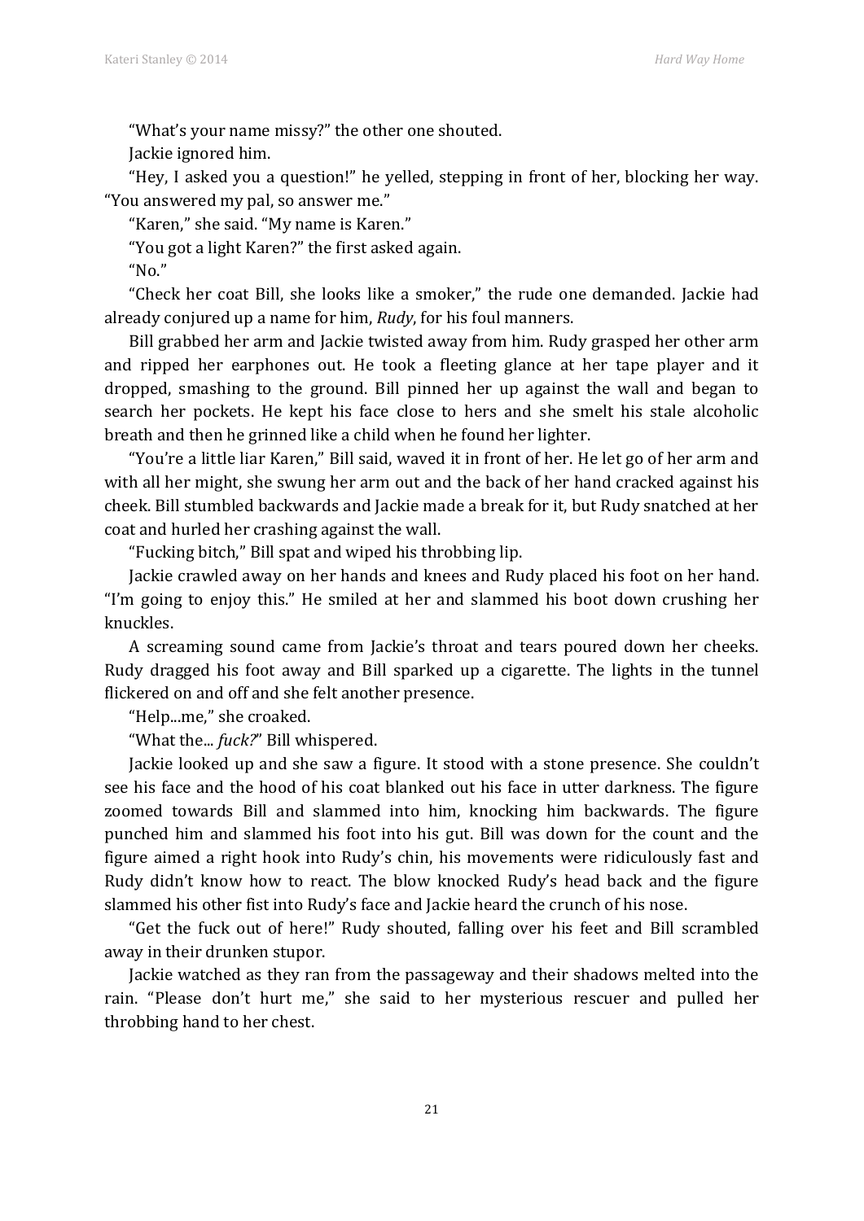"What's your name missy?" the other one shouted.

Jackie ignored him.

"Hey, I asked you a question!" he yelled, stepping in front of her, blocking her way. "You answered my pal, so answer me."

"Karen," she said. "My name is Karen."

"You got a light Karen?" the first asked again.

"No."

"Check her coat Bill, she looks like a smoker," the rude one demanded. Jackie had already conjured up a name for him, *Rudy*, for his foul manners.

Bill grabbed her arm and Jackie twisted away from him. Rudy grasped her other arm and ripped her earphones out. He took a fleeting glance at her tape player and it dropped, smashing to the ground. Bill pinned her up against the wall and began to search her pockets. He kept his face close to hers and she smelt his stale alcoholic breath and then he grinned like a child when he found her lighter.

"You're a little liar Karen," Bill said, waved it in front of her. He let go of her arm and with all her might, she swung her arm out and the back of her hand cracked against his cheek. Bill stumbled backwards and Jackie made a break for it, but Rudy snatched at her coat and hurled her crashing against the wall.

"Fucking bitch," Bill spat and wiped his throbbing lip.

Jackie crawled away on her hands and knees and Rudy placed his foot on her hand. "I'm going to enjoy this." He smiled at her and slammed his boot down crushing her knuckles.

A screaming sound came from Jackie's throat and tears poured down her cheeks. Rudy dragged his foot away and Bill sparked up a cigarette. The lights in the tunnel flickered on and off and she felt another presence.

"Help...me," she croaked.

"What the... *fuck?*" Bill whispered.

Jackie looked up and she saw a figure. It stood with a stone presence. She couldn't see his face and the hood of his coat blanked out his face in utter darkness. The figure zoomed towards Bill and slammed into him, knocking him backwards. The figure punched him and slammed his foot into his gut. Bill was down for the count and the figure aimed a right hook into Rudy's chin, his movements were ridiculously fast and Rudy didn't know how to react. The blow knocked Rudy's head back and the figure slammed his other fist into Rudy's face and Jackie heard the crunch of his nose.

"Get the fuck out of here!" Rudy shouted, falling over his feet and Bill scrambled away in their drunken stupor.

Jackie watched as they ran from the passageway and their shadows melted into the rain. "Please don't hurt me," she said to her mysterious rescuer and pulled her throbbing hand to her chest.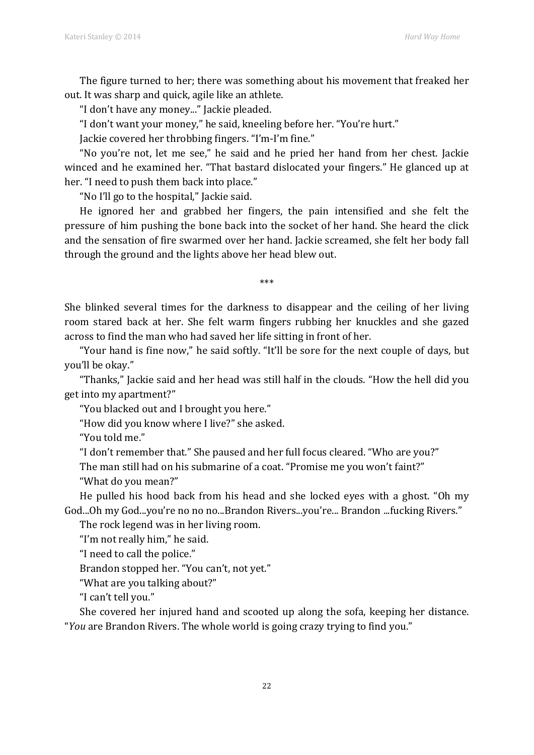The figure turned to her; there was something about his movement that freaked her out. It was sharp and quick, agile like an athlete.

"I don't have any money..." Jackie pleaded.

"I don't want your money," he said, kneeling before her. "You're hurt."

Jackie covered her throbbing fingers. "I'm-I'm fine."

"No you're not, let me see," he said and he pried her hand from her chest. Jackie winced and he examined her. "That bastard dislocated your fingers." He glanced up at her. "I need to push them back into place."

"No I'll go to the hospital," Jackie said.

He ignored her and grabbed her fingers, the pain intensified and she felt the pressure of him pushing the bone back into the socket of her hand. She heard the click and the sensation of fire swarmed over her hand. Jackie screamed, she felt her body fall through the ground and the lights above her head blew out.

\*\*\*

She blinked several times for the darkness to disappear and the ceiling of her living room stared back at her. She felt warm fingers rubbing her knuckles and she gazed across to find the man who had saved her life sitting in front of her.

"Your hand is fine now," he said softly. "It'll be sore for the next couple of days, but you'll be okay."

"Thanks," Jackie said and her head was still half in the clouds. "How the hell did you get into my apartment?"

"You blacked out and I brought you here."

"How did you know where I live?" she asked.

"You told me."

"I don't remember that." She paused and her full focus cleared. "Who are you?"

The man still had on his submarine of a coat. "Promise me you won't faint?"

"What do you mean?"

He pulled his hood back from his head and she locked eyes with a ghost. "Oh my God...Oh my God...you're no no no...Brandon Rivers...you're... Brandon ...fucking Rivers."

The rock legend was in her living room.

"I'm not really him," he said.

"I need to call the police."

Brandon stopped her. "You can't, not yet."

"What are you talking about?"

"I can't tell you."

She covered her injured hand and scooted up along the sofa, keeping her distance. "*You* are Brandon Rivers. The whole world is going crazy trying to find you."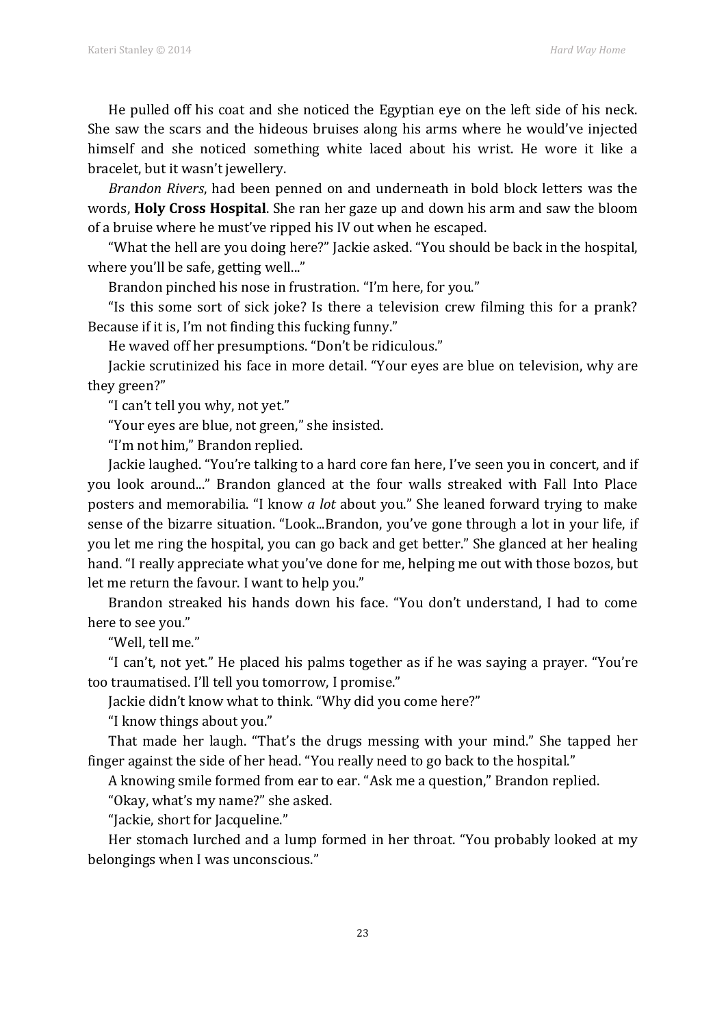He pulled off his coat and she noticed the Egyptian eye on the left side of his neck. She saw the scars and the hideous bruises along his arms where he would've injected himself and she noticed something white laced about his wrist. He wore it like a bracelet, but it wasn't jewellery.

*Brandon Rivers*, had been penned on and underneath in bold block letters was the words, **Holy Cross Hospital**. She ran her gaze up and down his arm and saw the bloom of a bruise where he must've ripped his IV out when he escaped.

"What the hell are you doing here?" Jackie asked. "You should be back in the hospital, where you'll be safe, getting well..."

Brandon pinched his nose in frustration. "I'm here, for you."

"Is this some sort of sick joke? Is there a television crew filming this for a prank? Because if it is, I'm not finding this fucking funny."

He waved off her presumptions. "Don't be ridiculous."

Jackie scrutinized his face in more detail. "Your eyes are blue on television, why are they green?"

"I can't tell you why, not yet."

"Your eyes are blue, not green," she insisted.

"I'm not him," Brandon replied.

Jackie laughed. "You're talking to a hard core fan here, I've seen you in concert, and if you look around..." Brandon glanced at the four walls streaked with Fall Into Place posters and memorabilia. "I know *a lot* about you." She leaned forward trying to make sense of the bizarre situation. "Look...Brandon, you've gone through a lot in your life, if you let me ring the hospital, you can go back and get better." She glanced at her healing hand. "I really appreciate what you've done for me, helping me out with those bozos, but let me return the favour. I want to help you."

Brandon streaked his hands down his face. "You don't understand, I had to come here to see you."

"Well, tell me."

"I can't, not yet." He placed his palms together as if he was saying a prayer. "You're too traumatised. I'll tell you tomorrow, I promise."

Jackie didn't know what to think. "Why did you come here?"

"I know things about you."

That made her laugh. "That's the drugs messing with your mind." She tapped her finger against the side of her head. "You really need to go back to the hospital."

A knowing smile formed from ear to ear. "Ask me a question," Brandon replied.

"Okay, what's my name?" she asked.

"Jackie, short for Jacqueline."

Her stomach lurched and a lump formed in her throat. "You probably looked at my belongings when I was unconscious."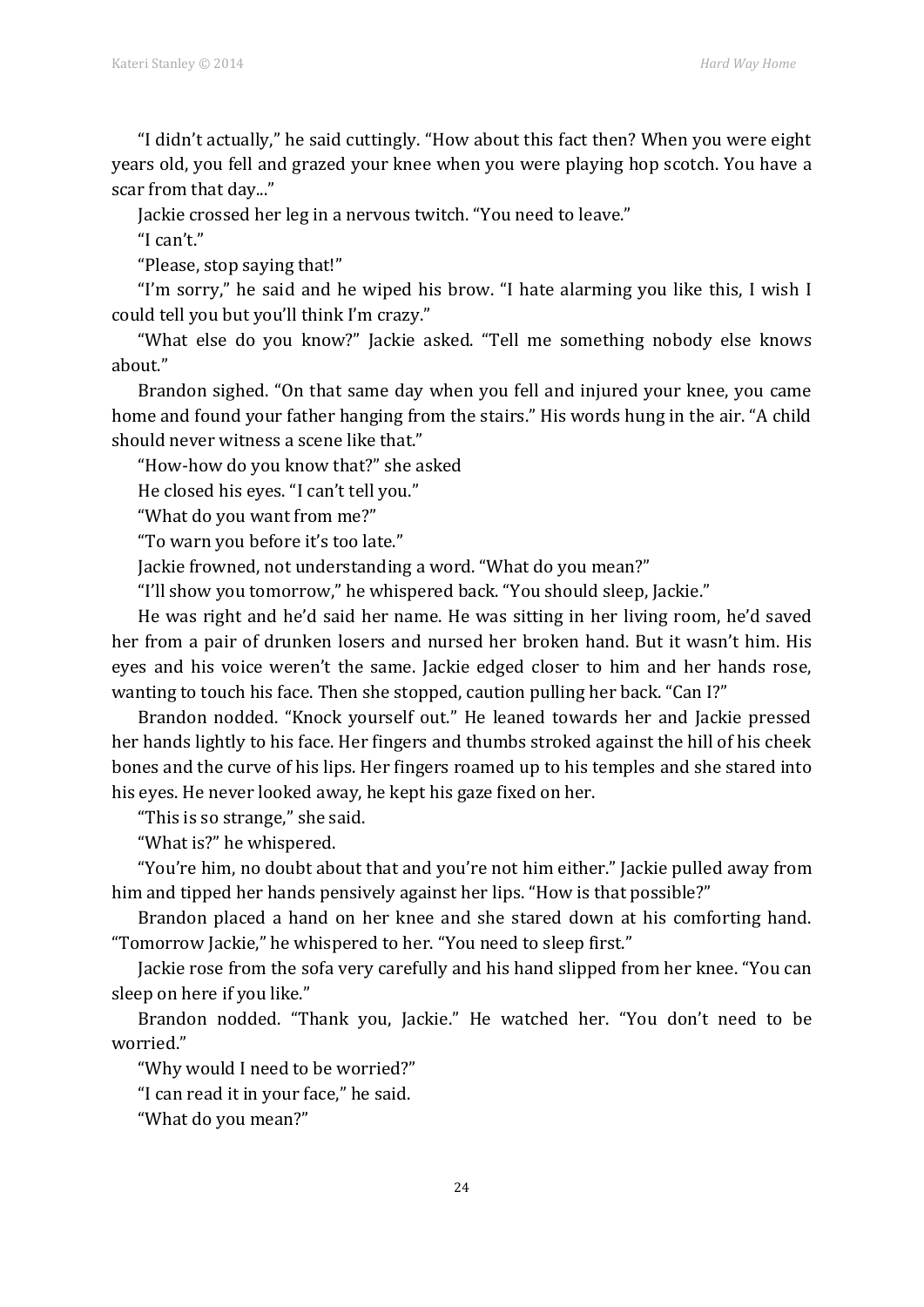"I didn't actually," he said cuttingly. "How about this fact then? When you were eight years old, you fell and grazed your knee when you were playing hop scotch. You have a scar from that day..."

Jackie crossed her leg in a nervous twitch. "You need to leave."

"I can't."

"Please, stop saying that!"

"I'm sorry," he said and he wiped his brow. "I hate alarming you like this, I wish I could tell you but you'll think I'm crazy."

"What else do you know?" Jackie asked. "Tell me something nobody else knows about."

Brandon sighed. "On that same day when you fell and injured your knee, you came home and found your father hanging from the stairs." His words hung in the air. "A child should never witness a scene like that."

"How-how do you know that?" she asked

He closed his eyes. "I can't tell you."

"What do you want from me?"

"To warn you before it's too late."

Jackie frowned, not understanding a word. "What do you mean?"

"I'll show you tomorrow," he whispered back. "You should sleep, Jackie."

He was right and he'd said her name. He was sitting in her living room, he'd saved her from a pair of drunken losers and nursed her broken hand. But it wasn't him. His eyes and his voice weren't the same. Jackie edged closer to him and her hands rose, wanting to touch his face. Then she stopped, caution pulling her back. "Can I?"

Brandon nodded. "Knock yourself out." He leaned towards her and Jackie pressed her hands lightly to his face. Her fingers and thumbs stroked against the hill of his cheek bones and the curve of his lips. Her fingers roamed up to his temples and she stared into his eyes. He never looked away, he kept his gaze fixed on her.

"This is so strange," she said.

"What is?" he whispered.

"You're him, no doubt about that and you're not him either." Jackie pulled away from him and tipped her hands pensively against her lips. "How is that possible?"

Brandon placed a hand on her knee and she stared down at his comforting hand. "Tomorrow Jackie," he whispered to her. "You need to sleep first."

Jackie rose from the sofa very carefully and his hand slipped from her knee. "You can sleep on here if you like."

Brandon nodded. "Thank you, Jackie." He watched her. "You don't need to be worried."

"Why would I need to be worried?"

"I can read it in your face," he said.

"What do you mean?"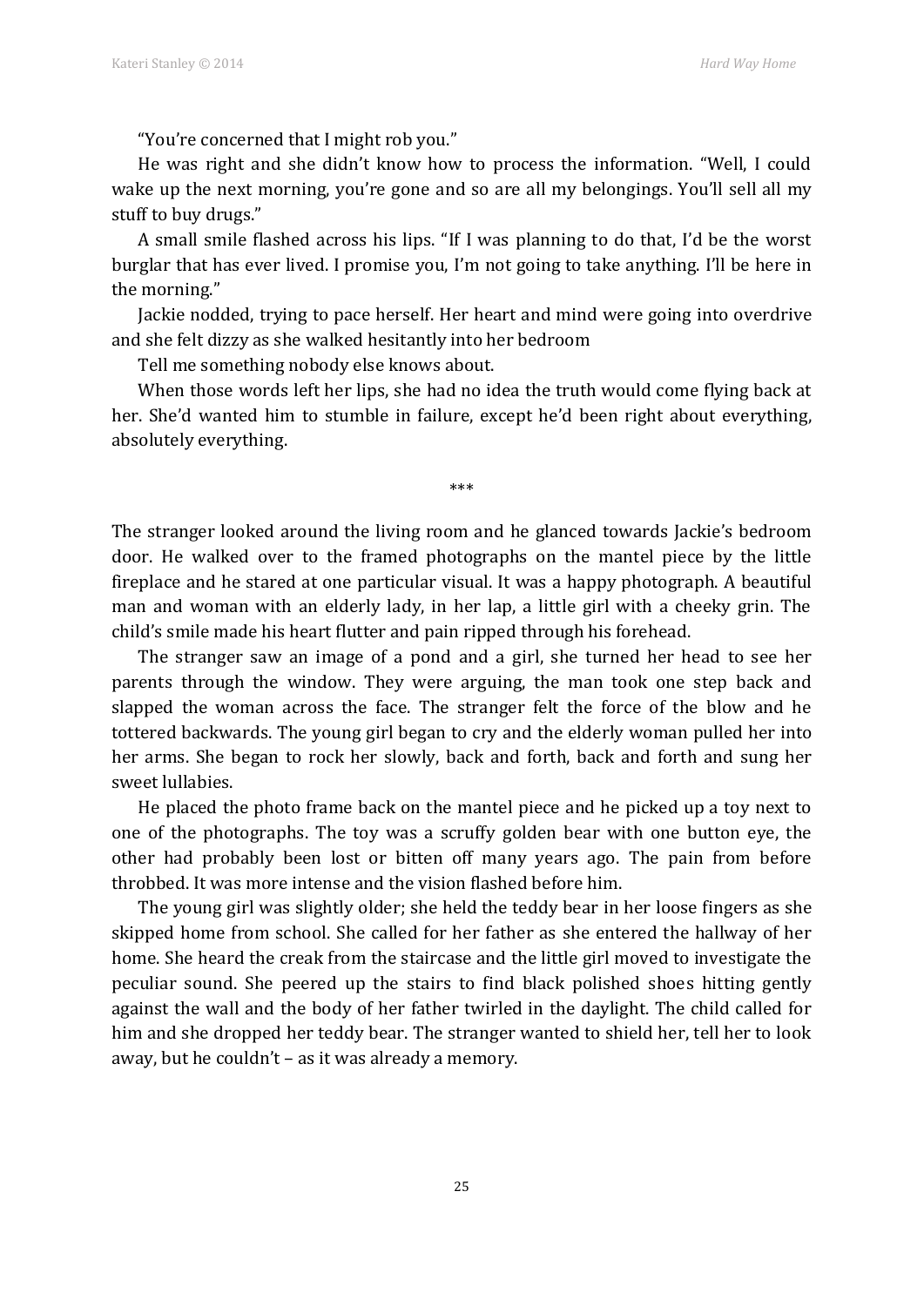"You're concerned that I might rob you."

He was right and she didn't know how to process the information. "Well, I could wake up the next morning, you're gone and so are all my belongings. You'll sell all my stuff to buy drugs."

A small smile flashed across his lips. "If I was planning to do that, I'd be the worst burglar that has ever lived. I promise you, I'm not going to take anything. I'll be here in the morning."

Jackie nodded, trying to pace herself. Her heart and mind were going into overdrive and she felt dizzy as she walked hesitantly into her bedroom

Tell me something nobody else knows about.

When those words left her lips, she had no idea the truth would come flying back at her. She'd wanted him to stumble in failure, except he'd been right about everything, absolutely everything.

\*\*\*

The stranger looked around the living room and he glanced towards Jackie's bedroom door. He walked over to the framed photographs on the mantel piece by the little fireplace and he stared at one particular visual. It was a happy photograph. A beautiful man and woman with an elderly lady, in her lap, a little girl with a cheeky grin. The child's smile made his heart flutter and pain ripped through his forehead.

The stranger saw an image of a pond and a girl, she turned her head to see her parents through the window. They were arguing, the man took one step back and slapped the woman across the face. The stranger felt the force of the blow and he tottered backwards. The young girl began to cry and the elderly woman pulled her into her arms. She began to rock her slowly, back and forth, back and forth and sung her sweet lullabies.

He placed the photo frame back on the mantel piece and he picked up a toy next to one of the photographs. The toy was a scruffy golden bear with one button eye, the other had probably been lost or bitten off many years ago. The pain from before throbbed. It was more intense and the vision flashed before him.

The young girl was slightly older; she held the teddy bear in her loose fingers as she skipped home from school. She called for her father as she entered the hallway of her home. She heard the creak from the staircase and the little girl moved to investigate the peculiar sound. She peered up the stairs to find black polished shoes hitting gently against the wall and the body of her father twirled in the daylight. The child called for him and she dropped her teddy bear. The stranger wanted to shield her, tell her to look away, but he couldn't – as it was already a memory.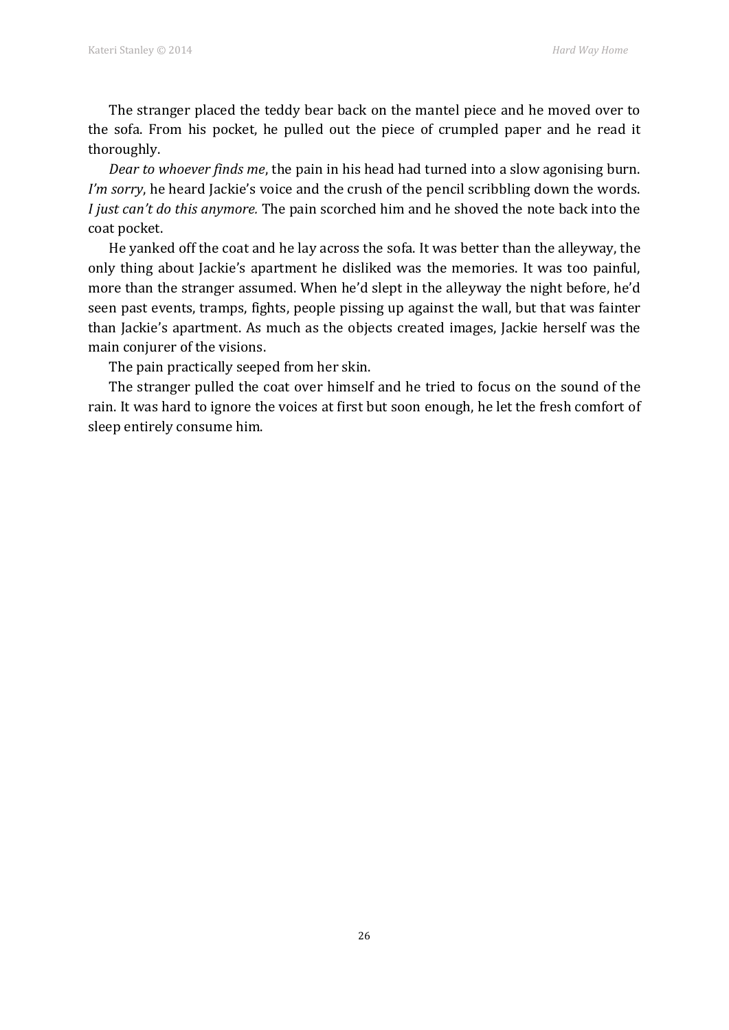The stranger placed the teddy bear back on the mantel piece and he moved over to the sofa. From his pocket, he pulled out the piece of crumpled paper and he read it thoroughly.

*Dear to whoever finds me*, the pain in his head had turned into a slow agonising burn. *I'm sorry*, he heard Jackie's voice and the crush of the pencil scribbling down the words. *I just can't do this anymore.* The pain scorched him and he shoved the note back into the coat pocket.

He yanked off the coat and he lay across the sofa. It was better than the alleyway, the only thing about Jackie's apartment he disliked was the memories. It was too painful, more than the stranger assumed. When he'd slept in the alleyway the night before, he'd seen past events, tramps, fights, people pissing up against the wall, but that was fainter than Jackie's apartment. As much as the objects created images, Jackie herself was the main conjurer of the visions.

The pain practically seeped from her skin.

The stranger pulled the coat over himself and he tried to focus on the sound of the rain. It was hard to ignore the voices at first but soon enough, he let the fresh comfort of sleep entirely consume him.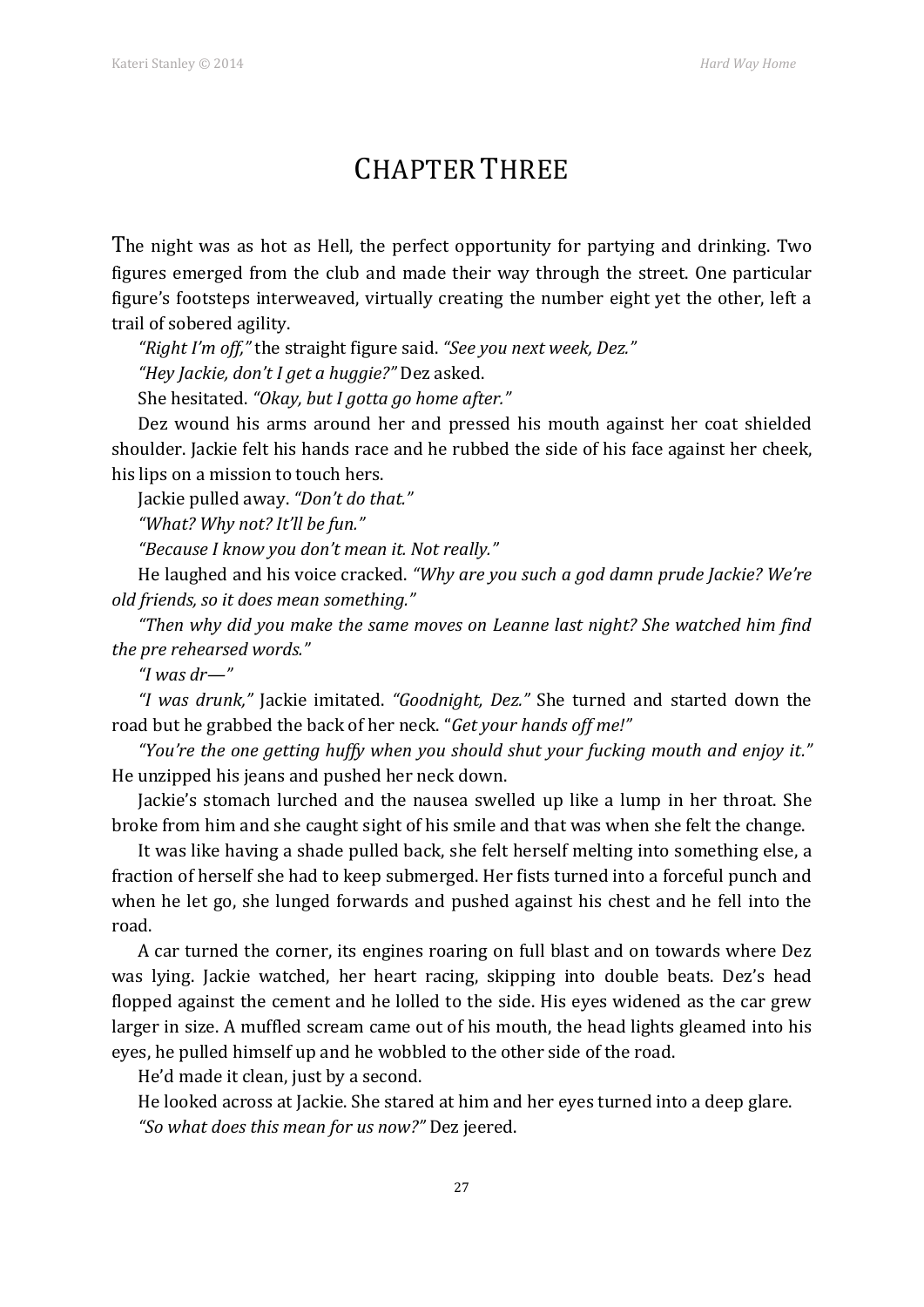# CHAPTER THREE

The night was as hot as Hell, the perfect opportunity for partying and drinking. Two figures emerged from the club and made their way through the street. One particular figure's footsteps interweaved, virtually creating the number eight yet the other, left a trail of sobered agility.

*"Right I'm off,"* the straight figure said. *"See you next week, Dez."*

*"Hey Jackie, don't I get a huggie?"* Dez asked.

She hesitated. *"Okay, but I gotta go home after."*

Dez wound his arms around her and pressed his mouth against her coat shielded shoulder. Jackie felt his hands race and he rubbed the side of his face against her cheek, his lips on a mission to touch hers.

Jackie pulled away. *"Don't do that."*

*"What? Why not? It'll be fun."*

*"Because I know you don't mean it. Not really."*

He laughed and his voice cracked. *"Why are you such a god damn prude Jackie? We're old friends, so it does mean something."*

*"Then why did you make the same moves on Leanne last night? She watched him find the pre rehearsed words."*

*"I was dr—"*

*"I was drunk,"* Jackie imitated. *"Goodnight, Dez."* She turned and started down the road but he grabbed the back of her neck. "*Get your hands off me!"*

*"You're the one getting huffy when you should shut your fucking mouth and enjoy it."* He unzipped his jeans and pushed her neck down.

Jackie's stomach lurched and the nausea swelled up like a lump in her throat. She broke from him and she caught sight of his smile and that was when she felt the change.

It was like having a shade pulled back, she felt herself melting into something else, a fraction of herself she had to keep submerged. Her fists turned into a forceful punch and when he let go, she lunged forwards and pushed against his chest and he fell into the road.

A car turned the corner, its engines roaring on full blast and on towards where Dez was lying. Jackie watched, her heart racing, skipping into double beats. Dez's head flopped against the cement and he lolled to the side. His eyes widened as the car grew larger in size. A muffled scream came out of his mouth, the head lights gleamed into his eyes, he pulled himself up and he wobbled to the other side of the road.

He'd made it clean, just by a second.

He looked across at Jackie. She stared at him and her eyes turned into a deep glare.

*"So what does this mean for us now?"* Dez jeered.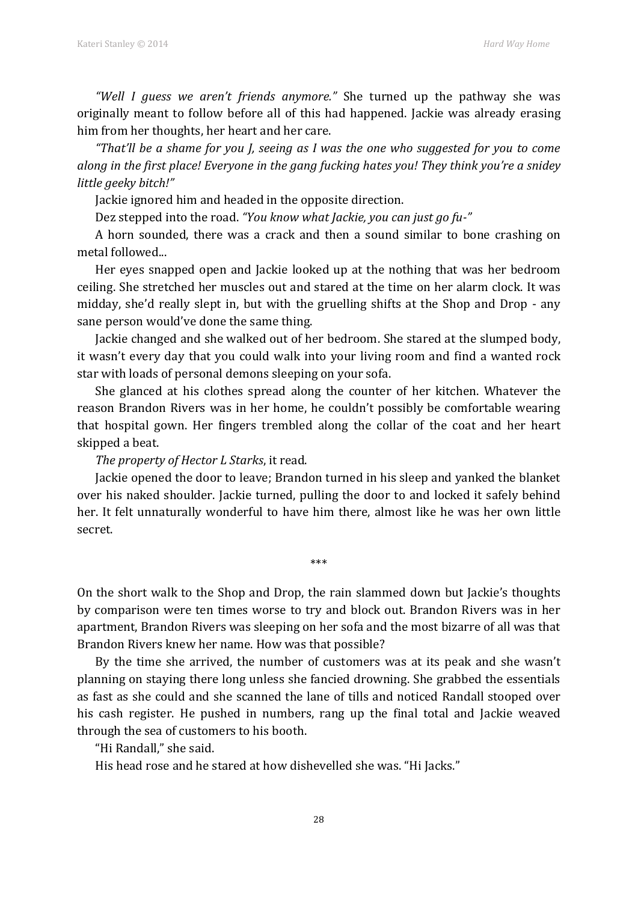*"Well I guess we aren't friends anymore."* She turned up the pathway she was originally meant to follow before all of this had happened. Jackie was already erasing him from her thoughts, her heart and her care.

*"That'll be a shame for you J, seeing as I was the one who suggested for you to come along in the first place! Everyone in the gang fucking hates you! They think you're a snidey little geeky bitch!"*

Jackie ignored him and headed in the opposite direction.

Dez stepped into the road. *"You know what Jackie, you can just go fu-"*

A horn sounded, there was a crack and then a sound similar to bone crashing on metal followed...

Her eyes snapped open and Jackie looked up at the nothing that was her bedroom ceiling. She stretched her muscles out and stared at the time on her alarm clock. It was midday, she'd really slept in, but with the gruelling shifts at the Shop and Drop - any sane person would've done the same thing.

Jackie changed and she walked out of her bedroom. She stared at the slumped body, it wasn't every day that you could walk into your living room and find a wanted rock star with loads of personal demons sleeping on your sofa.

She glanced at his clothes spread along the counter of her kitchen. Whatever the reason Brandon Rivers was in her home, he couldn't possibly be comfortable wearing that hospital gown. Her fingers trembled along the collar of the coat and her heart skipped a beat.

*The property of Hector L Starks*, it read.

Jackie opened the door to leave; Brandon turned in his sleep and yanked the blanket over his naked shoulder. Jackie turned, pulling the door to and locked it safely behind her. It felt unnaturally wonderful to have him there, almost like he was her own little secret.

\*\*\*

On the short walk to the Shop and Drop, the rain slammed down but Jackie's thoughts by comparison were ten times worse to try and block out. Brandon Rivers was in her apartment, Brandon Rivers was sleeping on her sofa and the most bizarre of all was that Brandon Rivers knew her name. How was that possible?

By the time she arrived, the number of customers was at its peak and she wasn't planning on staying there long unless she fancied drowning. She grabbed the essentials as fast as she could and she scanned the lane of tills and noticed Randall stooped over his cash register. He pushed in numbers, rang up the final total and Jackie weaved through the sea of customers to his booth.

"Hi Randall," she said.

His head rose and he stared at how dishevelled she was. "Hi Jacks."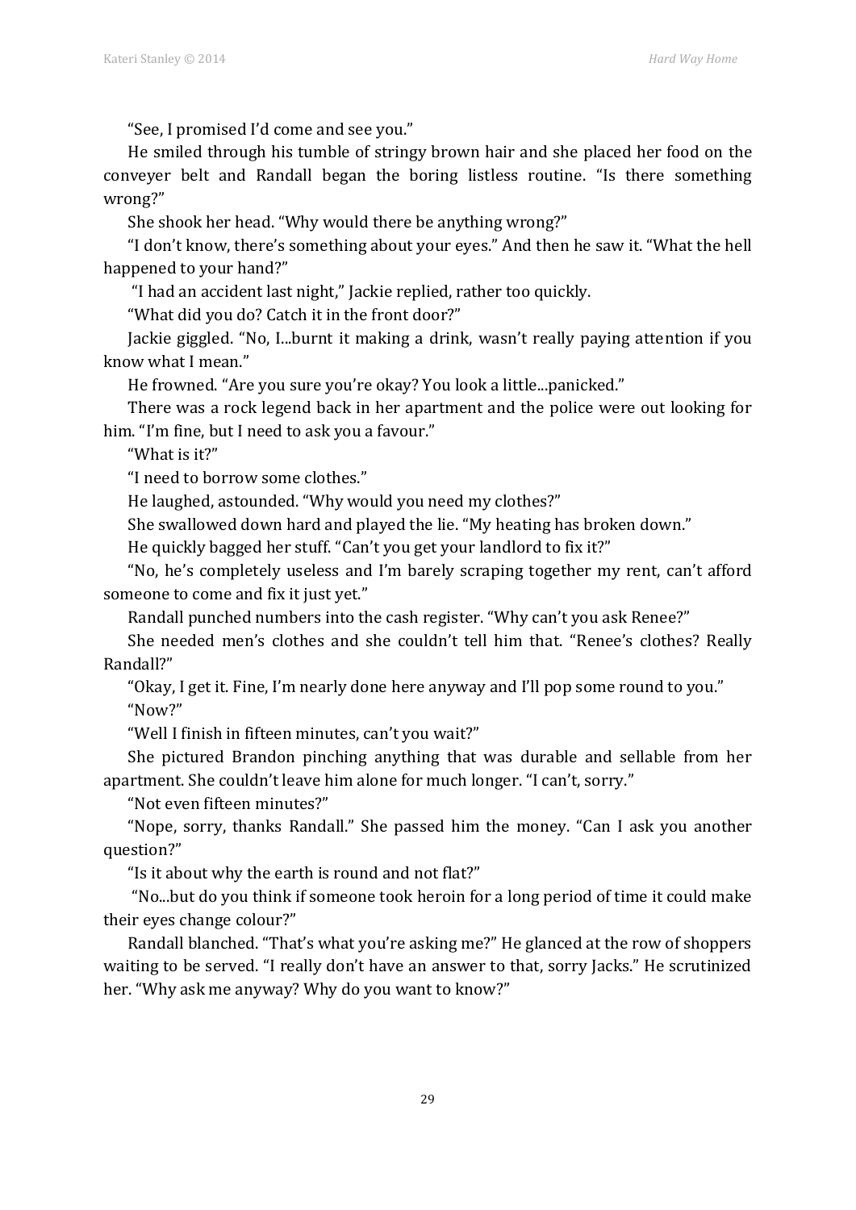"See, I promised I'd come and see you."

He smiled through his tumble of stringy brown hair and she placed her food on the conveyer belt and Randall began the boring listless routine. "Is there something wrong?"

She shook her head. "Why would there be anything wrong?"

"I don't know, there's something about your eyes." And then he saw it. "What the hell happened to your hand?"

"I had an accident last night," Jackie replied, rather too quickly.

"What did you do? Catch it in the front door?"

Jackie giggled. "No, I...burnt it making a drink, wasn't really paying attention if you know what I mean."

He frowned. "Are you sure you're okay? You look a little...panicked."

There was a rock legend back in her apartment and the police were out looking for him. "I'm fine, but I need to ask you a favour."

"What is it?"

"I need to borrow some clothes."

He laughed, astounded. "Why would you need my clothes?"

She swallowed down hard and played the lie. "My heating has broken down."

He quickly bagged her stuff. "Can't you get your landlord to fix it?"

"No, he's completely useless and I'm barely scraping together my rent, can't afford someone to come and fix it just yet."

Randall punched numbers into the cash register. "Why can't you ask Renee?"

She needed men's clothes and she couldn't tell him that. "Renee's clothes? Really Randall?"

"Okay, I get it. Fine, I'm nearly done here anyway and I'll pop some round to you."

"Now?"

"Well I finish in fifteen minutes, can't you wait?"

She pictured Brandon pinching anything that was durable and sellable from her apartment. She couldn't leave him alone for much longer. "I can't, sorry."

"Not even fifteen minutes?"

"Nope, sorry, thanks Randall." She passed him the money. "Can I ask you another question?"

"Is it about why the earth is round and not flat?"

"No...but do you think if someone took heroin for a long period of time it could make their eyes change colour?"

Randall blanched. "That's what you're asking me?" He glanced at the row of shoppers waiting to be served. "I really don't have an answer to that, sorry Jacks." He scrutinized her. "Why ask me anyway? Why do you want to know?"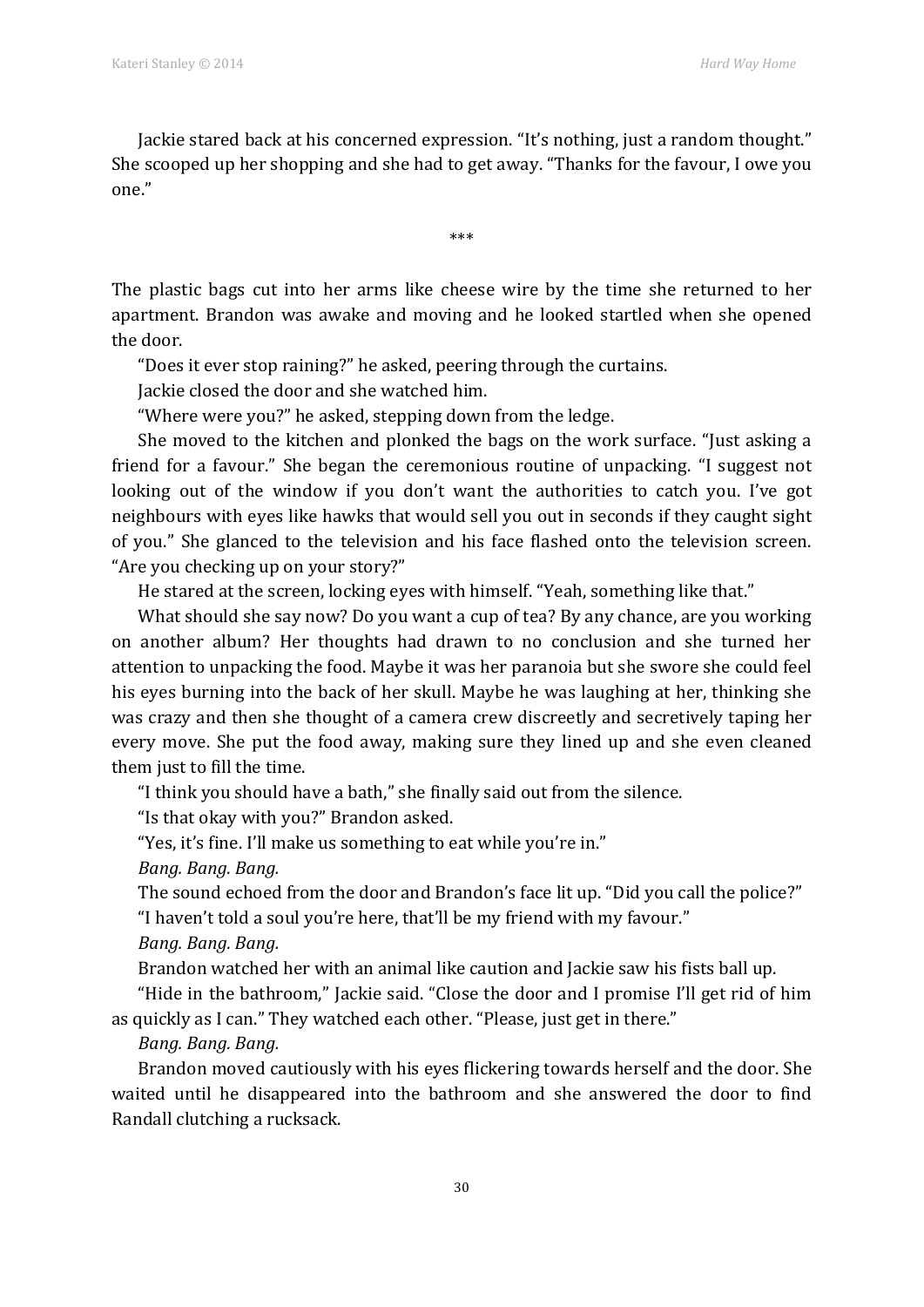Jackie stared back at his concerned expression. "It's nothing, just a random thought." She scooped up her shopping and she had to get away. "Thanks for the favour, I owe you one."

\*\*\*

The plastic bags cut into her arms like cheese wire by the time she returned to her apartment. Brandon was awake and moving and he looked startled when she opened the door.

"Does it ever stop raining?" he asked, peering through the curtains.

Jackie closed the door and she watched him.

"Where were you?" he asked, stepping down from the ledge.

She moved to the kitchen and plonked the bags on the work surface. "Just asking a friend for a favour." She began the ceremonious routine of unpacking. "I suggest not looking out of the window if you don't want the authorities to catch you. I've got neighbours with eyes like hawks that would sell you out in seconds if they caught sight of you." She glanced to the television and his face flashed onto the television screen. "Are you checking up on your story?"

He stared at the screen, locking eyes with himself. "Yeah, something like that."

What should she say now? Do you want a cup of tea? By any chance, are you working on another album? Her thoughts had drawn to no conclusion and she turned her attention to unpacking the food. Maybe it was her paranoia but she swore she could feel his eyes burning into the back of her skull. Maybe he was laughing at her, thinking she was crazy and then she thought of a camera crew discreetly and secretively taping her every move. She put the food away, making sure they lined up and she even cleaned them just to fill the time.

"I think you should have a bath," she finally said out from the silence.

"Is that okay with you?" Brandon asked.

"Yes, it's fine. I'll make us something to eat while you're in."

*Bang. Bang. Bang.*

The sound echoed from the door and Brandon's face lit up. "Did you call the police?"

"I haven't told a soul you're here, that'll be my friend with my favour."

*Bang. Bang. Bang.*

Brandon watched her with an animal like caution and Jackie saw his fists ball up.

"Hide in the bathroom," Jackie said. "Close the door and I promise I'll get rid of him as quickly as I can." They watched each other. "Please, just get in there."

*Bang. Bang. Bang.*

Brandon moved cautiously with his eyes flickering towards herself and the door. She waited until he disappeared into the bathroom and she answered the door to find Randall clutching a rucksack.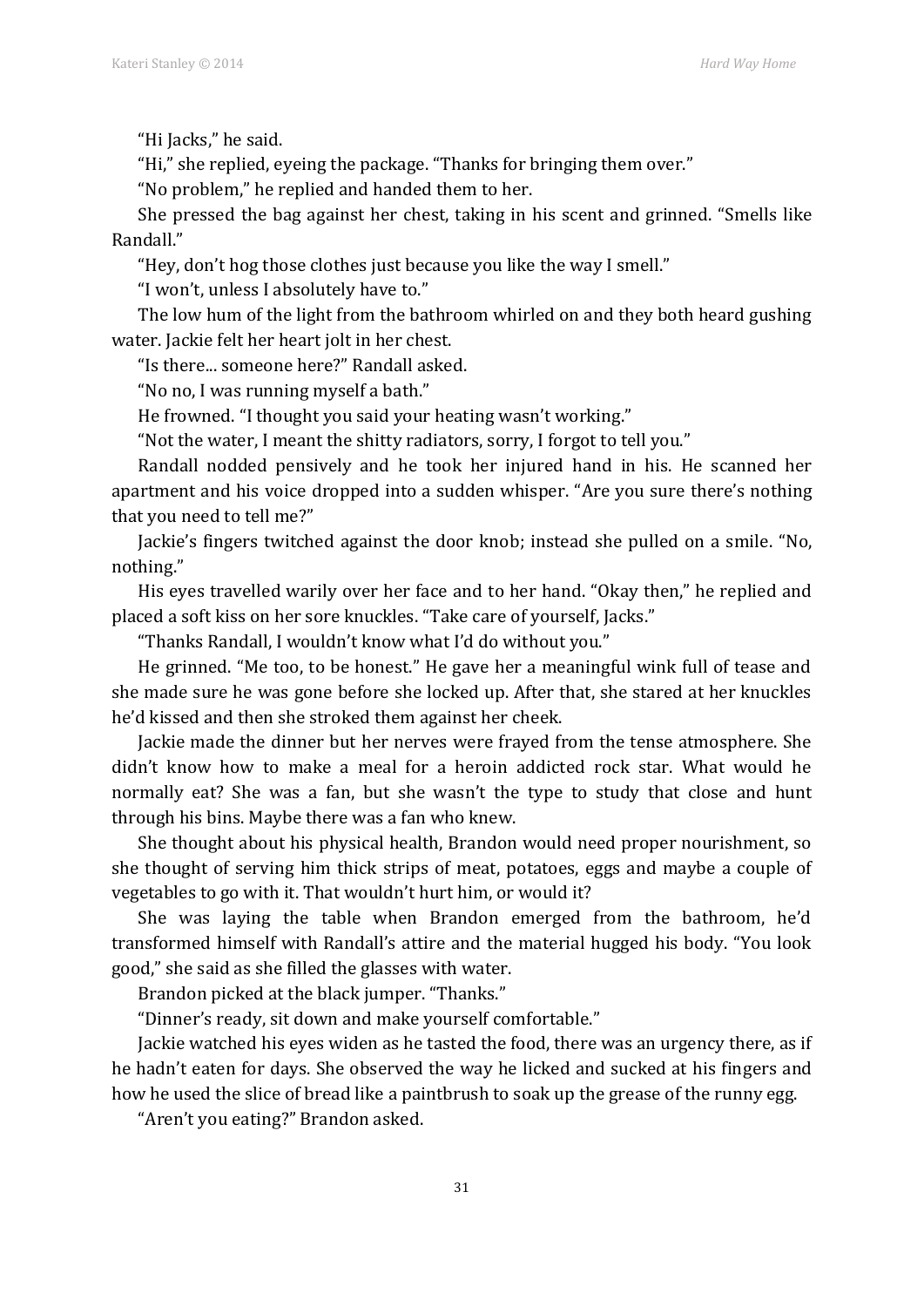"Hi Jacks," he said.

"Hi," she replied, eyeing the package. "Thanks for bringing them over."

"No problem," he replied and handed them to her.

She pressed the bag against her chest, taking in his scent and grinned. "Smells like Randall."

"Hey, don't hog those clothes just because you like the way I smell."

"I won't, unless I absolutely have to."

The low hum of the light from the bathroom whirled on and they both heard gushing water. Jackie felt her heart jolt in her chest.

"Is there... someone here?" Randall asked.

"No no, I was running myself a bath."

He frowned. "I thought you said your heating wasn't working."

"Not the water, I meant the shitty radiators, sorry, I forgot to tell you."

Randall nodded pensively and he took her injured hand in his. He scanned her apartment and his voice dropped into a sudden whisper. "Are you sure there's nothing that you need to tell me?"

Jackie's fingers twitched against the door knob; instead she pulled on a smile. "No, nothing."

His eyes travelled warily over her face and to her hand. "Okay then," he replied and placed a soft kiss on her sore knuckles. "Take care of yourself, Jacks."

"Thanks Randall, I wouldn't know what I'd do without you."

He grinned. "Me too, to be honest." He gave her a meaningful wink full of tease and she made sure he was gone before she locked up. After that, she stared at her knuckles he'd kissed and then she stroked them against her cheek.

Jackie made the dinner but her nerves were frayed from the tense atmosphere. She didn't know how to make a meal for a heroin addicted rock star. What would he normally eat? She was a fan, but she wasn't the type to study that close and hunt through his bins. Maybe there was a fan who knew.

She thought about his physical health, Brandon would need proper nourishment, so she thought of serving him thick strips of meat, potatoes, eggs and maybe a couple of vegetables to go with it. That wouldn't hurt him, or would it?

She was laying the table when Brandon emerged from the bathroom, he'd transformed himself with Randall's attire and the material hugged his body. "You look good," she said as she filled the glasses with water.

Brandon picked at the black jumper. "Thanks."

"Dinner's ready, sit down and make yourself comfortable."

Jackie watched his eyes widen as he tasted the food, there was an urgency there, as if he hadn't eaten for days. She observed the way he licked and sucked at his fingers and how he used the slice of bread like a paintbrush to soak up the grease of the runny egg.

"Aren't you eating?" Brandon asked.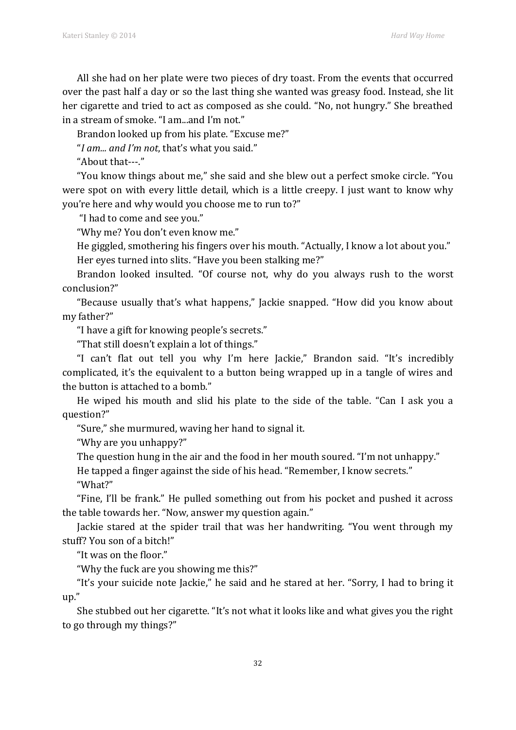All she had on her plate were two pieces of dry toast. From the events that occurred over the past half a day or so the last thing she wanted was greasy food. Instead, she lit her cigarette and tried to act as composed as she could. "No, not hungry." She breathed in a stream of smoke. "I am...and I'm not."

Brandon looked up from his plate. "Excuse me?"

"*I am... and I'm not*, that's what you said."

"About that---."

"You know things about me," she said and she blew out a perfect smoke circle. "You were spot on with every little detail, which is a little creepy. I just want to know why you're here and why would you choose me to run to?"

"I had to come and see you."

"Why me? You don't even know me."

He giggled, smothering his fingers over his mouth. "Actually, I know a lot about you."

Her eyes turned into slits. "Have you been stalking me?"

Brandon looked insulted. "Of course not, why do you always rush to the worst conclusion?"

"Because usually that's what happens," Jackie snapped. "How did you know about my father?"

"I have a gift for knowing people's secrets."

"That still doesn't explain a lot of things."

"I can't flat out tell you why I'm here Jackie," Brandon said. "It's incredibly complicated, it's the equivalent to a button being wrapped up in a tangle of wires and the button is attached to a bomb."

He wiped his mouth and slid his plate to the side of the table. "Can I ask you a question?"

"Sure," she murmured, waving her hand to signal it.

"Why are you unhappy?"

The question hung in the air and the food in her mouth soured. "I'm not unhappy."

He tapped a finger against the side of his head. "Remember, I know secrets."

"What?"

"Fine, I'll be frank." He pulled something out from his pocket and pushed it across the table towards her. "Now, answer my question again."

Jackie stared at the spider trail that was her handwriting. "You went through my stuff? You son of a bitch!"

"It was on the floor."

"Why the fuck are you showing me this?"

"It's your suicide note Jackie," he said and he stared at her. "Sorry, I had to bring it up."

She stubbed out her cigarette. "It's not what it looks like and what gives you the right to go through my things?"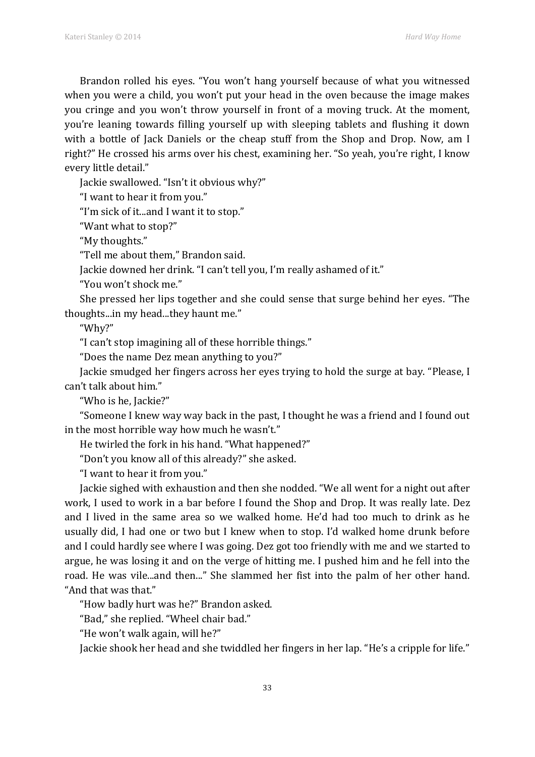Brandon rolled his eyes. "You won't hang yourself because of what you witnessed when you were a child, you won't put your head in the oven because the image makes you cringe and you won't throw yourself in front of a moving truck. At the moment, you're leaning towards filling yourself up with sleeping tablets and flushing it down with a bottle of Jack Daniels or the cheap stuff from the Shop and Drop. Now, am I right?" He crossed his arms over his chest, examining her. "So yeah, you're right, I know every little detail."

Jackie swallowed. "Isn't it obvious why?"

"I want to hear it from you."

"I'm sick of it...and I want it to stop."

"Want what to stop?"

"My thoughts."

"Tell me about them," Brandon said.

Jackie downed her drink. "I can't tell you, I'm really ashamed of it."

"You won't shock me."

She pressed her lips together and she could sense that surge behind her eyes. "The thoughts...in my head...they haunt me."

"Why?"

"I can't stop imagining all of these horrible things."

"Does the name Dez mean anything to you?"

Jackie smudged her fingers across her eyes trying to hold the surge at bay. "Please, I can't talk about him."

"Who is he, Jackie?"

"Someone I knew way way back in the past, I thought he was a friend and I found out in the most horrible way how much he wasn't."

He twirled the fork in his hand. "What happened?"

"Don't you know all of this already?" she asked.

"I want to hear it from you."

Jackie sighed with exhaustion and then she nodded. "We all went for a night out after work, I used to work in a bar before I found the Shop and Drop. It was really late. Dez and I lived in the same area so we walked home. He'd had too much to drink as he usually did, I had one or two but I knew when to stop. I'd walked home drunk before and I could hardly see where I was going. Dez got too friendly with me and we started to argue, he was losing it and on the verge of hitting me. I pushed him and he fell into the road. He was vile...and then..." She slammed her fist into the palm of her other hand. "And that was that."

"How badly hurt was he?" Brandon asked.

"Bad," she replied. "Wheel chair bad."

"He won't walk again, will he?"

Jackie shook her head and she twiddled her fingers in her lap. "He's a cripple for life."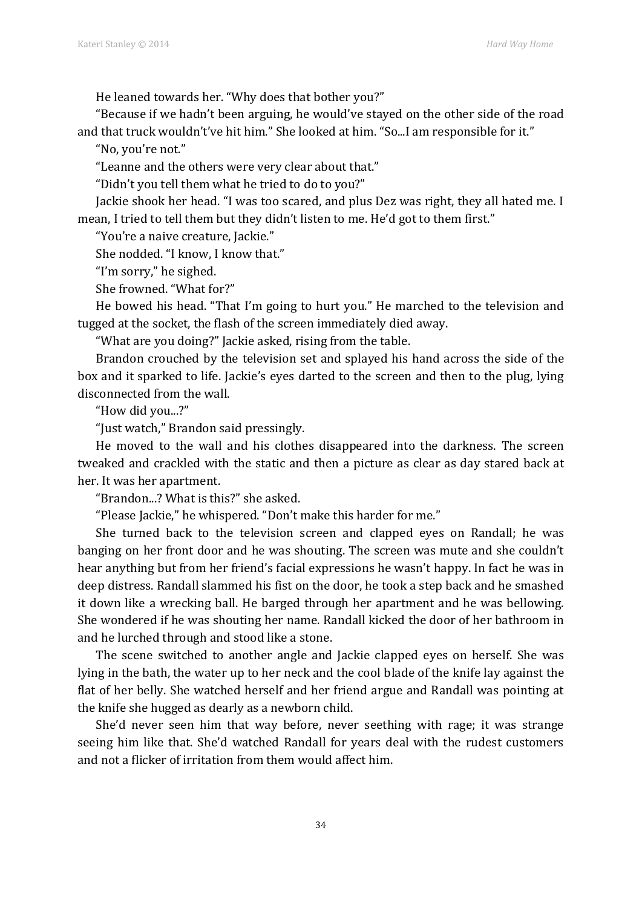He leaned towards her. "Why does that bother you?"

"Because if we hadn't been arguing, he would've stayed on the other side of the road and that truck wouldn't've hit him." She looked at him. "So...I am responsible for it."

"No, you're not."

"Leanne and the others were very clear about that."

"Didn't you tell them what he tried to do to you?"

Jackie shook her head. "I was too scared, and plus Dez was right, they all hated me. I mean, I tried to tell them but they didn't listen to me. He'd got to them first."

"You're a naive creature, Jackie."

She nodded. "I know, I know that."

"I'm sorry," he sighed.

She frowned. "What for?"

He bowed his head. "That I'm going to hurt you." He marched to the television and tugged at the socket, the flash of the screen immediately died away.

"What are you doing?" Jackie asked, rising from the table.

Brandon crouched by the television set and splayed his hand across the side of the box and it sparked to life. Jackie's eyes darted to the screen and then to the plug, lying disconnected from the wall.

"How did you...?"

"Just watch," Brandon said pressingly.

He moved to the wall and his clothes disappeared into the darkness. The screen tweaked and crackled with the static and then a picture as clear as day stared back at her. It was her apartment.

"Brandon...? What is this?" she asked.

"Please Jackie," he whispered. "Don't make this harder for me."

She turned back to the television screen and clapped eyes on Randall; he was banging on her front door and he was shouting. The screen was mute and she couldn't hear anything but from her friend's facial expressions he wasn't happy. In fact he was in deep distress. Randall slammed his fist on the door, he took a step back and he smashed it down like a wrecking ball. He barged through her apartment and he was bellowing. She wondered if he was shouting her name. Randall kicked the door of her bathroom in and he lurched through and stood like a stone.

The scene switched to another angle and Jackie clapped eyes on herself. She was lying in the bath, the water up to her neck and the cool blade of the knife lay against the flat of her belly. She watched herself and her friend argue and Randall was pointing at the knife she hugged as dearly as a newborn child.

She'd never seen him that way before, never seething with rage; it was strange seeing him like that. She'd watched Randall for years deal with the rudest customers and not a flicker of irritation from them would affect him.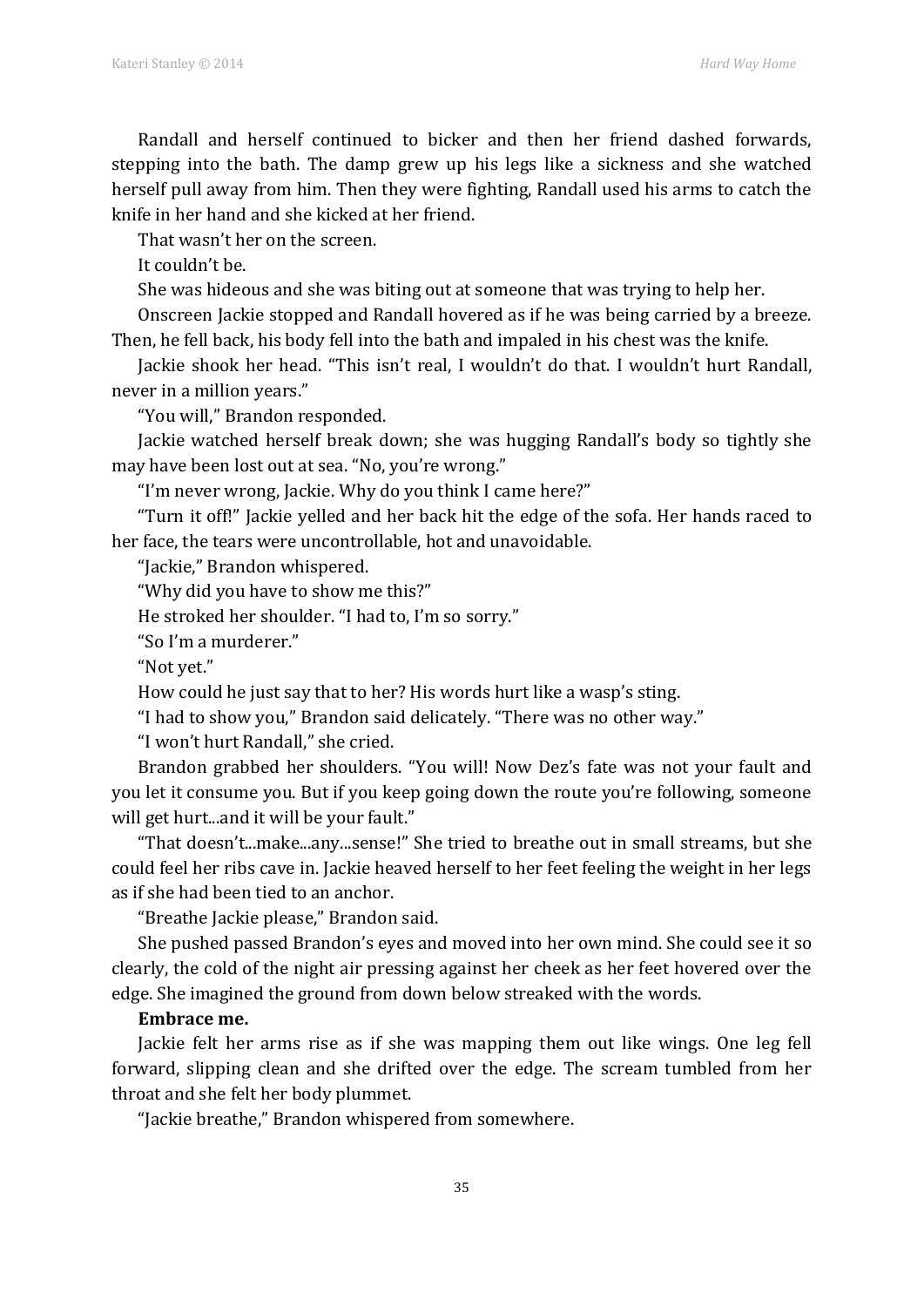Randall and herself continued to bicker and then her friend dashed forwards, stepping into the bath. The damp grew up his legs like a sickness and she watched herself pull away from him. Then they were fighting, Randall used his arms to catch the knife in her hand and she kicked at her friend.

That wasn't her on the screen.

It couldn't be.

She was hideous and she was biting out at someone that was trying to help her.

Onscreen Jackie stopped and Randall hovered as if he was being carried by a breeze. Then, he fell back, his body fell into the bath and impaled in his chest was the knife.

Jackie shook her head. "This isn't real, I wouldn't do that. I wouldn't hurt Randall, never in a million years."

"You will," Brandon responded.

Jackie watched herself break down; she was hugging Randall's body so tightly she may have been lost out at sea. "No, you're wrong."

"I'm never wrong, Jackie. Why do you think I came here?"

"Turn it off!" Jackie yelled and her back hit the edge of the sofa. Her hands raced to her face, the tears were uncontrollable, hot and unavoidable.

"Jackie," Brandon whispered.

"Why did you have to show me this?"

He stroked her shoulder. "I had to, I'm so sorry."

"So I'm a murderer."

"Not yet."

How could he just say that to her? His words hurt like a wasp's sting.

"I had to show you," Brandon said delicately. "There was no other way."

"I won't hurt Randall," she cried.

Brandon grabbed her shoulders. "You will! Now Dez's fate was not your fault and you let it consume you. But if you keep going down the route you're following, someone will get hurt...and it will be your fault."

"That doesn't...make...any...sense!" She tried to breathe out in small streams, but she could feel her ribs cave in. Jackie heaved herself to her feet feeling the weight in her legs as if she had been tied to an anchor.

"Breathe Jackie please," Brandon said.

She pushed passed Brandon's eyes and moved into her own mind. She could see it so clearly, the cold of the night air pressing against her cheek as her feet hovered over the edge. She imagined the ground from down below streaked with the words.

**Embrace me.**

Jackie felt her arms rise as if she was mapping them out like wings. One leg fell forward, slipping clean and she drifted over the edge. The scream tumbled from her throat and she felt her body plummet.

"Jackie breathe," Brandon whispered from somewhere.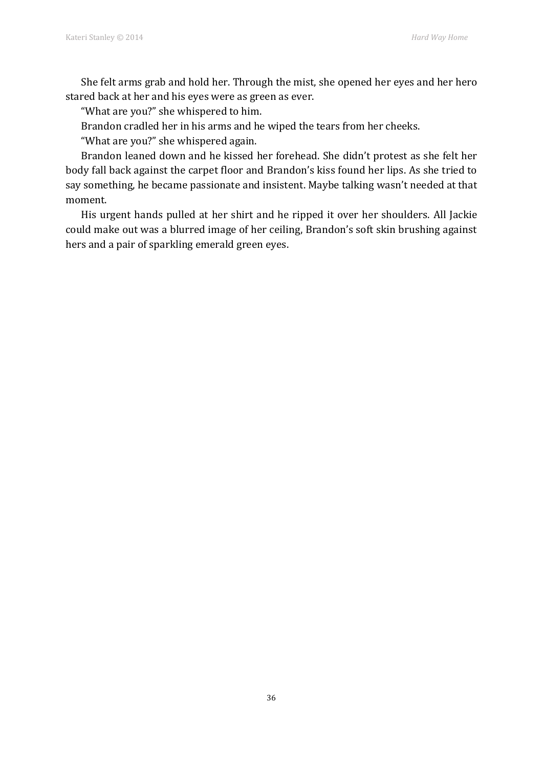She felt arms grab and hold her. Through the mist, she opened her eyes and her hero stared back at her and his eyes were as green as ever.

"What are you?" she whispered to him.

Brandon cradled her in his arms and he wiped the tears from her cheeks.

"What are you?" she whispered again.

Brandon leaned down and he kissed her forehead. She didn't protest as she felt her body fall back against the carpet floor and Brandon's kiss found her lips. As she tried to say something, he became passionate and insistent. Maybe talking wasn't needed at that moment.

His urgent hands pulled at her shirt and he ripped it over her shoulders. All Jackie could make out was a blurred image of her ceiling, Brandon's soft skin brushing against hers and a pair of sparkling emerald green eyes.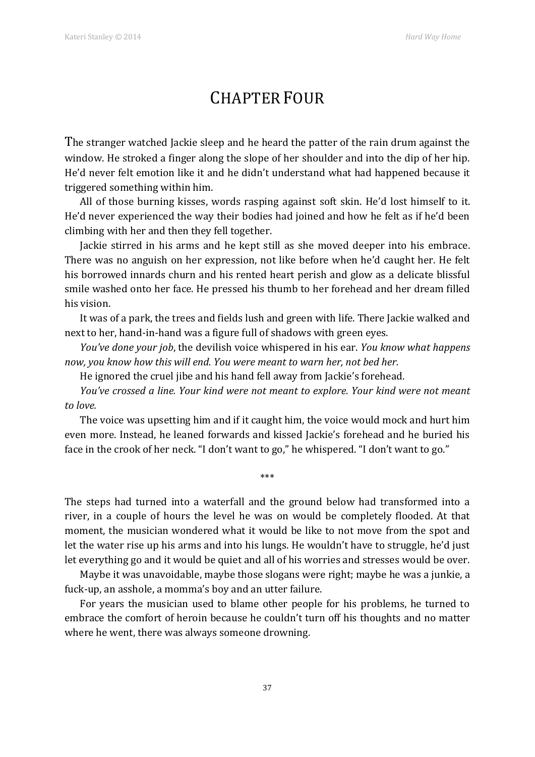# CHAPTER FOUR

The stranger watched Jackie sleep and he heard the patter of the rain drum against the window. He stroked a finger along the slope of her shoulder and into the dip of her hip. He'd never felt emotion like it and he didn't understand what had happened because it triggered something within him.

All of those burning kisses, words rasping against soft skin. He'd lost himself to it. He'd never experienced the way their bodies had joined and how he felt as if he'd been climbing with her and then they fell together.

Jackie stirred in his arms and he kept still as she moved deeper into his embrace. There was no anguish on her expression, not like before when he'd caught her. He felt his borrowed innards churn and his rented heart perish and glow as a delicate blissful smile washed onto her face. He pressed his thumb to her forehead and her dream filled his vision.

It was of a park, the trees and fields lush and green with life. There Jackie walked and next to her, hand-in-hand was a figure full of shadows with green eyes.

*You've done your job*, the devilish voice whispered in his ear. *You know what happens now, you know how this will end. You were meant to warn her, not bed her.*

He ignored the cruel jibe and his hand fell away from Jackie's forehead.

*You've crossed a line. Your kind were not meant to explore. Your kind were not meant to love.*

The voice was upsetting him and if it caught him, the voice would mock and hurt him even more. Instead, he leaned forwards and kissed Jackie's forehead and he buried his face in the crook of her neck. "I don't want to go," he whispered. "I don't want to go."

***

The steps had turned into a waterfall and the ground below had transformed into a river, in a couple of hours the level he was on would be completely flooded. At that moment, the musician wondered what it would be like to not move from the spot and let the water rise up his arms and into his lungs. He wouldn't have to struggle, he'd just let everything go and it would be quiet and all of his worries and stresses would be over.

Maybe it was unavoidable, maybe those slogans were right; maybe he was a junkie, a fuck-up, an asshole, a momma's boy and an utter failure.

For years the musician used to blame other people for his problems, he turned to embrace the comfort of heroin because he couldn't turn off his thoughts and no matter where he went, there was always someone drowning.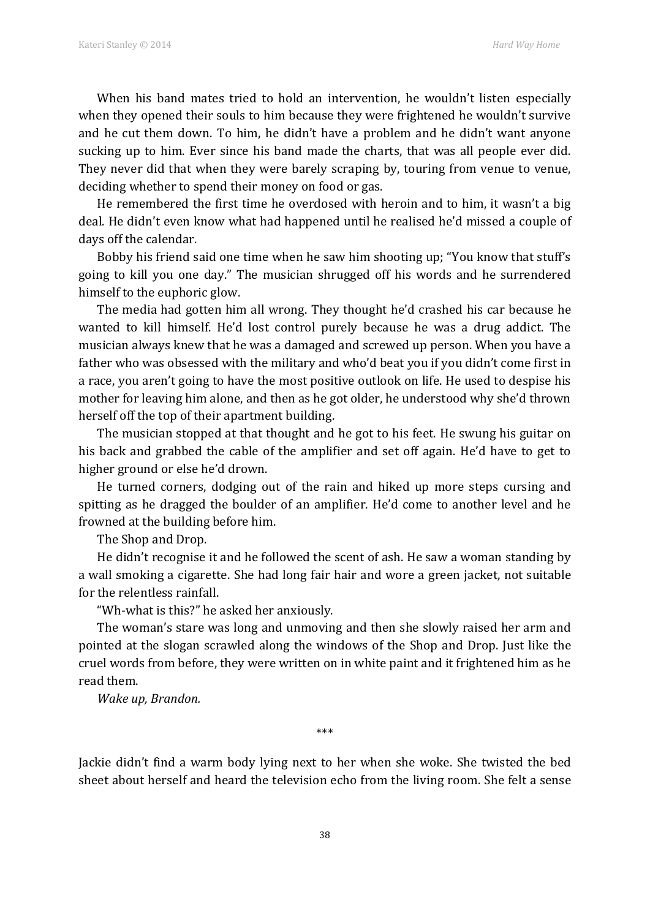When his band mates tried to hold an intervention, he wouldn't listen especially when they opened their souls to him because they were frightened he wouldn't survive and he cut them down. To him, he didn't have a problem and he didn't want anyone sucking up to him. Ever since his band made the charts, that was all people ever did. They never did that when they were barely scraping by, touring from venue to venue, deciding whether to spend their money on food or gas.

He remembered the first time he overdosed with heroin and to him, it wasn't a big deal. He didn't even know what had happened until he realised he'd missed a couple of days off the calendar.

Bobby his friend said one time when he saw him shooting up; "You know that stuff's going to kill you one day." The musician shrugged off his words and he surrendered himself to the euphoric glow.

The media had gotten him all wrong. They thought he'd crashed his car because he wanted to kill himself. He'd lost control purely because he was a drug addict. The musician always knew that he was a damaged and screwed up person. When you have a father who was obsessed with the military and who'd beat you if you didn't come first in a race, you aren't going to have the most positive outlook on life. He used to despise his mother for leaving him alone, and then as he got older, he understood why she'd thrown herself off the top of their apartment building.

The musician stopped at that thought and he got to his feet. He swung his guitar on his back and grabbed the cable of the amplifier and set off again. He'd have to get to higher ground or else he'd drown.

He turned corners, dodging out of the rain and hiked up more steps cursing and spitting as he dragged the boulder of an amplifier. He'd come to another level and he frowned at the building before him.

The Shop and Drop.

He didn't recognise it and he followed the scent of ash. He saw a woman standing by a wall smoking a cigarette. She had long fair hair and wore a green jacket, not suitable for the relentless rainfall.

"Wh-what is this?" he asked her anxiously.

The woman's stare was long and unmoving and then she slowly raised her arm and pointed at the slogan scrawled along the windows of the Shop and Drop. Just like the cruel words from before, they were written on in white paint and it frightened him as he read them.

*Wake up, Brandon.*

***

Jackie didn't find a warm body lying next to her when she woke. She twisted the bed sheet about herself and heard the television echo from the living room. She felt a sense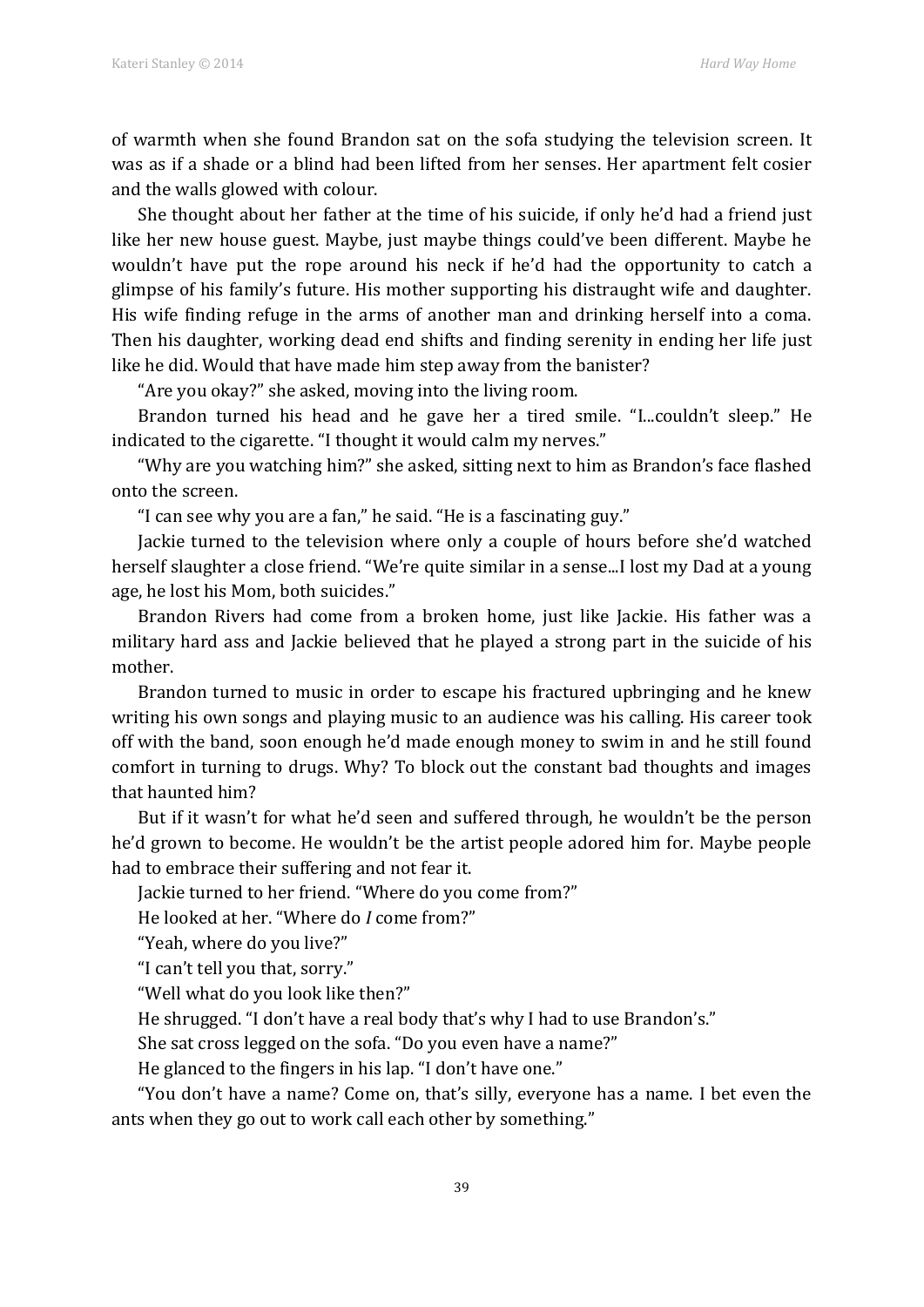of warmth when she found Brandon sat on the sofa studying the television screen. It was as if a shade or a blind had been lifted from her senses. Her apartment felt cosier and the walls glowed with colour.

She thought about her father at the time of his suicide, if only he'd had a friend just like her new house guest. Maybe, just maybe things could've been different. Maybe he wouldn't have put the rope around his neck if he'd had the opportunity to catch a glimpse of his family's future. His mother supporting his distraught wife and daughter. His wife finding refuge in the arms of another man and drinking herself into a coma. Then his daughter, working dead end shifts and finding serenity in ending her life just like he did. Would that have made him step away from the banister?

"Are you okay?" she asked, moving into the living room.

Brandon turned his head and he gave her a tired smile. "I...couldn't sleep." He indicated to the cigarette. "I thought it would calm my nerves."

"Why are you watching him?" she asked, sitting next to him as Brandon's face flashed onto the screen.

"I can see why you are a fan," he said. "He is a fascinating guy."

Jackie turned to the television where only a couple of hours before she'd watched herself slaughter a close friend. "We're quite similar in a sense...I lost my Dad at a young age, he lost his Mom, both suicides."

Brandon Rivers had come from a broken home, just like Jackie. His father was a military hard ass and Jackie believed that he played a strong part in the suicide of his mother.

Brandon turned to music in order to escape his fractured upbringing and he knew writing his own songs and playing music to an audience was his calling. His career took off with the band, soon enough he'd made enough money to swim in and he still found comfort in turning to drugs. Why? To block out the constant bad thoughts and images that haunted him?

But if it wasn't for what he'd seen and suffered through, he wouldn't be the person he'd grown to become. He wouldn't be the artist people adored him for. Maybe people had to embrace their suffering and not fear it.

Jackie turned to her friend. "Where do you come from?"

He looked at her. "Where do *I* come from?"

"Yeah, where do you live?"

"I can't tell you that, sorry."

"Well what do you look like then?"

He shrugged. "I don't have a real body that's why I had to use Brandon's."

She sat cross legged on the sofa. "Do you even have a name?"

He glanced to the fingers in his lap. "I don't have one."

"You don't have a name? Come on, that's silly, everyone has a name. I bet even the ants when they go out to work call each other by something."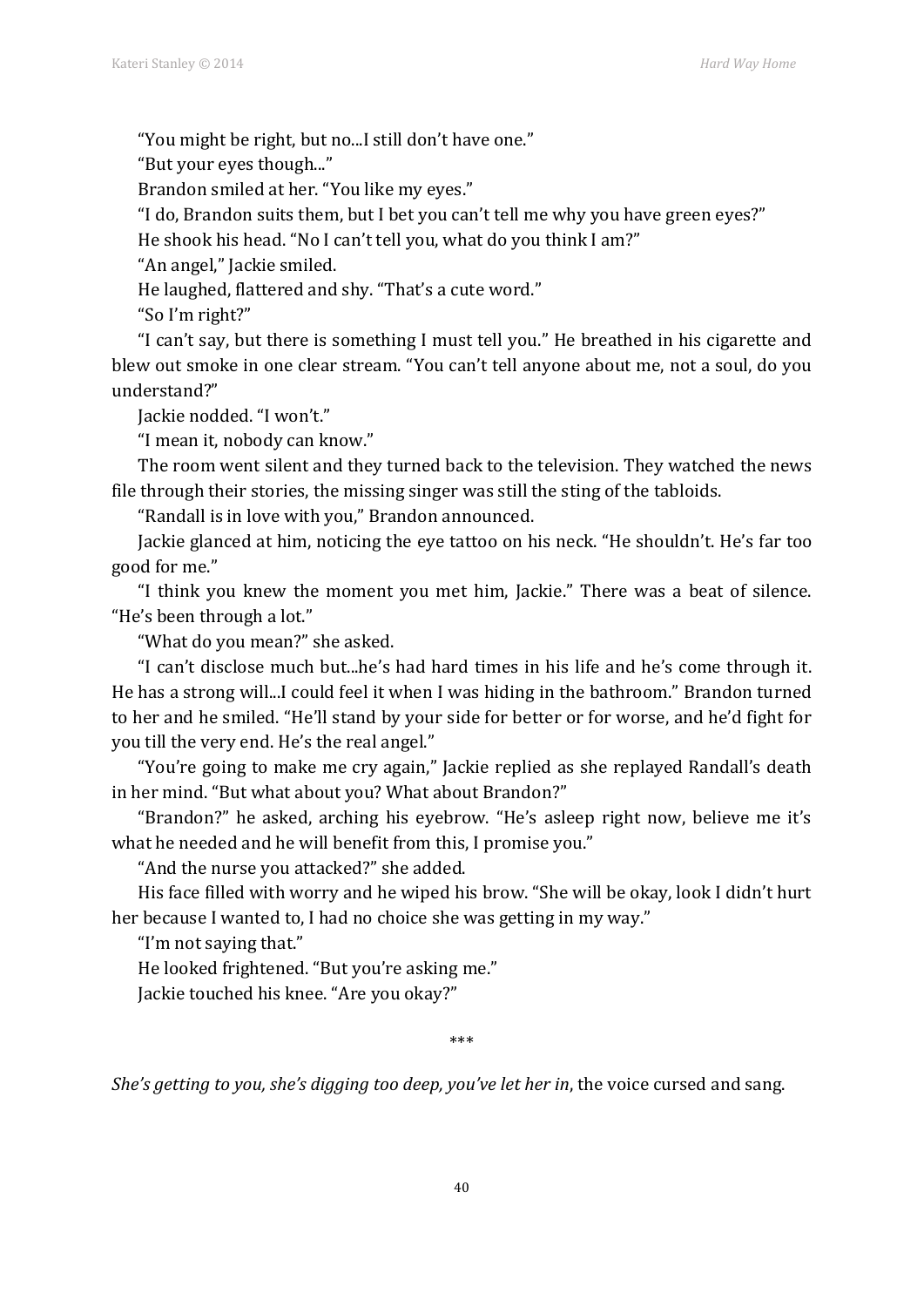"You might be right, but no...I still don't have one."

"But your eyes though..."

Brandon smiled at her. "You like my eyes."

"I do, Brandon suits them, but I bet you can't tell me why you have green eyes?"

He shook his head. "No I can't tell you, what do you think I am?"

"An angel," Jackie smiled.

He laughed, flattered and shy. "That's a cute word."

"So I'm right?"

"I can't say, but there is something I must tell you." He breathed in his cigarette and blew out smoke in one clear stream. "You can't tell anyone about me, not a soul, do you understand?"

Jackie nodded. "I won't."

"I mean it, nobody can know."

The room went silent and they turned back to the television. They watched the news file through their stories, the missing singer was still the sting of the tabloids.

"Randall is in love with you," Brandon announced.

Jackie glanced at him, noticing the eye tattoo on his neck. "He shouldn't. He's far too good for me."

"I think you knew the moment you met him, Jackie." There was a beat of silence. "He's been through a lot."

"What do you mean?" she asked.

"I can't disclose much but...he's had hard times in his life and he's come through it. He has a strong will...I could feel it when I was hiding in the bathroom." Brandon turned to her and he smiled. "He'll stand by your side for better or for worse, and he'd fight for you till the very end. He's the real angel."

"You're going to make me cry again," Jackie replied as she replayed Randall's death in her mind. "But what about you? What about Brandon?"

"Brandon?" he asked, arching his eyebrow. "He's asleep right now, believe me it's what he needed and he will benefit from this, I promise you."

"And the nurse you attacked?" she added.

His face filled with worry and he wiped his brow. "She will be okay, look I didn't hurt her because I wanted to, I had no choice she was getting in my way."

"I'm not saying that."

He looked frightened. "But you're asking me."

Jackie touched his knee. "Are you okay?"

\*\*\*

*She's getting to you, she's digging too deep, you've let her in*, the voice cursed and sang.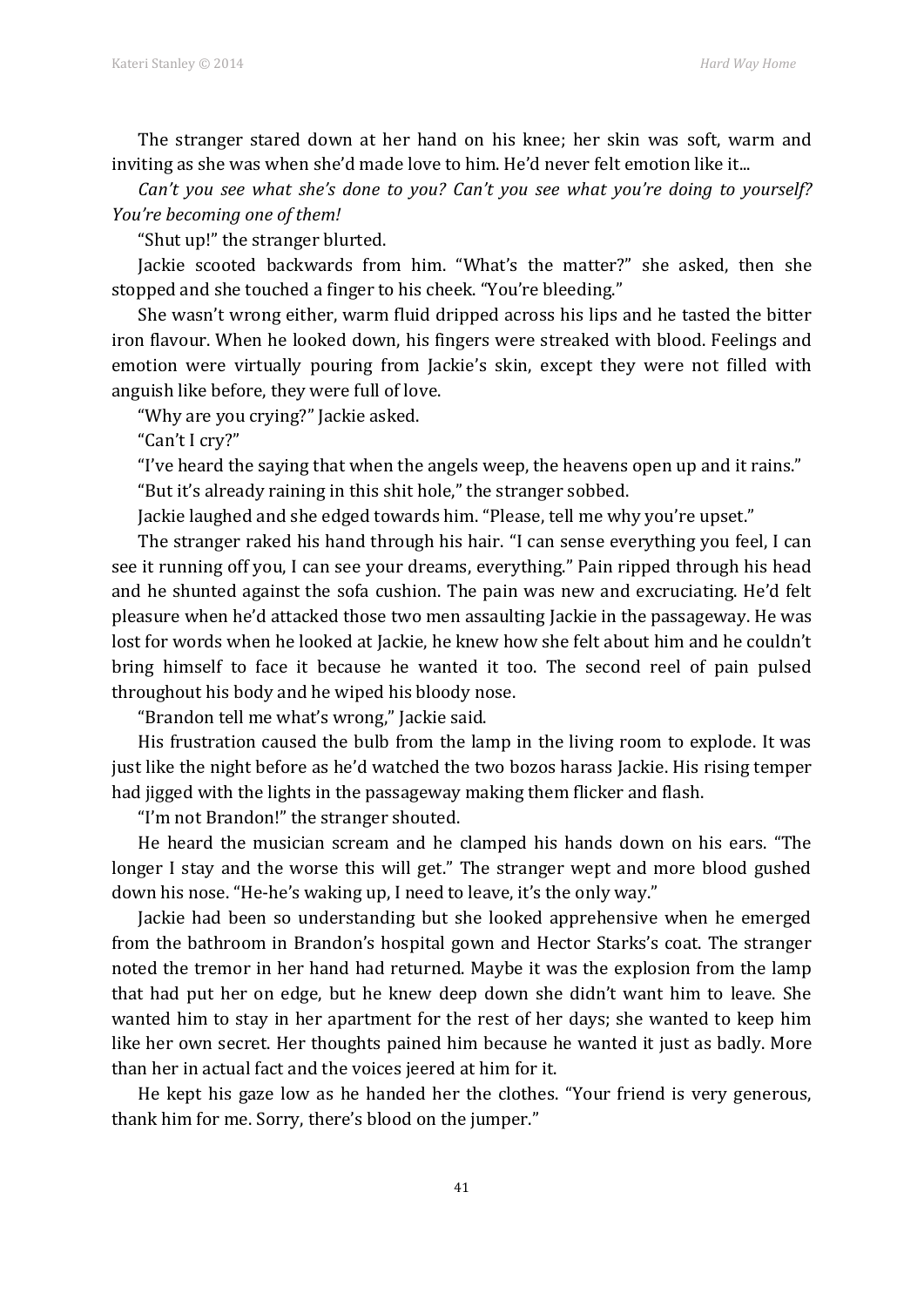The stranger stared down at her hand on his knee; her skin was soft, warm and inviting as she was when she'd made love to him. He'd never felt emotion like it...

*Can't you see what she's done to you? Can't you see what you're doing to yourself? You're becoming one of them!*

"Shut up!" the stranger blurted.

Jackie scooted backwards from him. "What's the matter?" she asked, then she stopped and she touched a finger to his cheek. "You're bleeding."

She wasn't wrong either, warm fluid dripped across his lips and he tasted the bitter iron flavour. When he looked down, his fingers were streaked with blood. Feelings and emotion were virtually pouring from Jackie's skin, except they were not filled with anguish like before, they were full of love.

"Why are you crying?" Jackie asked.

"Can't I cry?"

"I've heard the saying that when the angels weep, the heavens open up and it rains."

"But it's already raining in this shit hole," the stranger sobbed.

Jackie laughed and she edged towards him. "Please, tell me why you're upset."

The stranger raked his hand through his hair. "I can sense everything you feel, I can see it running off you, I can see your dreams, everything." Pain ripped through his head and he shunted against the sofa cushion. The pain was new and excruciating. He'd felt pleasure when he'd attacked those two men assaulting Jackie in the passageway. He was lost for words when he looked at Jackie, he knew how she felt about him and he couldn't bring himself to face it because he wanted it too. The second reel of pain pulsed throughout his body and he wiped his bloody nose.

"Brandon tell me what's wrong," Jackie said.

His frustration caused the bulb from the lamp in the living room to explode. It was just like the night before as he'd watched the two bozos harass Jackie. His rising temper had jigged with the lights in the passageway making them flicker and flash.

"I'm not Brandon!" the stranger shouted.

He heard the musician scream and he clamped his hands down on his ears. "The longer I stay and the worse this will get." The stranger wept and more blood gushed down his nose. "He-he's waking up, I need to leave, it's the only way."

Jackie had been so understanding but she looked apprehensive when he emerged from the bathroom in Brandon's hospital gown and Hector Starks's coat. The stranger noted the tremor in her hand had returned. Maybe it was the explosion from the lamp that had put her on edge, but he knew deep down she didn't want him to leave. She wanted him to stay in her apartment for the rest of her days; she wanted to keep him like her own secret. Her thoughts pained him because he wanted it just as badly. More than her in actual fact and the voices jeered at him for it.

He kept his gaze low as he handed her the clothes. "Your friend is very generous, thank him for me. Sorry, there's blood on the jumper."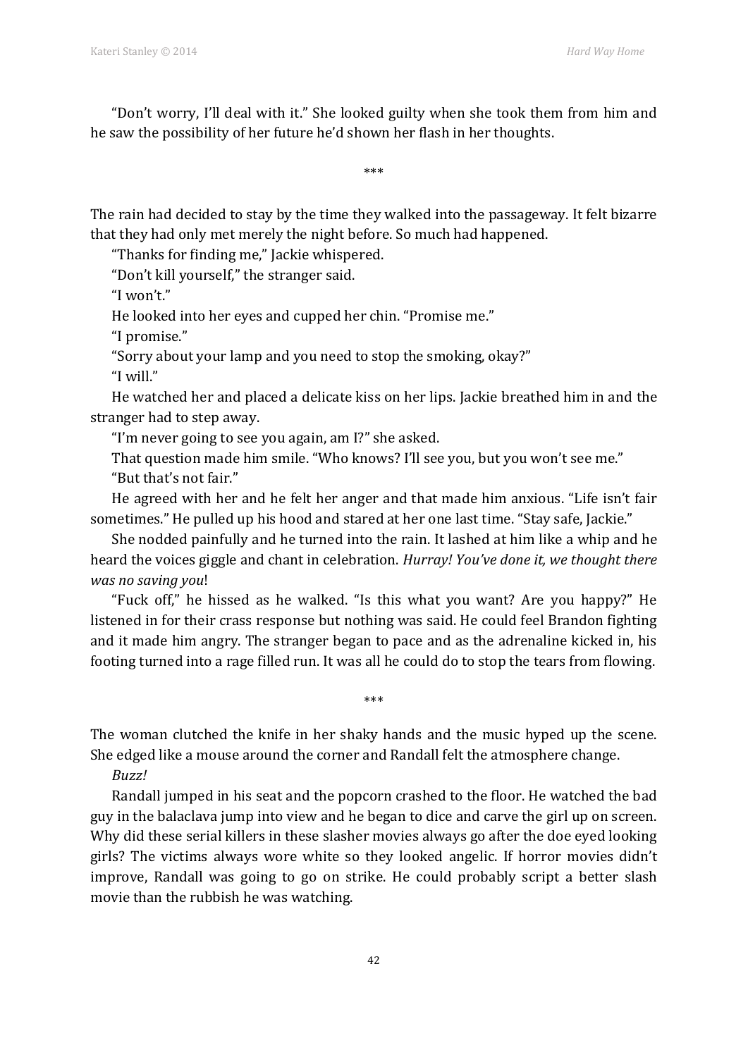"Don't worry, I'll deal with it." She looked guilty when she took them from him and he saw the possibility of her future he'd shown her flash in her thoughts.

\*\*\*

The rain had decided to stay by the time they walked into the passageway. It felt bizarre that they had only met merely the night before. So much had happened.

"Thanks for finding me," Jackie whispered.

"Don't kill yourself," the stranger said.

"I won't."

He looked into her eyes and cupped her chin. "Promise me."

"I promise."

"Sorry about your lamp and you need to stop the smoking, okay?"

"I will."

He watched her and placed a delicate kiss on her lips. Jackie breathed him in and the stranger had to step away.

"I'm never going to see you again, am I?" she asked.

That question made him smile. "Who knows? I'll see you, but you won't see me."

"But that's not fair."

He agreed with her and he felt her anger and that made him anxious. "Life isn't fair sometimes." He pulled up his hood and stared at her one last time. "Stay safe, Jackie."

She nodded painfully and he turned into the rain. It lashed at him like a whip and he heard the voices giggle and chant in celebration. *Hurray! You've done it, we thought there was no saving you*!

"Fuck off," he hissed as he walked. "Is this what you want? Are you happy?" He listened in for their crass response but nothing was said. He could feel Brandon fighting and it made him angry. The stranger began to pace and as the adrenaline kicked in, his footing turned into a rage filled run. It was all he could do to stop the tears from flowing.

\*\*\*

The woman clutched the knife in her shaky hands and the music hyped up the scene. She edged like a mouse around the corner and Randall felt the atmosphere change.

*Buzz!*

Randall jumped in his seat and the popcorn crashed to the floor. He watched the bad guy in the balaclava jump into view and he began to dice and carve the girl up on screen. Why did these serial killers in these slasher movies always go after the doe eyed looking girls? The victims always wore white so they looked angelic. If horror movies didn't improve, Randall was going to go on strike. He could probably script a better slash movie than the rubbish he was watching.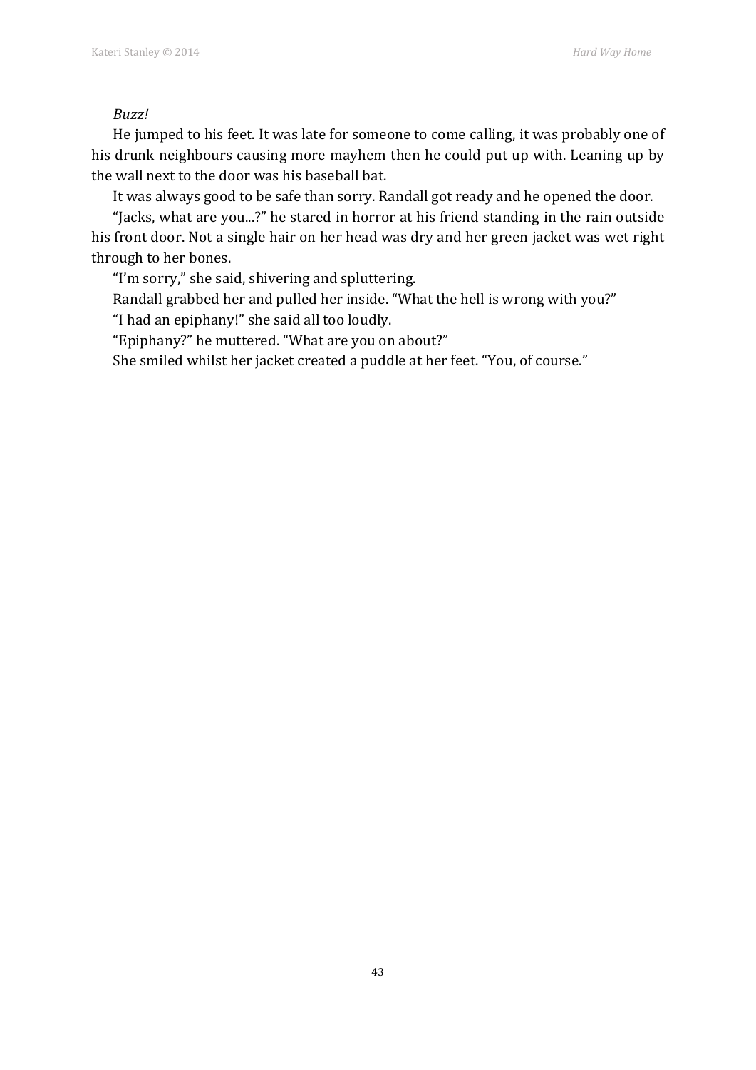*Buzz!*

He jumped to his feet. It was late for someone to come calling, it was probably one of his drunk neighbours causing more mayhem then he could put up with. Leaning up by the wall next to the door was his baseball bat.

It was always good to be safe than sorry. Randall got ready and he opened the door.

"Jacks, what are you...?" he stared in horror at his friend standing in the rain outside his front door. Not a single hair on her head was dry and her green jacket was wet right through to her bones.

"I'm sorry," she said, shivering and spluttering.

Randall grabbed her and pulled her inside. "What the hell is wrong with you?"

"I had an epiphany!" she said all too loudly.

"Epiphany?" he muttered. "What are you on about?"

She smiled whilst her jacket created a puddle at her feet. "You, of course."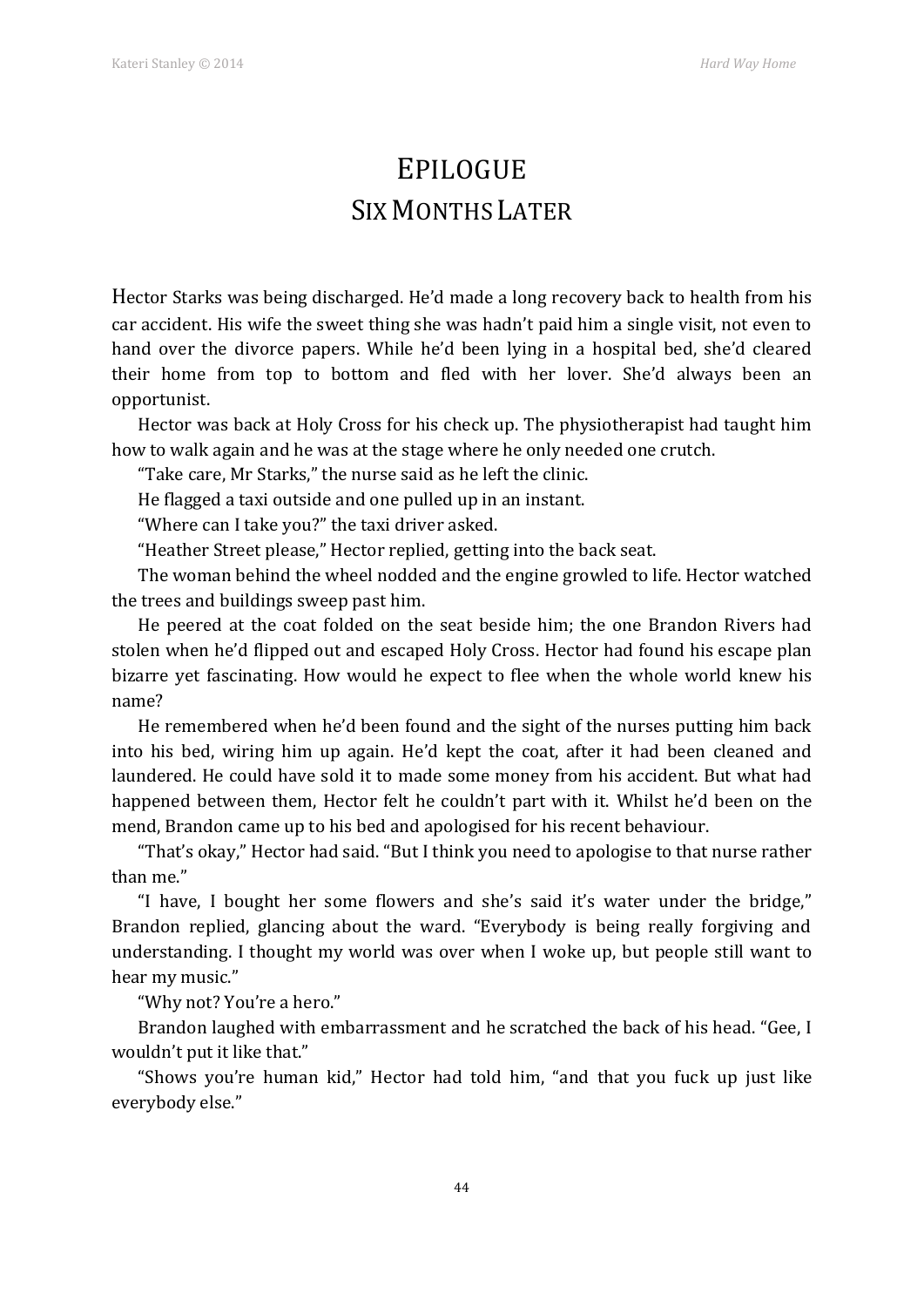# Epilogue
## Six Months Later

Hector Starks was being discharged. He'd made a long recovery back to health from his car accident. His wife the sweet thing she was hadn't paid him a single visit, not even to hand over the divorce papers. While he'd been lying in a hospital bed, she'd cleared their home from top to bottom and fled with her lover. She'd always been an opportunist.

Hector was back at Holy Cross for his check up. The physiotherapist had taught him how to walk again and he was at the stage where he only needed one crutch.

"Take care, Mr Starks," the nurse said as he left the clinic.

He flagged a taxi outside and one pulled up in an instant.

"Where can I take you?" the taxi driver asked.

"Heather Street please," Hector replied, getting into the back seat.

The woman behind the wheel nodded and the engine growled to life. Hector watched the trees and buildings sweep past him.

He peered at the coat folded on the seat beside him; the one Brandon Rivers had stolen when he'd flipped out and escaped Holy Cross. Hector had found his escape plan bizarre yet fascinating. How would he expect to flee when the whole world knew his name?

He remembered when he'd been found and the sight of the nurses putting him back into his bed, wiring him up again. He'd kept the coat, after it had been cleaned and laundered. He could have sold it to made some money from his accident. But what had happened between them, Hector felt he couldn't part with it. Whilst he'd been on the mend, Brandon came up to his bed and apologised for his recent behaviour.

"That's okay," Hector had said. "But I think you need to apologise to that nurse rather than me."

"I have, I bought her some flowers and she's said it's water under the bridge," Brandon replied, glancing about the ward. "Everybody is being really forgiving and understanding. I thought my world was over when I woke up, but people still want to hear my music."

"Why not? You're a hero."

Brandon laughed with embarrassment and he scratched the back of his head. "Gee, I wouldn't put it like that."

"Shows you're human kid," Hector had told him, "and that you fuck up just like everybody else."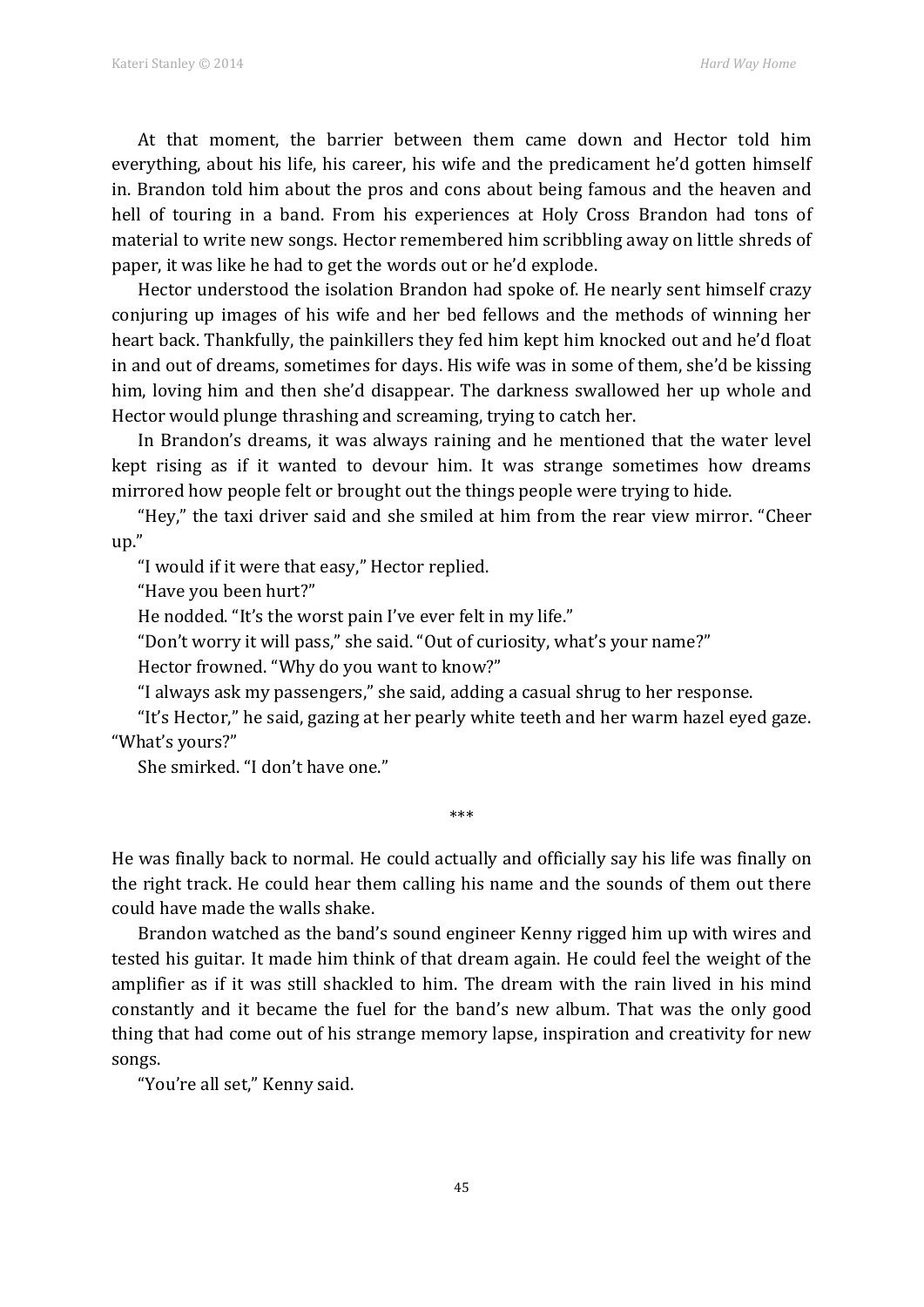At that moment, the barrier between them came down and Hector told him everything, about his life, his career, his wife and the predicament he'd gotten himself in. Brandon told him about the pros and cons about being famous and the heaven and hell of touring in a band. From his experiences at Holy Cross Brandon had tons of material to write new songs. Hector remembered him scribbling away on little shreds of paper, it was like he had to get the words out or he'd explode.

Hector understood the isolation Brandon had spoke of. He nearly sent himself crazy conjuring up images of his wife and her bed fellows and the methods of winning her heart back. Thankfully, the painkillers they fed him kept him knocked out and he'd float in and out of dreams, sometimes for days. His wife was in some of them, she'd be kissing him, loving him and then she'd disappear. The darkness swallowed her up whole and Hector would plunge thrashing and screaming, trying to catch her.

In Brandon's dreams, it was always raining and he mentioned that the water level kept rising as if it wanted to devour him. It was strange sometimes how dreams mirrored how people felt or brought out the things people were trying to hide.

"Hey," the taxi driver said and she smiled at him from the rear view mirror. "Cheer up."

"I would if it were that easy," Hector replied.

"Have you been hurt?"

He nodded. "It's the worst pain I've ever felt in my life."

"Don't worry it will pass," she said. "Out of curiosity, what's your name?"

Hector frowned. "Why do you want to know?"

"I always ask my passengers," she said, adding a casual shrug to her response.

"It's Hector," he said, gazing at her pearly white teeth and her warm hazel eyed gaze. "What's yours?"

She smirked. "I don't have one."

***

He was finally back to normal. He could actually and officially say his life was finally on the right track. He could hear them calling his name and the sounds of them out there could have made the walls shake.

Brandon watched as the band's sound engineer Kenny rigged him up with wires and tested his guitar. It made him think of that dream again. He could feel the weight of the amplifier as if it was still shackled to him. The dream with the rain lived in his mind constantly and it became the fuel for the band's new album. That was the only good thing that had come out of his strange memory lapse, inspiration and creativity for new songs.

"You're all set," Kenny said.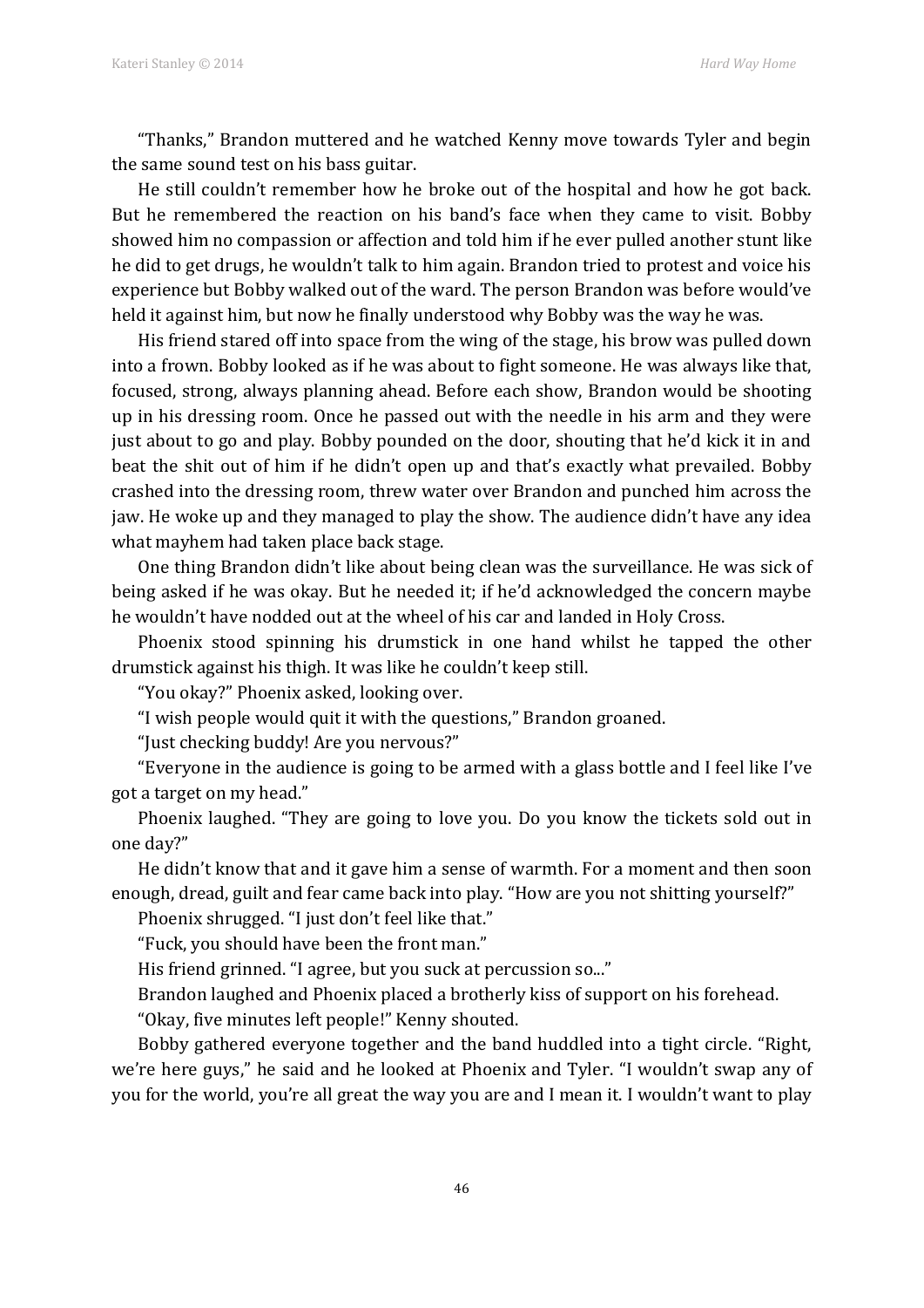"Thanks," Brandon muttered and he watched Kenny move towards Tyler and begin the same sound test on his bass guitar.

He still couldn't remember how he broke out of the hospital and how he got back. But he remembered the reaction on his band's face when they came to visit. Bobby showed him no compassion or affection and told him if he ever pulled another stunt like he did to get drugs, he wouldn't talk to him again. Brandon tried to protest and voice his experience but Bobby walked out of the ward. The person Brandon was before would've held it against him, but now he finally understood why Bobby was the way he was.

His friend stared off into space from the wing of the stage, his brow was pulled down into a frown. Bobby looked as if he was about to fight someone. He was always like that, focused, strong, always planning ahead. Before each show, Brandon would be shooting up in his dressing room. Once he passed out with the needle in his arm and they were just about to go and play. Bobby pounded on the door, shouting that he'd kick it in and beat the shit out of him if he didn't open up and that's exactly what prevailed. Bobby crashed into the dressing room, threw water over Brandon and punched him across the jaw. He woke up and they managed to play the show. The audience didn't have any idea what mayhem had taken place back stage.

One thing Brandon didn't like about being clean was the surveillance. He was sick of being asked if he was okay. But he needed it; if he'd acknowledged the concern maybe he wouldn't have nodded out at the wheel of his car and landed in Holy Cross.

Phoenix stood spinning his drumstick in one hand whilst he tapped the other drumstick against his thigh. It was like he couldn't keep still.

"You okay?" Phoenix asked, looking over.

"I wish people would quit it with the questions," Brandon groaned.

"Just checking buddy! Are you nervous?"

"Everyone in the audience is going to be armed with a glass bottle and I feel like I've got a target on my head."

Phoenix laughed. "They are going to love you. Do you know the tickets sold out in one day?"

He didn't know that and it gave him a sense of warmth. For a moment and then soon enough, dread, guilt and fear came back into play. "How are you not shitting yourself?"

Phoenix shrugged. "I just don't feel like that."

"Fuck, you should have been the front man."

His friend grinned. "I agree, but you suck at percussion so..."

Brandon laughed and Phoenix placed a brotherly kiss of support on his forehead.

"Okay, five minutes left people!" Kenny shouted.

Bobby gathered everyone together and the band huddled into a tight circle. "Right, we're here guys," he said and he looked at Phoenix and Tyler. "I wouldn't swap any of you for the world, you're all great the way you are and I mean it. I wouldn't want to play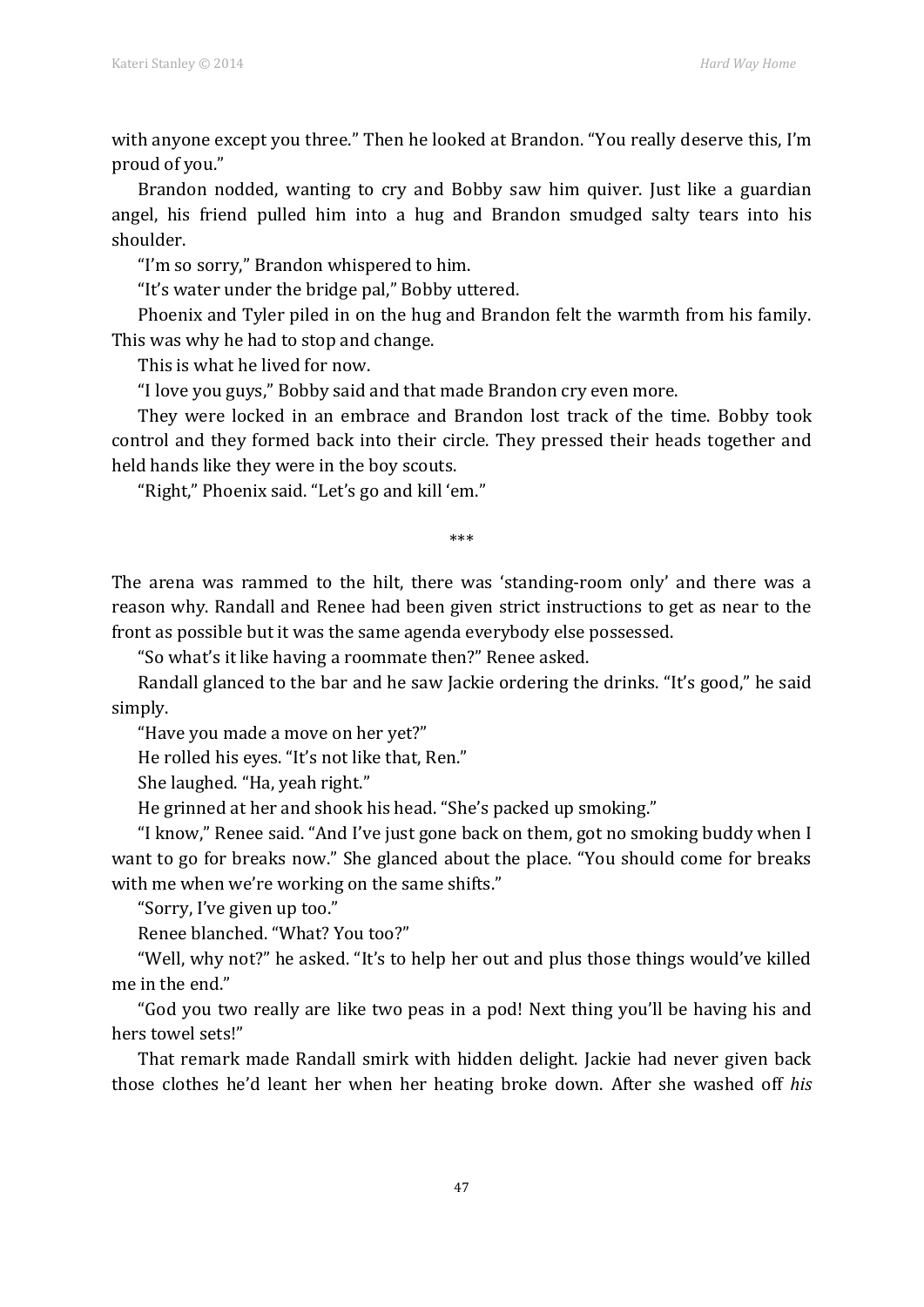with anyone except you three." Then he looked at Brandon. "You really deserve this, I'm proud of you."

Brandon nodded, wanting to cry and Bobby saw him quiver. Just like a guardian angel, his friend pulled him into a hug and Brandon smudged salty tears into his shoulder.

"I'm so sorry," Brandon whispered to him.

"It's water under the bridge pal," Bobby uttered.

Phoenix and Tyler piled in on the hug and Brandon felt the warmth from his family. This was why he had to stop and change.

This is what he lived for now.

"I love you guys," Bobby said and that made Brandon cry even more.

They were locked in an embrace and Brandon lost track of the time. Bobby took control and they formed back into their circle. They pressed their heads together and held hands like they were in the boy scouts.

"Right," Phoenix said. "Let's go and kill 'em."

\*\*\*

The arena was rammed to the hilt, there was 'standing-room only' and there was a reason why. Randall and Renee had been given strict instructions to get as near to the front as possible but it was the same agenda everybody else possessed.

"So what's it like having a roommate then?" Renee asked.

Randall glanced to the bar and he saw Jackie ordering the drinks. "It's good," he said simply.

"Have you made a move on her yet?"

He rolled his eyes. "It's not like that, Ren."

She laughed. "Ha, yeah right."

He grinned at her and shook his head. "She's packed up smoking."

"I know," Renee said. "And I've just gone back on them, got no smoking buddy when I want to go for breaks now." She glanced about the place. "You should come for breaks with me when we're working on the same shifts."

"Sorry, I've given up too."

Renee blanched. "What? You too?"

"Well, why not?" he asked. "It's to help her out and plus those things would've killed me in the end."

"God you two really are like two peas in a pod! Next thing you'll be having his and hers towel sets!"

That remark made Randall smirk with hidden delight. Jackie had never given back those clothes he'd leant her when her heating broke down. After she washed off *his*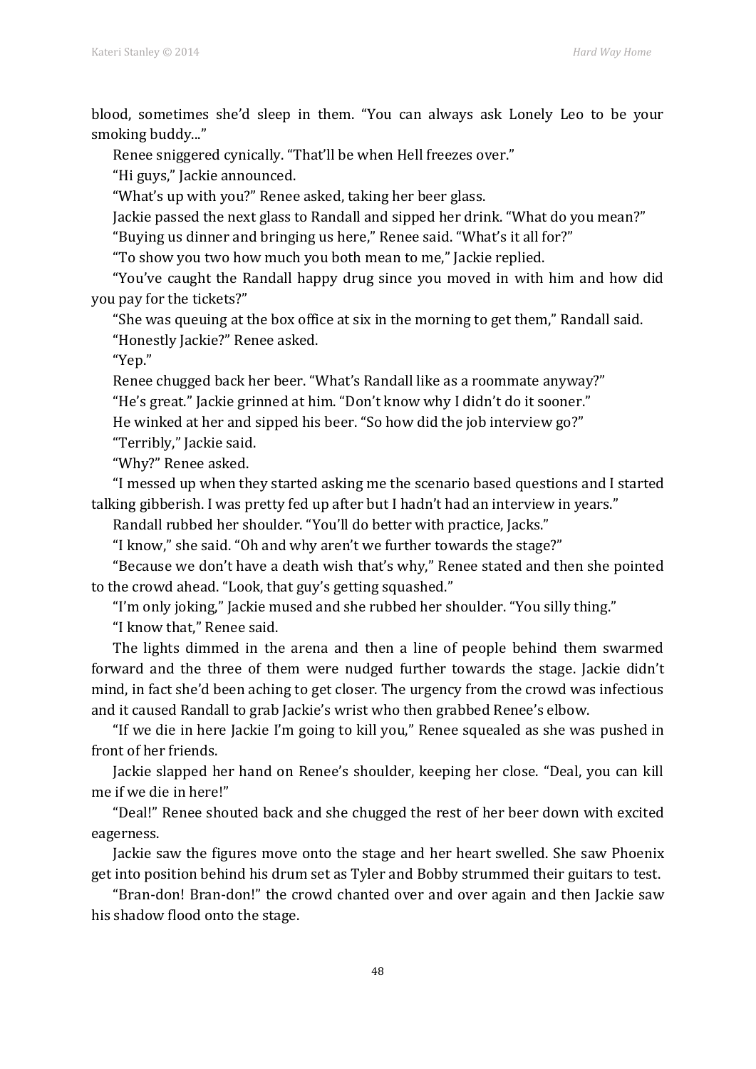blood, sometimes she'd sleep in them. "You can always ask Lonely Leo to be your smoking buddy..."

Renee sniggered cynically. "That'll be when Hell freezes over."

"Hi guys," Jackie announced.

"What's up with you?" Renee asked, taking her beer glass.

Jackie passed the next glass to Randall and sipped her drink. "What do you mean?"

"Buying us dinner and bringing us here," Renee said. "What's it all for?"

"To show you two how much you both mean to me," Jackie replied.

"You've caught the Randall happy drug since you moved in with him and how did you pay for the tickets?"

"She was queuing at the box office at six in the morning to get them," Randall said.

"Honestly Jackie?" Renee asked.

"Yep."

Renee chugged back her beer. "What's Randall like as a roommate anyway?"

"He's great." Jackie grinned at him. "Don't know why I didn't do it sooner."

He winked at her and sipped his beer. "So how did the job interview go?"

"Terribly," Jackie said.

"Why?" Renee asked.

"I messed up when they started asking me the scenario based questions and I started talking gibberish. I was pretty fed up after but I hadn't had an interview in years."

Randall rubbed her shoulder. "You'll do better with practice, Jacks."

"I know," she said. "Oh and why aren't we further towards the stage?"

"Because we don't have a death wish that's why," Renee stated and then she pointed to the crowd ahead. "Look, that guy's getting squashed."

"I'm only joking," Jackie mused and she rubbed her shoulder. "You silly thing."

"I know that," Renee said.

The lights dimmed in the arena and then a line of people behind them swarmed forward and the three of them were nudged further towards the stage. Jackie didn't mind, in fact she'd been aching to get closer. The urgency from the crowd was infectious and it caused Randall to grab Jackie's wrist who then grabbed Renee's elbow.

"If we die in here Jackie I'm going to kill you," Renee squealed as she was pushed in front of her friends.

Jackie slapped her hand on Renee's shoulder, keeping her close. "Deal, you can kill me if we die in here!"

"Deal!" Renee shouted back and she chugged the rest of her beer down with excited eagerness.

Jackie saw the figures move onto the stage and her heart swelled. She saw Phoenix get into position behind his drum set as Tyler and Bobby strummed their guitars to test.

"Bran-don! Bran-don!" the crowd chanted over and over again and then Jackie saw his shadow flood onto the stage.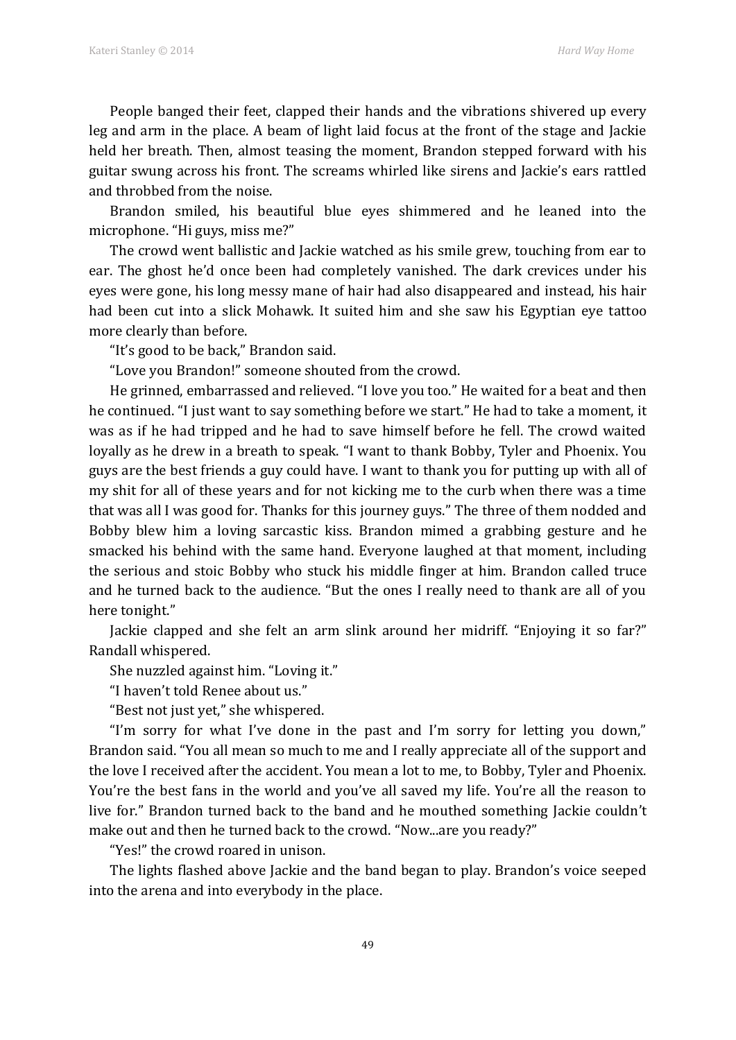People banged their feet, clapped their hands and the vibrations shivered up every leg and arm in the place. A beam of light laid focus at the front of the stage and Jackie held her breath. Then, almost teasing the moment, Brandon stepped forward with his guitar swung across his front. The screams whirled like sirens and Jackie's ears rattled and throbbed from the noise.

Brandon smiled, his beautiful blue eyes shimmered and he leaned into the microphone. "Hi guys, miss me?"

The crowd went ballistic and Jackie watched as his smile grew, touching from ear to ear. The ghost he'd once been had completely vanished. The dark crevices under his eyes were gone, his long messy mane of hair had also disappeared and instead, his hair had been cut into a slick Mohawk. It suited him and she saw his Egyptian eye tattoo more clearly than before.

"It's good to be back," Brandon said.

"Love you Brandon!" someone shouted from the crowd.

He grinned, embarrassed and relieved. "I love you too." He waited for a beat and then he continued. "I just want to say something before we start." He had to take a moment, it was as if he had tripped and he had to save himself before he fell. The crowd waited loyally as he drew in a breath to speak. "I want to thank Bobby, Tyler and Phoenix. You guys are the best friends a guy could have. I want to thank you for putting up with all of my shit for all of these years and for not kicking me to the curb when there was a time that was all I was good for. Thanks for this journey guys." The three of them nodded and Bobby blew him a loving sarcastic kiss. Brandon mimed a grabbing gesture and he smacked his behind with the same hand. Everyone laughed at that moment, including the serious and stoic Bobby who stuck his middle finger at him. Brandon called truce and he turned back to the audience. "But the ones I really need to thank are all of you here tonight."

Jackie clapped and she felt an arm slink around her midriff. "Enjoying it so far?" Randall whispered.

She nuzzled against him. "Loving it."

"I haven't told Renee about us."

"Best not just yet," she whispered.

"I'm sorry for what I've done in the past and I'm sorry for letting you down," Brandon said. "You all mean so much to me and I really appreciate all of the support and the love I received after the accident. You mean a lot to me, to Bobby, Tyler and Phoenix. You're the best fans in the world and you've all saved my life. You're all the reason to live for." Brandon turned back to the band and he mouthed something Jackie couldn't make out and then he turned back to the crowd. "Now...are you ready?"

"Yes!" the crowd roared in unison.

The lights flashed above Jackie and the band began to play. Brandon's voice seeped into the arena and into everybody in the place.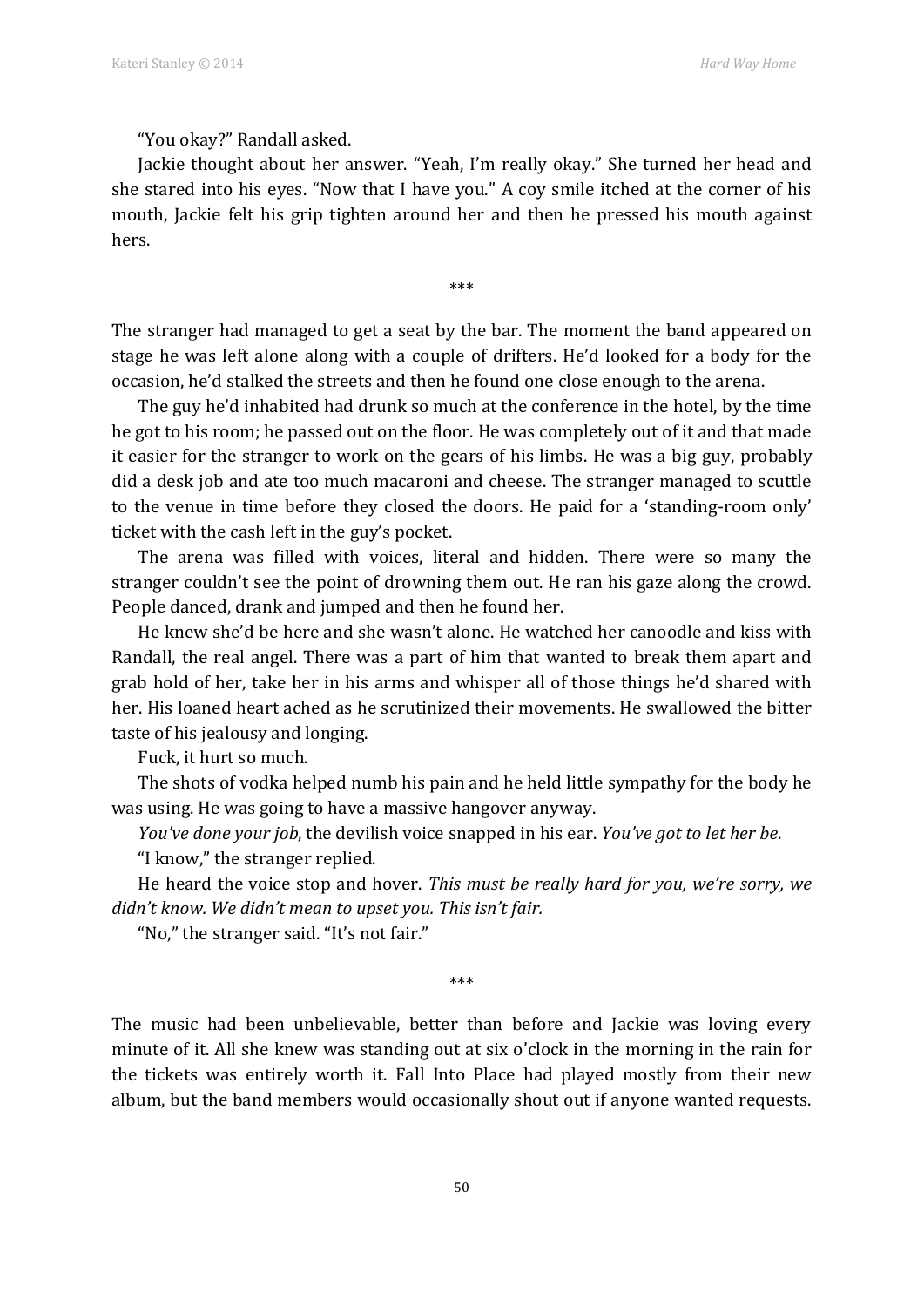"You okay?" Randall asked.

Jackie thought about her answer. "Yeah, I'm really okay." She turned her head and she stared into his eyes. "Now that I have you." A coy smile itched at the corner of his mouth, Jackie felt his grip tighten around her and then he pressed his mouth against hers.

\*\*\*

The stranger had managed to get a seat by the bar. The moment the band appeared on stage he was left alone along with a couple of drifters. He'd looked for a body for the occasion, he'd stalked the streets and then he found one close enough to the arena.

The guy he'd inhabited had drunk so much at the conference in the hotel, by the time he got to his room; he passed out on the floor. He was completely out of it and that made it easier for the stranger to work on the gears of his limbs. He was a big guy, probably did a desk job and ate too much macaroni and cheese. The stranger managed to scuttle to the venue in time before they closed the doors. He paid for a 'standing-room only' ticket with the cash left in the guy's pocket.

The arena was filled with voices, literal and hidden. There were so many the stranger couldn't see the point of drowning them out. He ran his gaze along the crowd. People danced, drank and jumped and then he found her.

He knew she'd be here and she wasn't alone. He watched her canoodle and kiss with Randall, the real angel. There was a part of him that wanted to break them apart and grab hold of her, take her in his arms and whisper all of those things he'd shared with her. His loaned heart ached as he scrutinized their movements. He swallowed the bitter taste of his jealousy and longing.

Fuck, it hurt so much.

The shots of vodka helped numb his pain and he held little sympathy for the body he was using. He was going to have a massive hangover anyway.

*You've done your job*, the devilish voice snapped in his ear. *You've got to let her be*.

"I know," the stranger replied.

He heard the voice stop and hover. *This must be really hard for you, we're sorry, we didn't know. We didn't mean to upset you. This isn't fair.*

"No," the stranger said. "It's not fair."

\*\*\*

The music had been unbelievable, better than before and Jackie was loving every minute of it. All she knew was standing out at six o'clock in the morning in the rain for the tickets was entirely worth it. Fall Into Place had played mostly from their new album, but the band members would occasionally shout out if anyone wanted requests.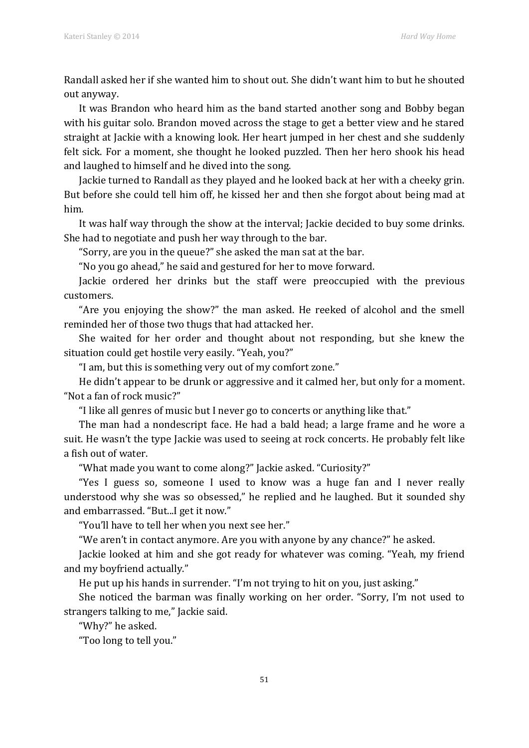Randall asked her if she wanted him to shout out. She didn't want him to but he shouted out anyway.

It was Brandon who heard him as the band started another song and Bobby began with his guitar solo. Brandon moved across the stage to get a better view and he stared straight at Jackie with a knowing look. Her heart jumped in her chest and she suddenly felt sick. For a moment, she thought he looked puzzled. Then her hero shook his head and laughed to himself and he dived into the song.

Jackie turned to Randall as they played and he looked back at her with a cheeky grin. But before she could tell him off, he kissed her and then she forgot about being mad at him.

It was half way through the show at the interval; Jackie decided to buy some drinks. She had to negotiate and push her way through to the bar.

"Sorry, are you in the queue?" she asked the man sat at the bar.

"No you go ahead," he said and gestured for her to move forward.

Jackie ordered her drinks but the staff were preoccupied with the previous customers.

"Are you enjoying the show?" the man asked. He reeked of alcohol and the smell reminded her of those two thugs that had attacked her.

She waited for her order and thought about not responding, but she knew the situation could get hostile very easily. "Yeah, you?"

"I am, but this is something very out of my comfort zone."

He didn't appear to be drunk or aggressive and it calmed her, but only for a moment. "Not a fan of rock music?"

"I like all genres of music but I never go to concerts or anything like that."

The man had a nondescript face. He had a bald head; a large frame and he wore a suit. He wasn't the type Jackie was used to seeing at rock concerts. He probably felt like a fish out of water.

"What made you want to come along?" Jackie asked. "Curiosity?"

"Yes I guess so, someone I used to know was a huge fan and I never really understood why she was so obsessed," he replied and he laughed. But it sounded shy and embarrassed. "But...I get it now."

"You'll have to tell her when you next see her."

"We aren't in contact anymore. Are you with anyone by any chance?" he asked.

Jackie looked at him and she got ready for whatever was coming. "Yeah, my friend and my boyfriend actually."

He put up his hands in surrender. "I'm not trying to hit on you, just asking."

She noticed the barman was finally working on her order. "Sorry, I'm not used to strangers talking to me," Jackie said.

"Why?" he asked.

"Too long to tell you."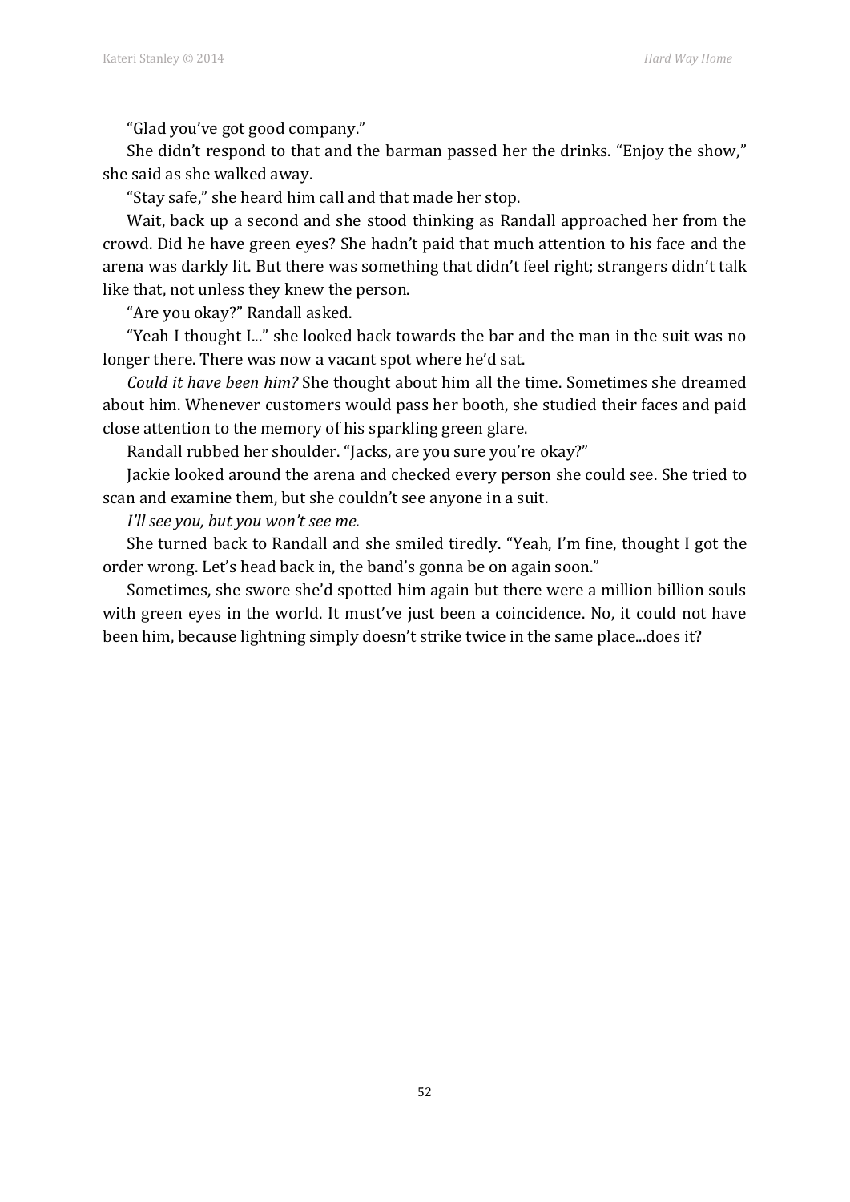"Glad you've got good company."

She didn't respond to that and the barman passed her the drinks. "Enjoy the show," she said as she walked away.

"Stay safe," she heard him call and that made her stop.

Wait, back up a second and she stood thinking as Randall approached her from the crowd. Did he have green eyes? She hadn't paid that much attention to his face and the arena was darkly lit. But there was something that didn't feel right; strangers didn't talk like that, not unless they knew the person.

"Are you okay?" Randall asked.

"Yeah I thought I..." she looked back towards the bar and the man in the suit was no longer there. There was now a vacant spot where he'd sat.

*Could it have been him?* She thought about him all the time. Sometimes she dreamed about him. Whenever customers would pass her booth, she studied their faces and paid close attention to the memory of his sparkling green glare.

Randall rubbed her shoulder. "Jacks, are you sure you're okay?"

Jackie looked around the arena and checked every person she could see. She tried to scan and examine them, but she couldn't see anyone in a suit.

*I'll see you, but you won't see me.*

She turned back to Randall and she smiled tiredly. "Yeah, I'm fine, thought I got the order wrong. Let's head back in, the band's gonna be on again soon."

Sometimes, she swore she'd spotted him again but there were a million billion souls with green eyes in the world. It must've just been a coincidence. No, it could not have been him, because lightning simply doesn't strike twice in the same place...does it?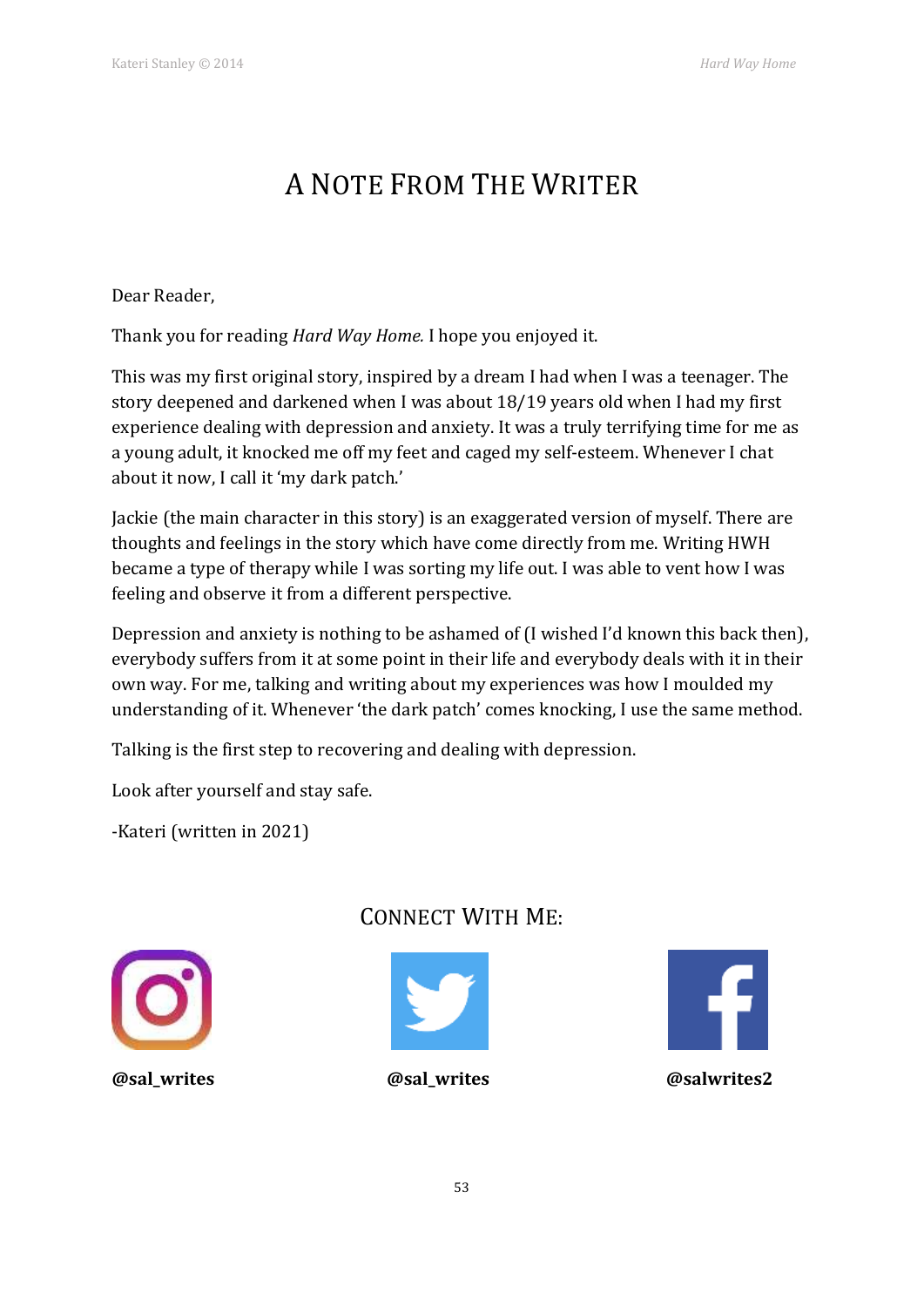# A Note From The Writer

Dear Reader,

Thank you for reading *Hard Way Home.* I hope you enjoyed it.

This was my first original story, inspired by a dream I had when I was a teenager. The story deepened and darkened when I was about 18/19 years old when I had my first experience dealing with depression and anxiety. It was a truly terrifying time for me as a young adult, it knocked me off my feet and caged my self-esteem. Whenever I chat about it now, I call it 'my dark patch.'

Jackie (the main character in this story) is an exaggerated version of myself. There are thoughts and feelings in the story which have come directly from me. Writing HWH became a type of therapy while I was sorting my life out. I was able to vent how I was feeling and observe it from a different perspective.

Depression and anxiety is nothing to be ashamed of (I wished I'd known this back then), everybody suffers from it at some point in their life and everybody deals with it in their own way. For me, talking and writing about my experiences was how I moulded my understanding of it. Whenever 'the dark patch' comes knocking, I use the same method.

Talking is the first step to recovering and dealing with depression.

Look after yourself and stay safe.

-Kateri (written in 2021)

## Connect With Me:

**@sal_writes**

**@sal_writes**

**@salwrites2**